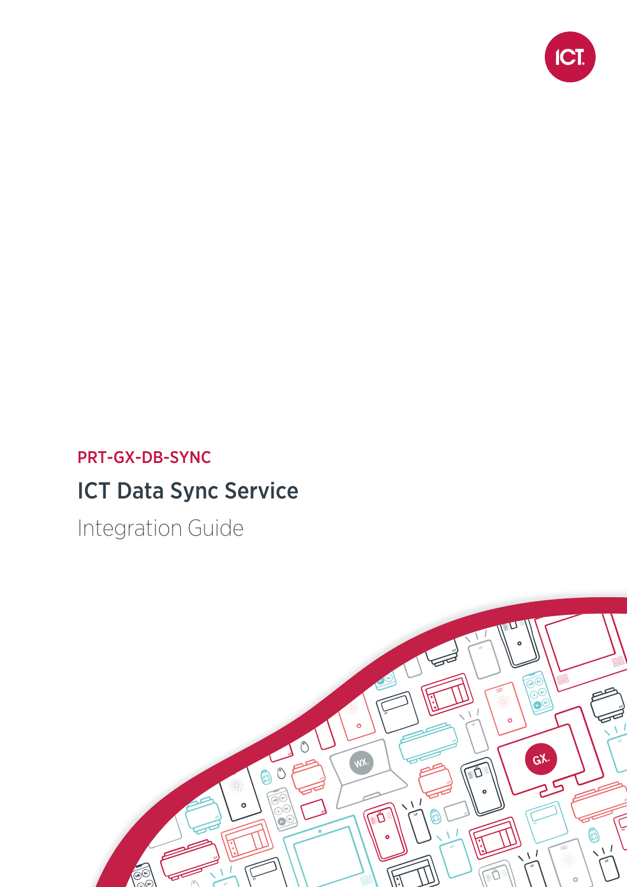PRT-GX-DB-SYNC

# ICT Data Sync Service

Integration Guide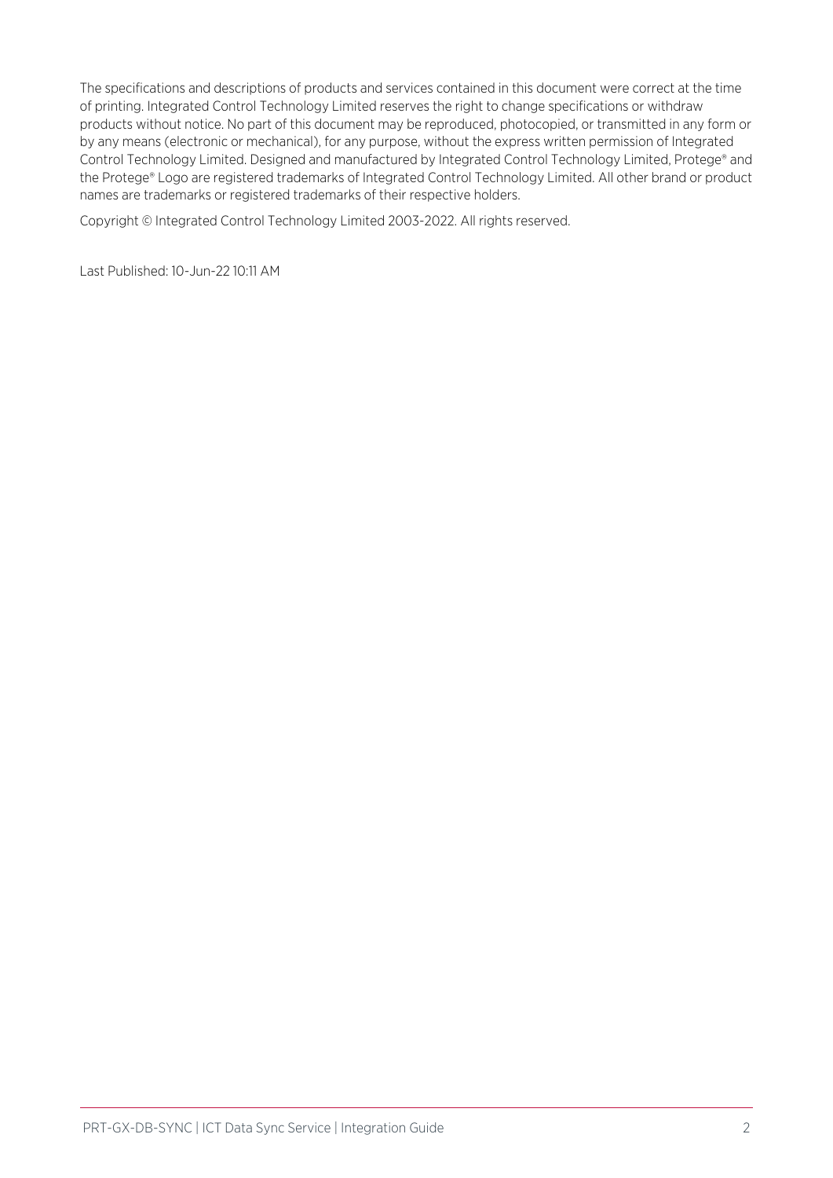The specifications and descriptions of products and services contained in this document were correct at the time of printing. Integrated Control Technology Limited reserves the right to change specifications or withdraw products without notice. No part of this document may be reproduced, photocopied, or transmitted in any form or by any means (electronic or mechanical), for any purpose, without the express written permission of Integrated Control Technology Limited. Designed and manufactured by Integrated Control Technology Limited, Protege® and the Protege® Logo are registered trademarks of Integrated Control Technology Limited. All other brand or product names are trademarks or registered trademarks of their respective holders.

Copyright © Integrated Control Technology Limited 2003-2022. All rights reserved.

Last Published: 10-Jun-22 10:11 AM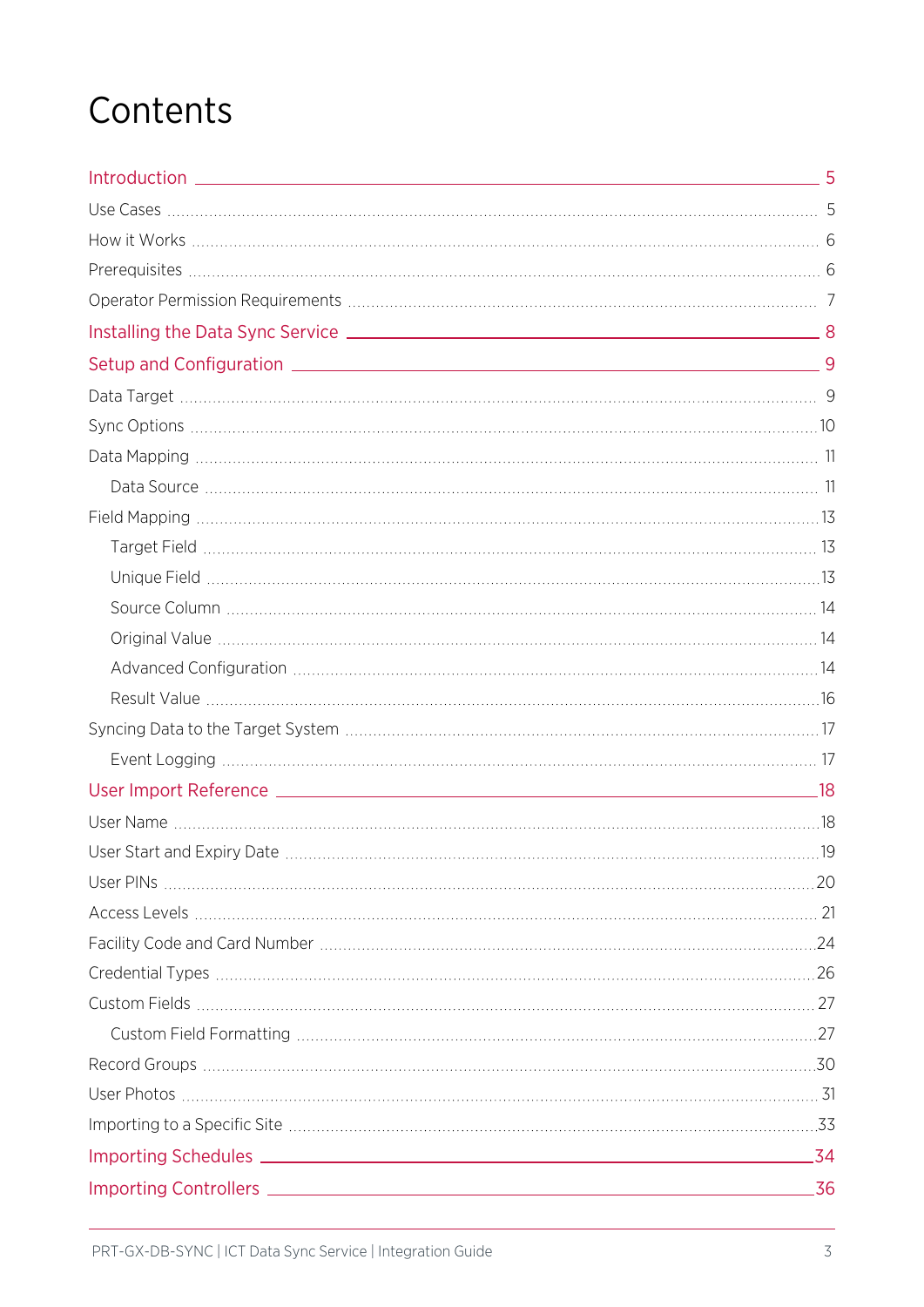# Contents

Introduction ... 5

- Use Cases ... 5
- How it Works ... 6
- Prerequisites ... 6
- Operator Permission Requirements ... 7

Installing the Data Sync Service ... 8

Setup and Configuration ... 9

- Data Target ... 9
- Sync Options ... 10
- Data Mapping ... 11
  - Data Source ... 11
- Field Mapping ... 13
  - Target Field ... 13
  - Unique Field ... 13
  - Source Column ... 14
  - Original Value ... 14
  - Advanced Configuration ... 14
  - Result Value ... 16
- Syncing Data to the Target System ... 17
  - Event Logging ... 17

User Import Reference ... 18

- User Name ... 18
- User Start and Expiry Date ... 19
- User PINs ... 20
- Access Levels ... 21
- Facility Code and Card Number ... 24
- Credential Types ... 26
- Custom Fields ... 27
  - Custom Field Formatting ... 27
- Record Groups ... 30
- User Photos ... 31
- Importing to a Specific Site ... 33

Importing Schedules ... 34

Importing Controllers ... 36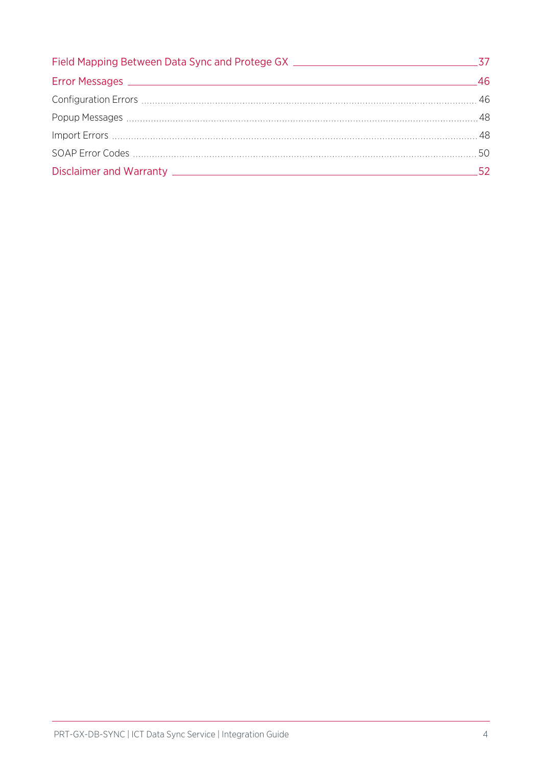Field Mapping Between Data Sync and Protege GX 37

Error Messages 46

- Configuration Errors 46
- Popup Messages 48
- Import Errors 48
- SOAP Error Codes 50

Disclaimer and Warranty 52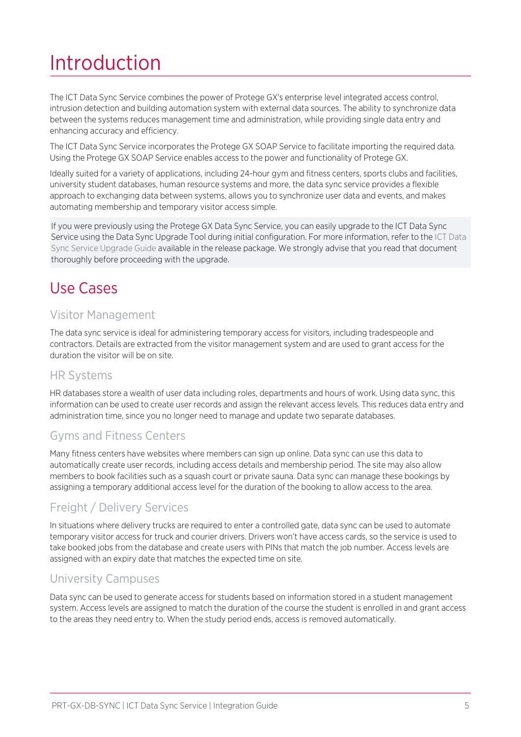# Introduction

The ICT Data Sync Service combines the power of Protege GX's enterprise level integrated access control, intrusion detection and building automation system with external data sources. The ability to synchronize data between the systems reduces management time and administration, while providing single data entry and enhancing accuracy and efficiency.

The ICT Data Sync Service incorporates the Protege GX SOAP Service to facilitate importing the required data. Using the Protege GX SOAP Service enables access to the power and functionality of Protege GX.

Ideally suited for a variety of applications, including 24-hour gym and fitness centers, sports clubs and facilities, university student databases, human resource systems and more, the data sync service provides a flexible approach to exchanging data between systems, allows you to synchronize user data and events, and makes automating membership and temporary visitor access simple.

If you were previously using the Protege GX Data Sync Service, you can easily upgrade to the ICT Data Sync Service using the Data Sync Upgrade Tool during initial configuration. For more information, refer to the ICT Data Sync Service Upgrade Guide available in the release package. We strongly advise that you read that document thoroughly before proceeding with the upgrade.

## Use Cases

### Visitor Management

The data sync service is ideal for administering temporary access for visitors, including tradespeople and contractors. Details are extracted from the visitor management system and are used to grant access for the duration the visitor will be on site.

### HR Systems

HR databases store a wealth of user data including roles, departments and hours of work. Using data sync, this information can be used to create user records and assign the relevant access levels. This reduces data entry and administration time, since you no longer need to manage and update two separate databases.

### Gyms and Fitness Centers

Many fitness centers have websites where members can sign up online. Data sync can use this data to automatically create user records, including access details and membership period. The site may also allow members to book facilities such as a squash court or private sauna. Data sync can manage these bookings by assigning a temporary additional access level for the duration of the booking to allow access to the area.

### Freight / Delivery Services

In situations where delivery trucks are required to enter a controlled gate, data sync can be used to automate temporary visitor access for truck and courier drivers. Drivers won't have access cards, so the service is used to take booked jobs from the database and create users with PINs that match the job number. Access levels are assigned with an expiry date that matches the expected time on site.

### University Campuses

Data sync can be used to generate access for students based on information stored in a student management system. Access levels are assigned to match the duration of the course the student is enrolled in and grant access to the areas they need entry to. When the study period ends, access is removed automatically.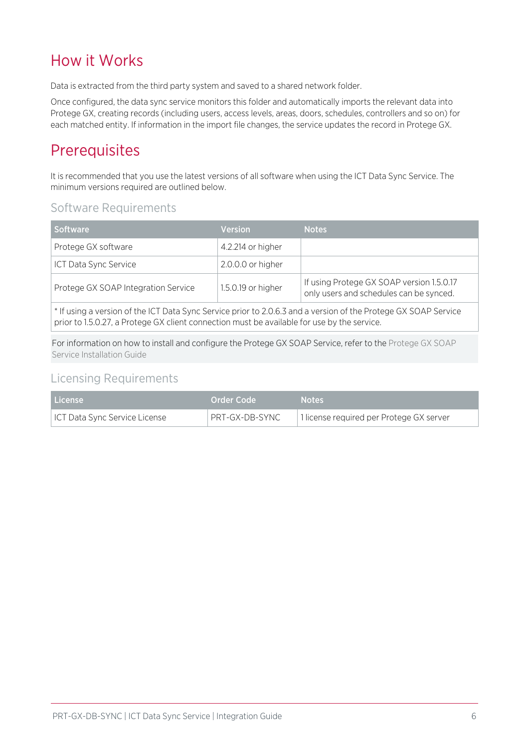# How it Works

Data is extracted from the third party system and saved to a shared network folder.

Once configured, the data sync service monitors this folder and automatically imports the relevant data into Protege GX, creating records (including users, access levels, areas, doors, schedules, controllers and so on) for each matched entity. If information in the import file changes, the service updates the record in Protege GX.

# Prerequisites

It is recommended that you use the latest versions of all software when using the ICT Data Sync Service. The minimum versions required are outlined below.

## Software Requirements

| Software | Version | Notes |
|---|---|---|
| Protege GX software | 4.2.214 or higher | |
| ICT Data Sync Service | 2.0.0.0 or higher | |
| Protege GX SOAP Integration Service | 1.5.0.19 or higher | If using Protege GX SOAP version 1.5.0.17 only users and schedules can be synced. |
| * If using a version of the ICT Data Sync Service prior to 2.0.6.3 and a version of the Protege GX SOAP Service prior to 1.5.0.27, a Protege GX client connection must be available for use by the service. | | |

For information on how to install and configure the Protege GX SOAP Service, refer to the Protege GX SOAP Service Installation Guide

## Licensing Requirements

| License | Order Code | Notes |
|---|---|---|
| ICT Data Sync Service License | PRT-GX-DB-SYNC | 1 license required per Protege GX server |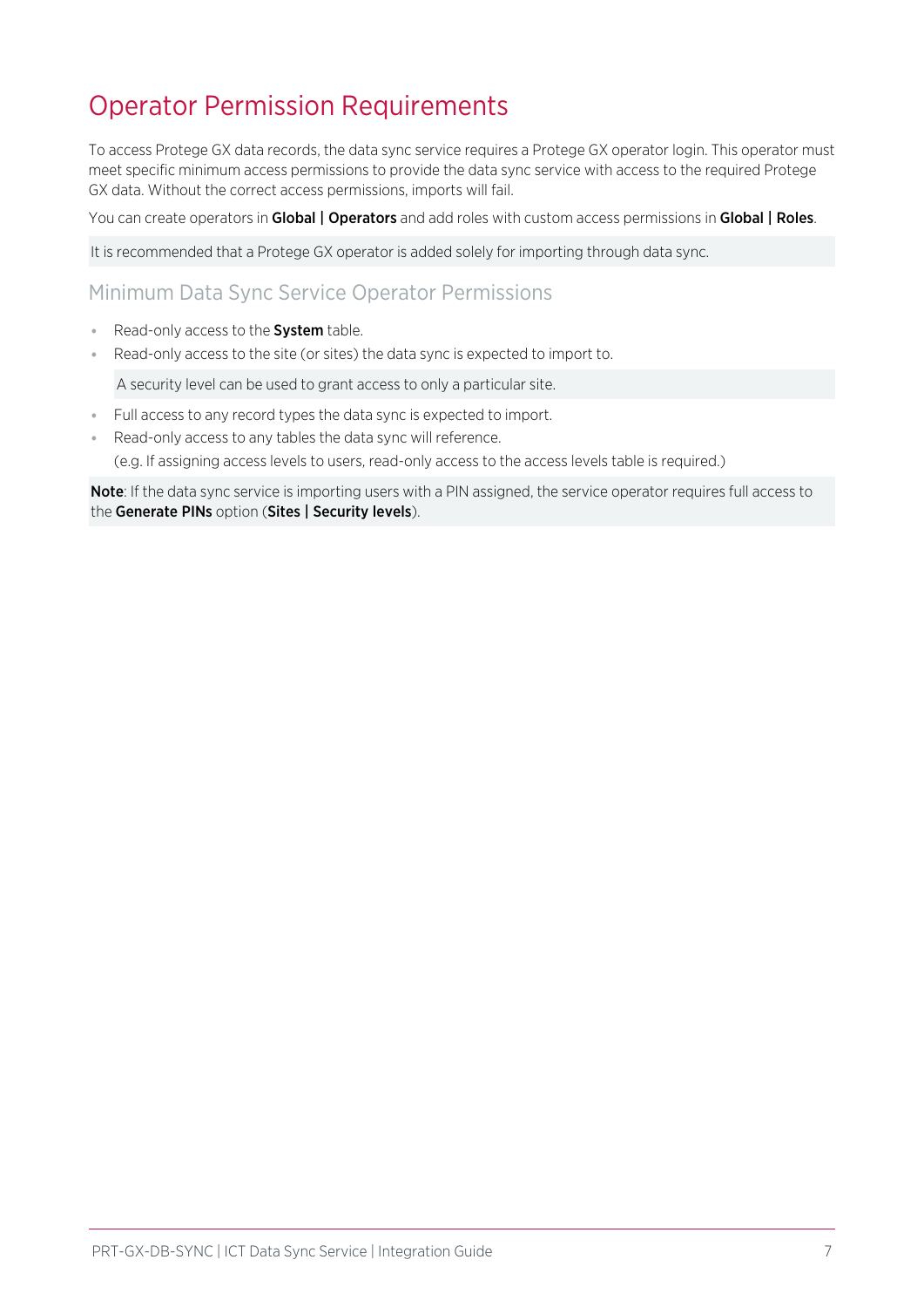# Operator Permission Requirements

To access Protege GX data records, the data sync service requires a Protege GX operator login. This operator must meet specific minimum access permissions to provide the data sync service with access to the required Protege GX data. Without the correct access permissions, imports will fail.

You can create operators in **Global | Operators** and add roles with custom access permissions in **Global | Roles**.

It is recommended that a Protege GX operator is added solely for importing through data sync.

## Minimum Data Sync Service Operator Permissions

- Read-only access to the **System** table.
- Read-only access to the site (or sites) the data sync is expected to import to.

  A security level can be used to grant access to only a particular site.

- Full access to any record types the data sync is expected to import.
- Read-only access to any tables the data sync will reference.

  (e.g. If assigning access levels to users, read-only access to the access levels table is required.)

**Note**: If the data sync service is importing users with a PIN assigned, the service operator requires full access to the **Generate PINs** option (**Sites | Security levels**).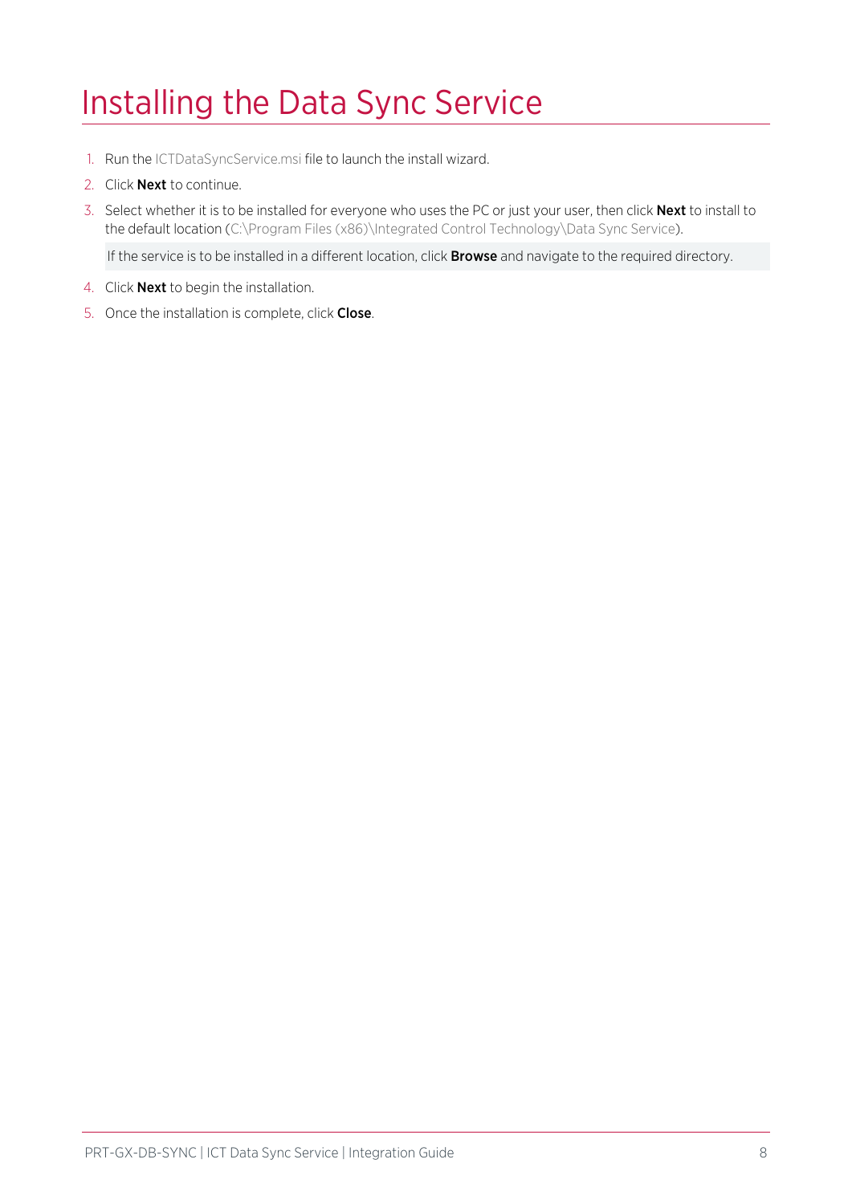# Installing the Data Sync Service

1. Run the ICTDataSyncService.msi file to launch the install wizard.
2. Click **Next** to continue.
3. Select whether it is to be installed for everyone who uses the PC or just your user, then click **Next** to install to the default location (C:\Program Files (x86)\Integrated Control Technology\Data Sync Service).

   If the service is to be installed in a different location, click **Browse** and navigate to the required directory.

4. Click **Next** to begin the installation.
5. Once the installation is complete, click **Close**.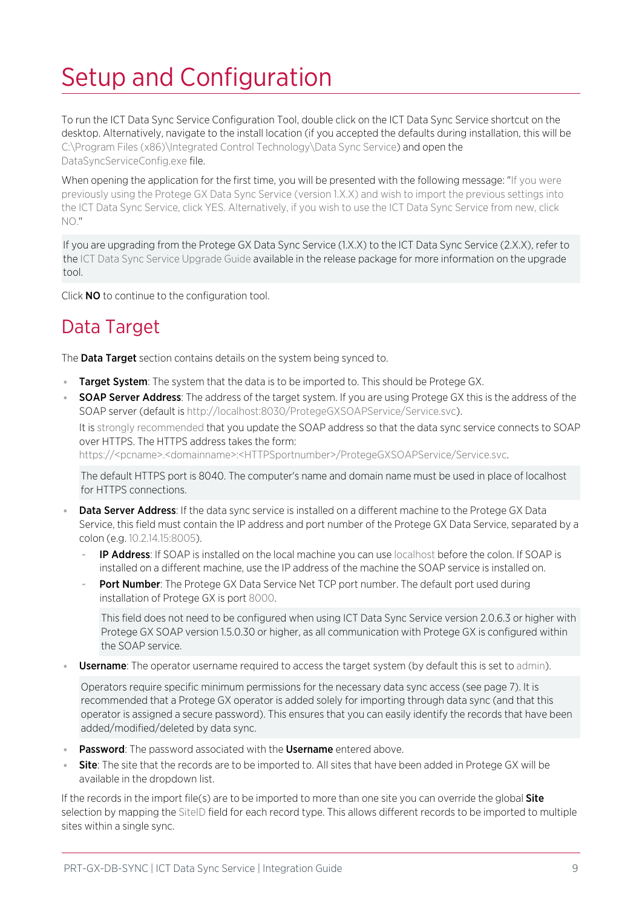# Setup and Configuration

To run the ICT Data Sync Service Configuration Tool, double click on the ICT Data Sync Service shortcut on the desktop. Alternatively, navigate to the install location (if you accepted the defaults during installation, this will be C:\Program Files (x86)\Integrated Control Technology\Data Sync Service) and open the DataSyncServiceConfig.exe file.

When opening the application for the first time, you will be presented with the following message: "If you were previously using the Protege GX Data Sync Service (version 1.X.X) and wish to import the previous settings into the ICT Data Sync Service, click YES. Alternatively, if you wish to use the ICT Data Sync Service from new, click NO."

> If you are upgrading from the Protege GX Data Sync Service (1.X.X) to the ICT Data Sync Service (2.X.X), refer to the ICT Data Sync Service Upgrade Guide available in the release package for more information on the upgrade tool.

Click **NO** to continue to the configuration tool.

## Data Target

The **Data Target** section contains details on the system being synced to.

- **Target System**: The system that the data is to be imported to. This should be Protege GX.
- **SOAP Server Address**: The address of the target system. If you are using Protege GX this is the address of the SOAP server (default is http://localhost:8030/ProtegeGXSOAPService/Service.svc).

  It is strongly recommended that you update the SOAP address so that the data sync service connects to SOAP over HTTPS. The HTTPS address takes the form: https://<pcname>.<domainname>:<HTTPSportnumber>/ProtegeGXSOAPService/Service.svc.

  > The default HTTPS port is 8040. The computer's name and domain name must be used in place of localhost for HTTPS connections.

- **Data Server Address**: If the data sync service is installed on a different machine to the Protege GX Data Service, this field must contain the IP address and port number of the Protege GX Data Service, separated by a colon (e.g. 10.2.14.15:8005).
  - **IP Address**: If SOAP is installed on the local machine you can use localhost before the colon. If SOAP is installed on a different machine, use the IP address of the machine the SOAP service is installed on.
  - **Port Number**: The Protege GX Data Service Net TCP port number. The default port used during installation of Protege GX is port 8000.

    > This field does not need to be configured when using ICT Data Sync Service version 2.0.6.3 or higher with Protege GX SOAP version 1.5.0.30 or higher, as all communication with Protege GX is configured within the SOAP service.

- **Username**: The operator username required to access the target system (by default this is set to admin).

  > Operators require specific minimum permissions for the necessary data sync access (see page 7). It is recommended that a Protege GX operator is added solely for importing through data sync (and that this operator is assigned a secure password). This ensures that you can easily identify the records that have been added/modified/deleted by data sync.

- **Password**: The password associated with the **Username** entered above.
- **Site**: The site that the records are to be imported to. All sites that have been added in Protege GX will be available in the dropdown list.

If the records in the import file(s) are to be imported to more than one site you can override the global **Site** selection by mapping the SiteID field for each record type. This allows different records to be imported to multiple sites within a single sync.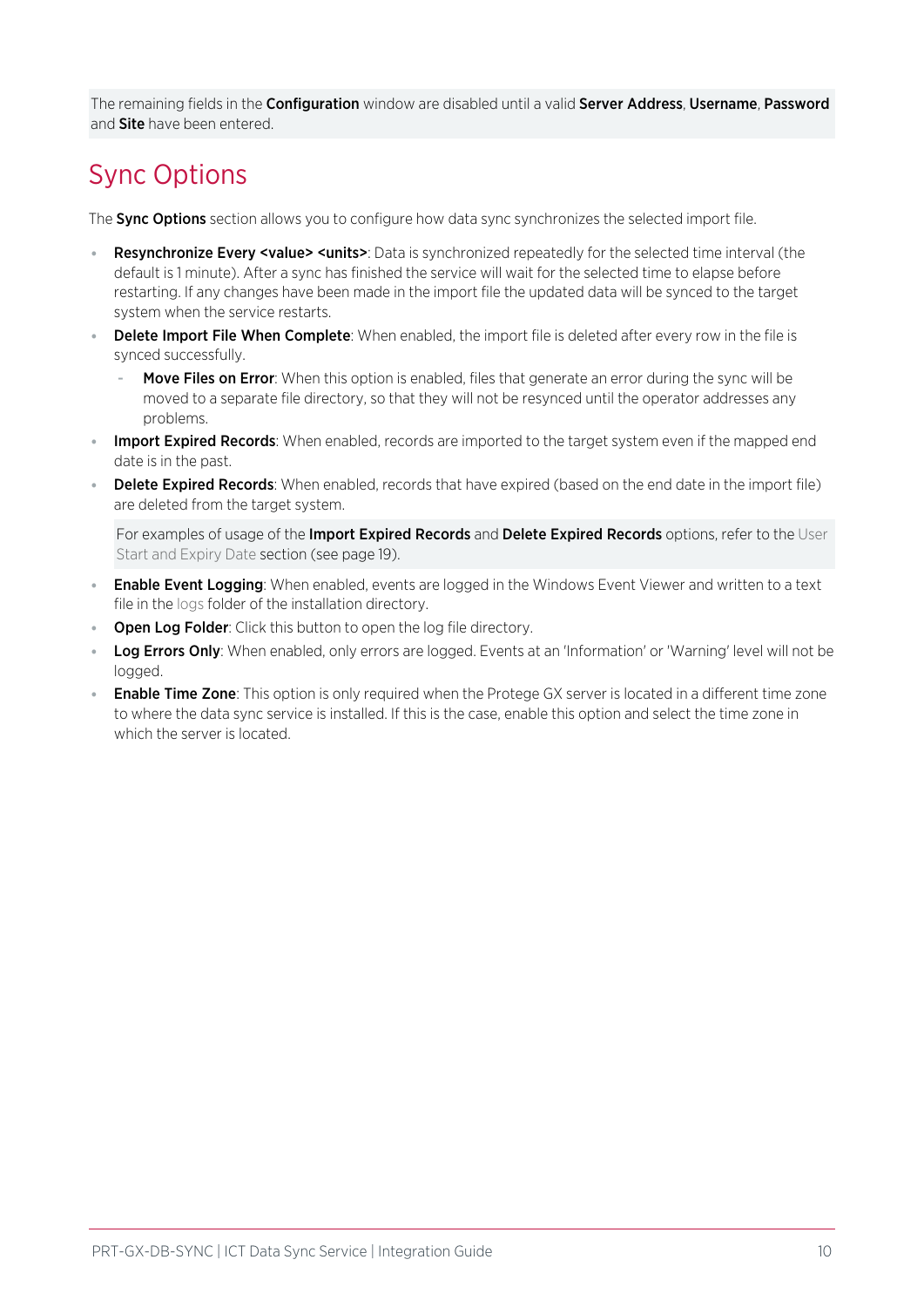The remaining fields in the **Configuration** window are disabled until a valid **Server Address**, **Username**, **Password** and **Site** have been entered.

## Sync Options

The **Sync Options** section allows you to configure how data sync synchronizes the selected import file.

- **Resynchronize Every <value> <units>**: Data is synchronized repeatedly for the selected time interval (the default is 1 minute). After a sync has finished the service will wait for the selected time to elapse before restarting. If any changes have been made in the import file the updated data will be synced to the target system when the service restarts.
- **Delete Import File When Complete**: When enabled, the import file is deleted after every row in the file is synced successfully.
  - **Move Files on Error**: When this option is enabled, files that generate an error during the sync will be moved to a separate file directory, so that they will not be resynced until the operator addresses any problems.
- **Import Expired Records**: When enabled, records are imported to the target system even if the mapped end date is in the past.
- **Delete Expired Records**: When enabled, records that have expired (based on the end date in the import file) are deleted from the target system.

  For examples of usage of the **Import Expired Records** and **Delete Expired Records** options, refer to the User Start and Expiry Date section (see page 19).

- **Enable Event Logging**: When enabled, events are logged in the Windows Event Viewer and written to a text file in the logs folder of the installation directory.
- **Open Log Folder**: Click this button to open the log file directory.
- **Log Errors Only**: When enabled, only errors are logged. Events at an 'Information' or 'Warning' level will not be logged.
- **Enable Time Zone**: This option is only required when the Protege GX server is located in a different time zone to where the data sync service is installed. If this is the case, enable this option and select the time zone in which the server is located.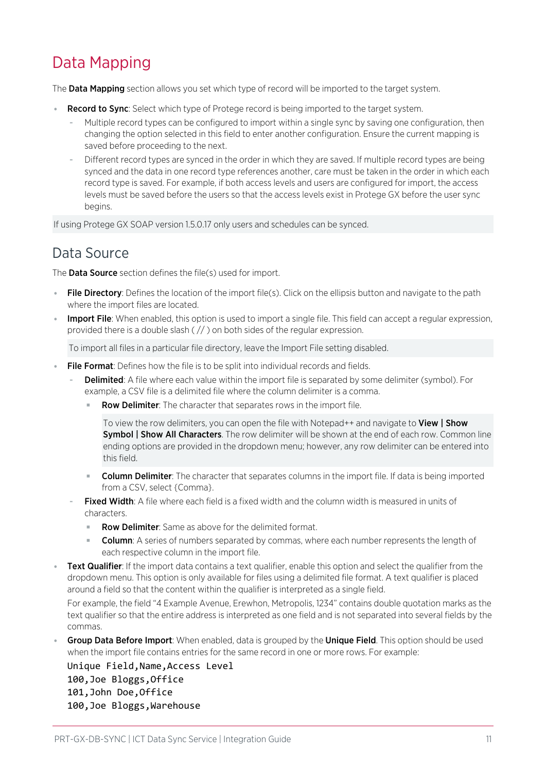# Data Mapping

The **Data Mapping** section allows you set which type of record will be imported to the target system.

- **Record to Sync**: Select which type of Protege record is being imported to the target system.
  - Multiple record types can be configured to import within a single sync by saving one configuration, then changing the option selected in this field to enter another configuration. Ensure the current mapping is saved before proceeding to the next.
  - Different record types are synced in the order in which they are saved. If multiple record types are being synced and the data in one record type references another, care must be taken in the order in which each record type is saved. For example, if both access levels and users are configured for import, the access levels must be saved before the users so that the access levels exist in Protege GX before the user sync begins.

If using Protege GX SOAP version 1.5.0.17 only users and schedules can be synced.

## Data Source

The **Data Source** section defines the file(s) used for import.

- **File Directory**: Defines the location of the import file(s). Click on the ellipsis button and navigate to the path where the import files are located.
- **Import File**: When enabled, this option is used to import a single file. This field can accept a regular expression, provided there is a double slash ( // ) on both sides of the regular expression.

  To import all files in a particular file directory, leave the Import File setting disabled.

- **File Format**: Defines how the file is to be split into individual records and fields.
  - **Delimited**: A file where each value within the import file is separated by some delimiter (symbol). For example, a CSV file is a delimited file where the column delimiter is a comma.
    - **Row Delimiter**: The character that separates rows in the import file.

      To view the row delimiters, you can open the file with Notepad++ and navigate to **View | Show Symbol | Show All Characters**. The row delimiter will be shown at the end of each row. Common line ending options are provided in the dropdown menu; however, any row delimiter can be entered into this field.

    - **Column Delimiter**: The character that separates columns in the import file. If data is being imported from a CSV, select {Comma}.
  - **Fixed Width**: A file where each field is a fixed width and the column width is measured in units of characters.
    - **Row Delimiter**: Same as above for the delimited format.
    - **Column**: A series of numbers separated by commas, where each number represents the length of each respective column in the import file.
- **Text Qualifier**: If the import data contains a text qualifier, enable this option and select the qualifier from the dropdown menu. This option is only available for files using a delimited file format. A text qualifier is placed around a field so that the content within the qualifier is interpreted as a single field.

  For example, the field "4 Example Avenue, Erewhon, Metropolis, 1234" contains double quotation marks as the text qualifier so that the entire address is interpreted as one field and is not separated into several fields by the commas.

- **Group Data Before Import**: When enabled, data is grouped by the **Unique Field**. This option should be used when the import file contains entries for the same record in one or more rows. For example:

```
Unique Field,Name,Access Level
100,Joe Bloggs,Office
101,John Doe,Office
100,Joe Bloggs,Warehouse
```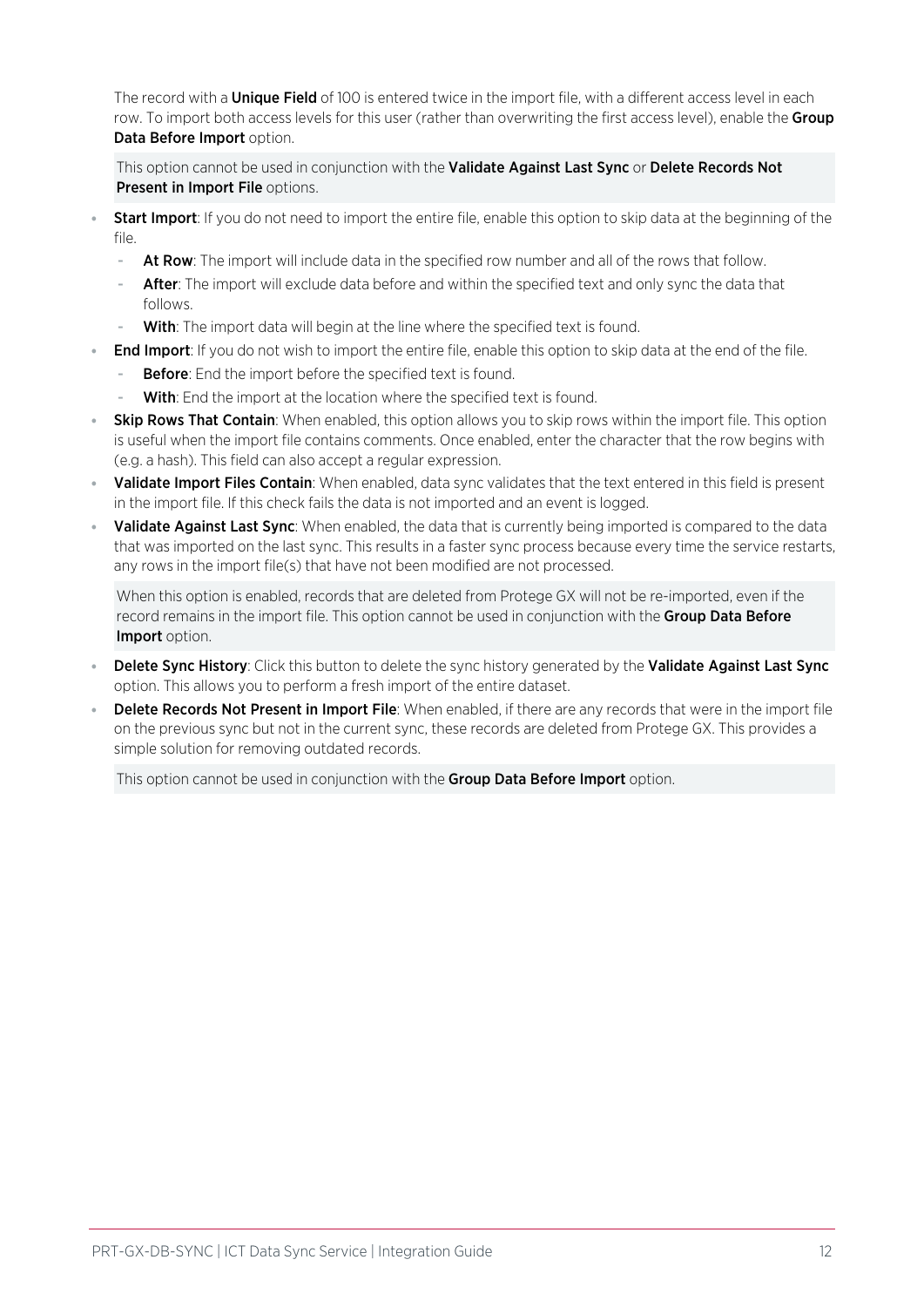The record with a **Unique Field** of 100 is entered twice in the import file, with a different access level in each row. To import both access levels for this user (rather than overwriting the first access level), enable the **Group Data Before Import** option.

> This option cannot be used in conjunction with the **Validate Against Last Sync** or **Delete Records Not Present in Import File** options.

- **Start Import**: If you do not need to import the entire file, enable this option to skip data at the beginning of the file.
  - **At Row**: The import will include data in the specified row number and all of the rows that follow.
  - **After**: The import will exclude data before and within the specified text and only sync the data that follows.
  - **With**: The import data will begin at the line where the specified text is found.
- **End Import**: If you do not wish to import the entire file, enable this option to skip data at the end of the file.
  - **Before**: End the import before the specified text is found.
  - **With**: End the import at the location where the specified text is found.
- **Skip Rows That Contain**: When enabled, this option allows you to skip rows within the import file. This option is useful when the import file contains comments. Once enabled, enter the character that the row begins with (e.g. a hash). This field can also accept a regular expression.
- **Validate Import Files Contain**: When enabled, data sync validates that the text entered in this field is present in the import file. If this check fails the data is not imported and an event is logged.
- **Validate Against Last Sync**: When enabled, the data that is currently being imported is compared to the data that was imported on the last sync. This results in a faster sync process because every time the service restarts, any rows in the import file(s) that have not been modified are not processed.

  > When this option is enabled, records that are deleted from Protege GX will not be re-imported, even if the record remains in the import file. This option cannot be used in conjunction with the **Group Data Before Import** option.

- **Delete Sync History**: Click this button to delete the sync history generated by the **Validate Against Last Sync** option. This allows you to perform a fresh import of the entire dataset.
- **Delete Records Not Present in Import File**: When enabled, if there are any records that were in the import file on the previous sync but not in the current sync, these records are deleted from Protege GX. This provides a simple solution for removing outdated records.

  > This option cannot be used in conjunction with the **Group Data Before Import** option.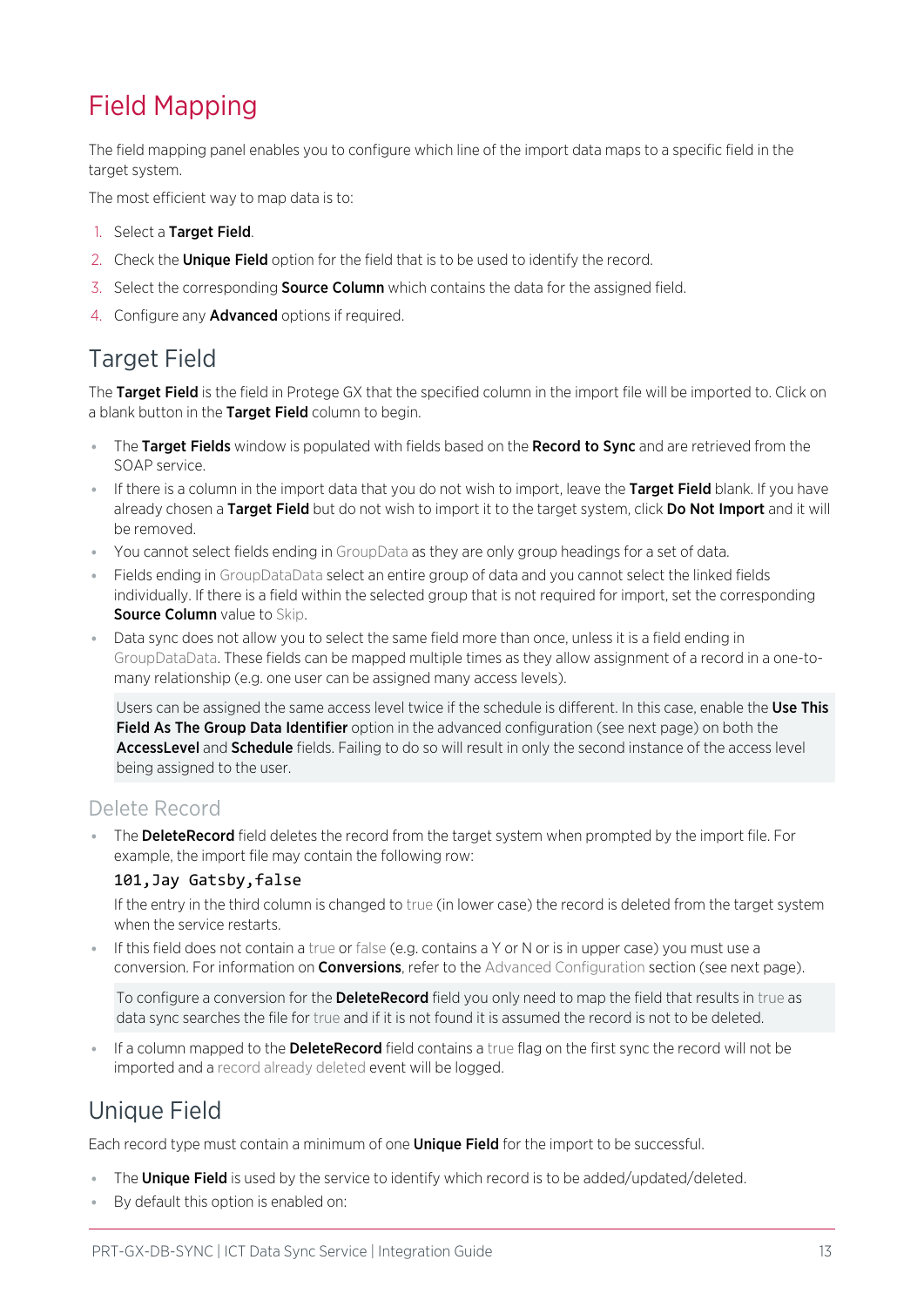# Field Mapping

The field mapping panel enables you to configure which line of the import data maps to a specific field in the target system.

The most efficient way to map data is to:

1. Select a **Target Field**.
2. Check the **Unique Field** option for the field that is to be used to identify the record.
3. Select the corresponding **Source Column** which contains the data for the assigned field.
4. Configure any **Advanced** options if required.

## Target Field

The **Target Field** is the field in Protege GX that the specified column in the import file will be imported to. Click on a blank button in the **Target Field** column to begin.

- The **Target Fields** window is populated with fields based on the **Record to Sync** and are retrieved from the SOAP service.
- If there is a column in the import data that you do not wish to import, leave the **Target Field** blank. If you have already chosen a **Target Field** but do not wish to import it to the target system, click **Do Not Import** and it will be removed.
- You cannot select fields ending in GroupData as they are only group headings for a set of data.
- Fields ending in GroupDataData select an entire group of data and you cannot select the linked fields individually. If there is a field within the selected group that is not required for import, set the corresponding **Source Column** value to Skip.
- Data sync does not allow you to select the same field more than once, unless it is a field ending in GroupDataData. These fields can be mapped multiple times as they allow assignment of a record in a one-to-many relationship (e.g. one user can be assigned many access levels).

  Users can be assigned the same access level twice if the schedule is different. In this case, enable the **Use This Field As The Group Data Identifier** option in the advanced configuration (see next page) on both the **AccessLevel** and **Schedule** fields. Failing to do so will result in only the second instance of the access level being assigned to the user.

### Delete Record

- The **DeleteRecord** field deletes the record from the target system when prompted by the import file. For example, the import file may contain the following row:

  ```
  101,Jay Gatsby,false
  ```

  If the entry in the third column is changed to true (in lower case) the record is deleted from the target system when the service restarts.
- If this field does not contain a true or false (e.g. contains a Y or N or is in upper case) you must use a conversion. For information on **Conversions**, refer to the Advanced Configuration section (see next page).

  To configure a conversion for the **DeleteRecord** field you only need to map the field that results in true as data sync searches the file for true and if it is not found it is assumed the record is not to be deleted.

- If a column mapped to the **DeleteRecord** field contains a true flag on the first sync the record will not be imported and a record already deleted event will be logged.

## Unique Field

Each record type must contain a minimum of one **Unique Field** for the import to be successful.

- The **Unique Field** is used by the service to identify which record is to be added/updated/deleted.
- By default this option is enabled on: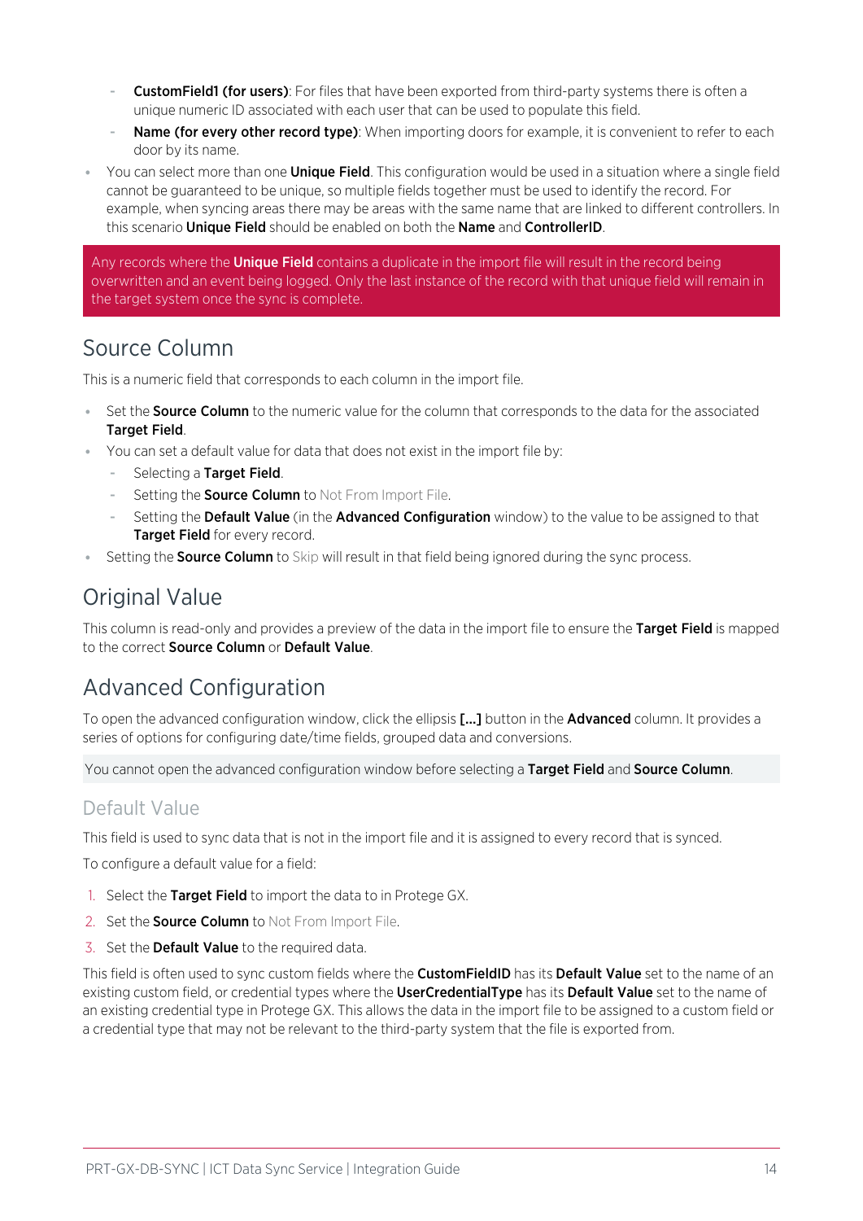- **CustomField1 (for users)**: For files that have been exported from third-party systems there is often a unique numeric ID associated with each user that can be used to populate this field.
- **Name (for every other record type)**: When importing doors for example, it is convenient to refer to each door by its name.

- You can select more than one **Unique Field**. This configuration would be used in a situation where a single field cannot be guaranteed to be unique, so multiple fields together must be used to identify the record. For example, when syncing areas there may be areas with the same name that are linked to different controllers. In this scenario **Unique Field** should be enabled on both the **Name** and **ControllerID**.

> Any records where the **Unique Field** contains a duplicate in the import file will result in the record being overwritten and an event being logged. Only the last instance of the record with that unique field will remain in the target system once the sync is complete.

## Source Column

This is a numeric field that corresponds to each column in the import file.

- Set the **Source Column** to the numeric value for the column that corresponds to the data for the associated **Target Field**.
- You can set a default value for data that does not exist in the import file by:
  - Selecting a **Target Field**.
  - Setting the **Source Column** to Not From Import File.
  - Setting the **Default Value** (in the **Advanced Configuration** window) to the value to be assigned to that **Target Field** for every record.
- Setting the **Source Column** to Skip will result in that field being ignored during the sync process.

## Original Value

This column is read-only and provides a preview of the data in the import file to ensure the **Target Field** is mapped to the correct **Source Column** or **Default Value**.

## Advanced Configuration

To open the advanced configuration window, click the ellipsis **[...]** button in the **Advanced** column. It provides a series of options for configuring date/time fields, grouped data and conversions.

> You cannot open the advanced configuration window before selecting a **Target Field** and **Source Column**.

### Default Value

This field is used to sync data that is not in the import file and it is assigned to every record that is synced.

To configure a default value for a field:

1. Select the **Target Field** to import the data to in Protege GX.
2. Set the **Source Column** to Not From Import File.
3. Set the **Default Value** to the required data.

This field is often used to sync custom fields where the **CustomFieldID** has its **Default Value** set to the name of an existing custom field, or credential types where the **UserCredentialType** has its **Default Value** set to the name of an existing credential type in Protege GX. This allows the data in the import file to be assigned to a custom field or a credential type that may not be relevant to the third-party system that the file is exported from.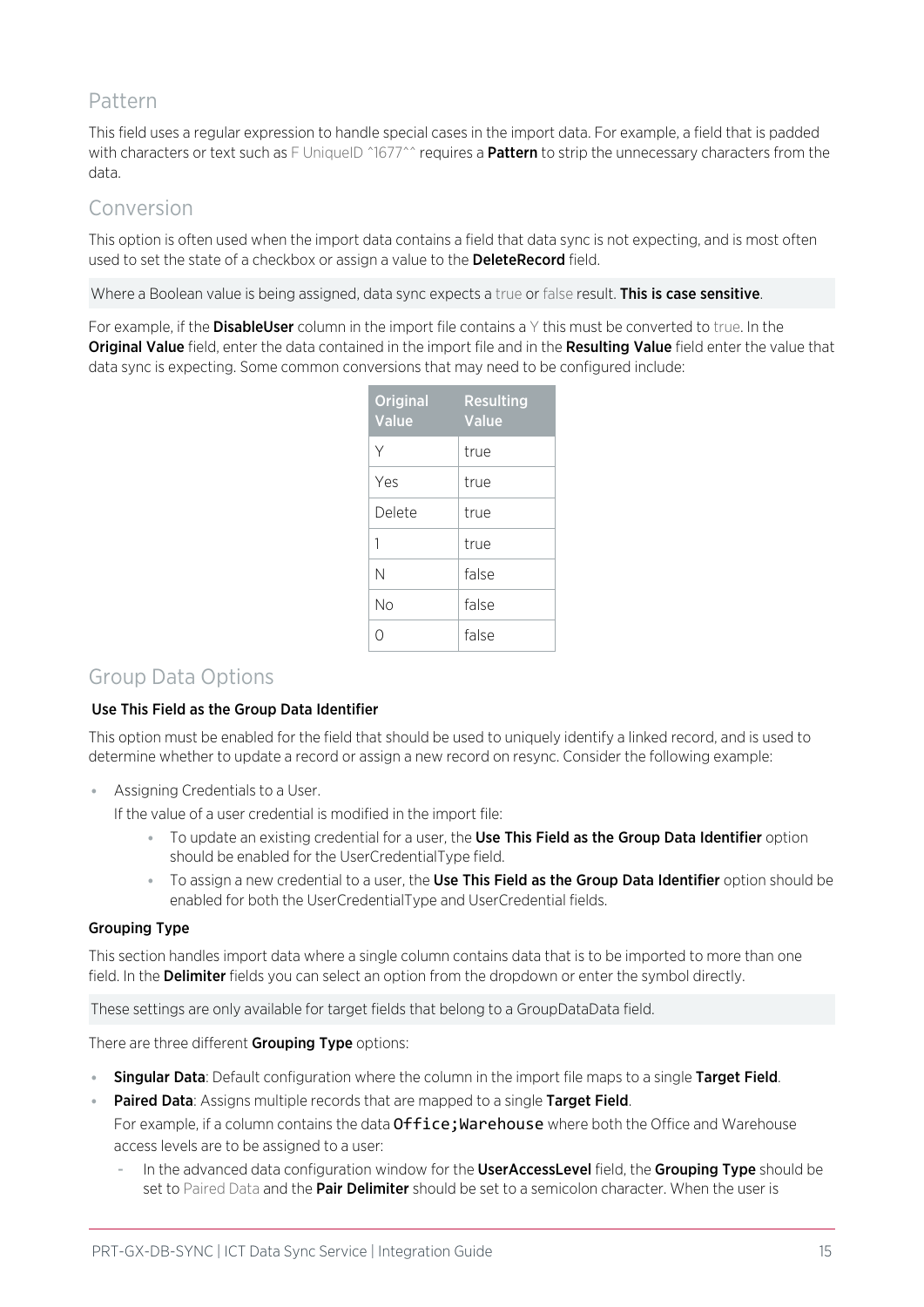## Pattern

This field uses a regular expression to handle special cases in the import data. For example, a field that is padded with characters or text such as F UniqueID ^1677^^ requires a **Pattern** to strip the unnecessary characters from the data.

## Conversion

This option is often used when the import data contains a field that data sync is not expecting, and is most often used to set the state of a checkbox or assign a value to the **DeleteRecord** field.

Where a Boolean value is being assigned, data sync expects a true or false result. **This is case sensitive**.

For example, if the **DisableUser** column in the import file contains a Y this must be converted to true. In the **Original Value** field, enter the data contained in the import file and in the **Resulting Value** field enter the value that data sync is expecting. Some common conversions that may need to be configured include:

| Original Value | Resulting Value |
|---|---|
| Y | true |
| Yes | true |
| Delete | true |
| 1 | true |
| N | false |
| No | false |
| 0 | false |

## Group Data Options

#### Use This Field as the Group Data Identifier

This option must be enabled for the field that should be used to uniquely identify a linked record, and is used to determine whether to update a record or assign a new record on resync. Consider the following example:

- Assigning Credentials to a User.

  If the value of a user credential is modified in the import file:

  - To update an existing credential for a user, the **Use This Field as the Group Data Identifier** option should be enabled for the UserCredentialType field.
  - To assign a new credential to a user, the **Use This Field as the Group Data Identifier** option should be enabled for both the UserCredentialType and UserCredential fields.

#### Grouping Type

This section handles import data where a single column contains data that is to be imported to more than one field. In the **Delimiter** fields you can select an option from the dropdown or enter the symbol directly.

These settings are only available for target fields that belong to a GroupDataData field.

There are three different **Grouping Type** options:

- **Singular Data**: Default configuration where the column in the import file maps to a single **Target Field**.
- **Paired Data**: Assigns multiple records that are mapped to a single **Target Field**.

  For example, if a column contains the data `Office;Warehouse` where both the Office and Warehouse access levels are to be assigned to a user:

  - In the advanced data configuration window for the **UserAccessLevel** field, the **Grouping Type** should be set to Paired Data and the **Pair Delimiter** should be set to a semicolon character. When the user is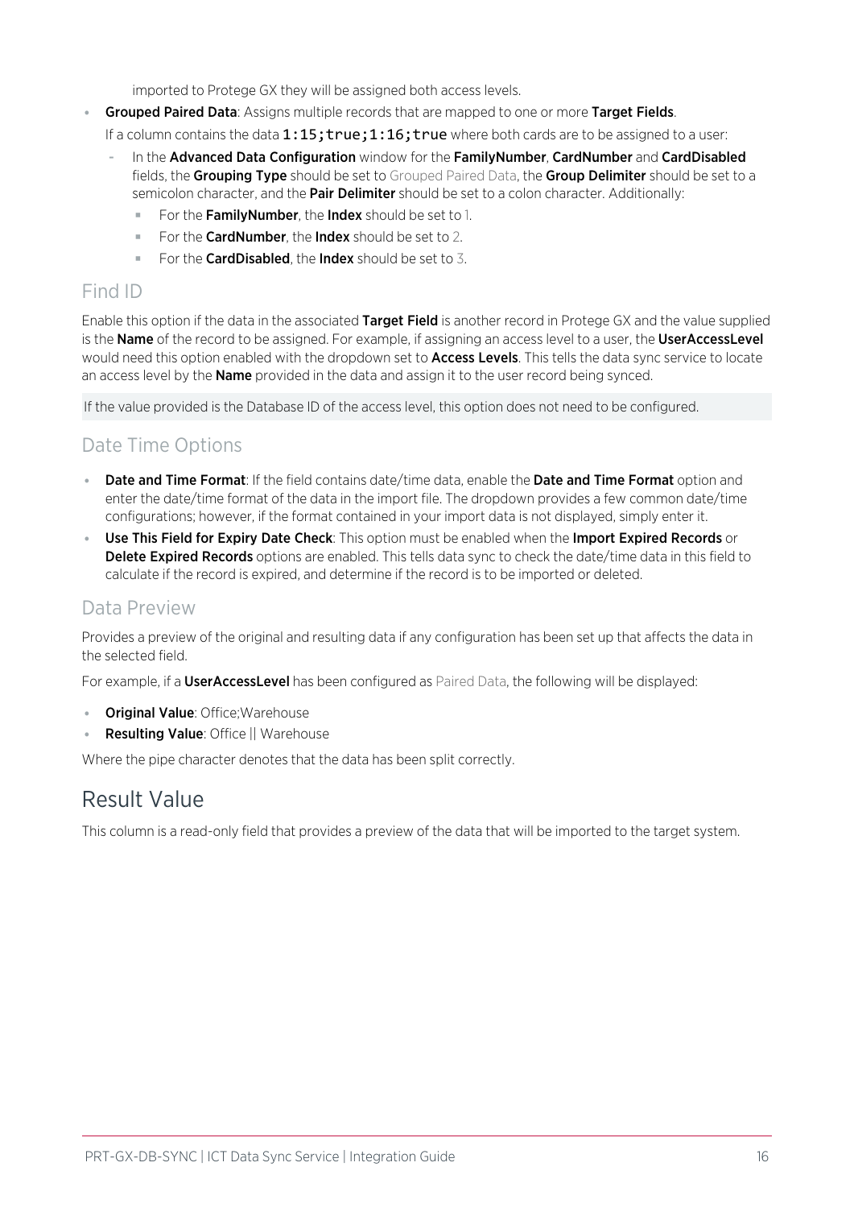imported to Protege GX they will be assigned both access levels.

- **Grouped Paired Data**: Assigns multiple records that are mapped to one or more **Target Fields**.

  If a column contains the data `1:15;true;1:16;true` where both cards are to be assigned to a user:

  - In the **Advanced Data Configuration** window for the **FamilyNumber**, **CardNumber** and **CardDisabled** fields, the **Grouping Type** should be set to Grouped Paired Data, the **Group Delimiter** should be set to a semicolon character, and the **Pair Delimiter** should be set to a colon character. Additionally:
    - For the **FamilyNumber**, the **Index** should be set to 1.
    - For the **CardNumber**, the **Index** should be set to 2.
    - For the **CardDisabled**, the **Index** should be set to 3.

### Find ID

Enable this option if the data in the associated **Target Field** is another record in Protege GX and the value supplied is the **Name** of the record to be assigned. For example, if assigning an access level to a user, the **UserAccessLevel** would need this option enabled with the dropdown set to **Access Levels**. This tells the data sync service to locate an access level by the **Name** provided in the data and assign it to the user record being synced.

If the value provided is the Database ID of the access level, this option does not need to be configured.

### Date Time Options

- **Date and Time Format**: If the field contains date/time data, enable the **Date and Time Format** option and enter the date/time format of the data in the import file. The dropdown provides a few common date/time configurations; however, if the format contained in your import data is not displayed, simply enter it.
- **Use This Field for Expiry Date Check**: This option must be enabled when the **Import Expired Records** or **Delete Expired Records** options are enabled. This tells data sync to check the date/time data in this field to calculate if the record is expired, and determine if the record is to be imported or deleted.

### Data Preview

Provides a preview of the original and resulting data if any configuration has been set up that affects the data in the selected field.

For example, if a **UserAccessLevel** has been configured as Paired Data, the following will be displayed:

- **Original Value**: Office;Warehouse
- **Resulting Value**: Office || Warehouse

Where the pipe character denotes that the data has been split correctly.

## Result Value

This column is a read-only field that provides a preview of the data that will be imported to the target system.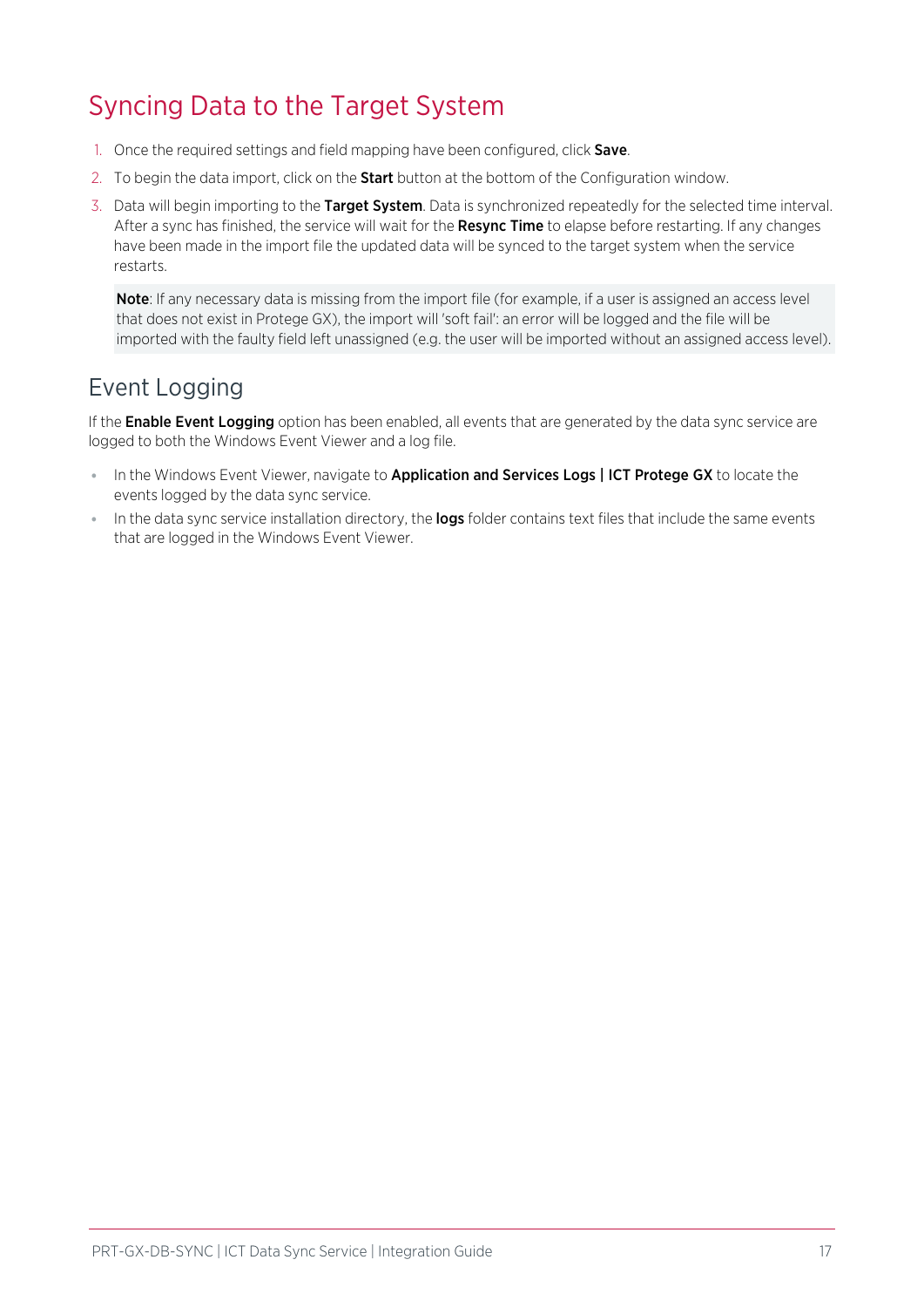# Syncing Data to the Target System

1. Once the required settings and field mapping have been configured, click **Save**.
2. To begin the data import, click on the **Start** button at the bottom of the Configuration window.
3. Data will begin importing to the **Target System**. Data is synchronized repeatedly for the selected time interval. After a sync has finished, the service will wait for the **Resync Time** to elapse before restarting. If any changes have been made in the import file the updated data will be synced to the target system when the service restarts.

   **Note**: If any necessary data is missing from the import file (for example, if a user is assigned an access level that does not exist in Protege GX), the import will 'soft fail': an error will be logged and the file will be imported with the faulty field left unassigned (e.g. the user will be imported without an assigned access level).

## Event Logging

If the **Enable Event Logging** option has been enabled, all events that are generated by the data sync service are logged to both the Windows Event Viewer and a log file.

- In the Windows Event Viewer, navigate to **Application and Services Logs | ICT Protege GX** to locate the events logged by the data sync service.
- In the data sync service installation directory, the **logs** folder contains text files that include the same events that are logged in the Windows Event Viewer.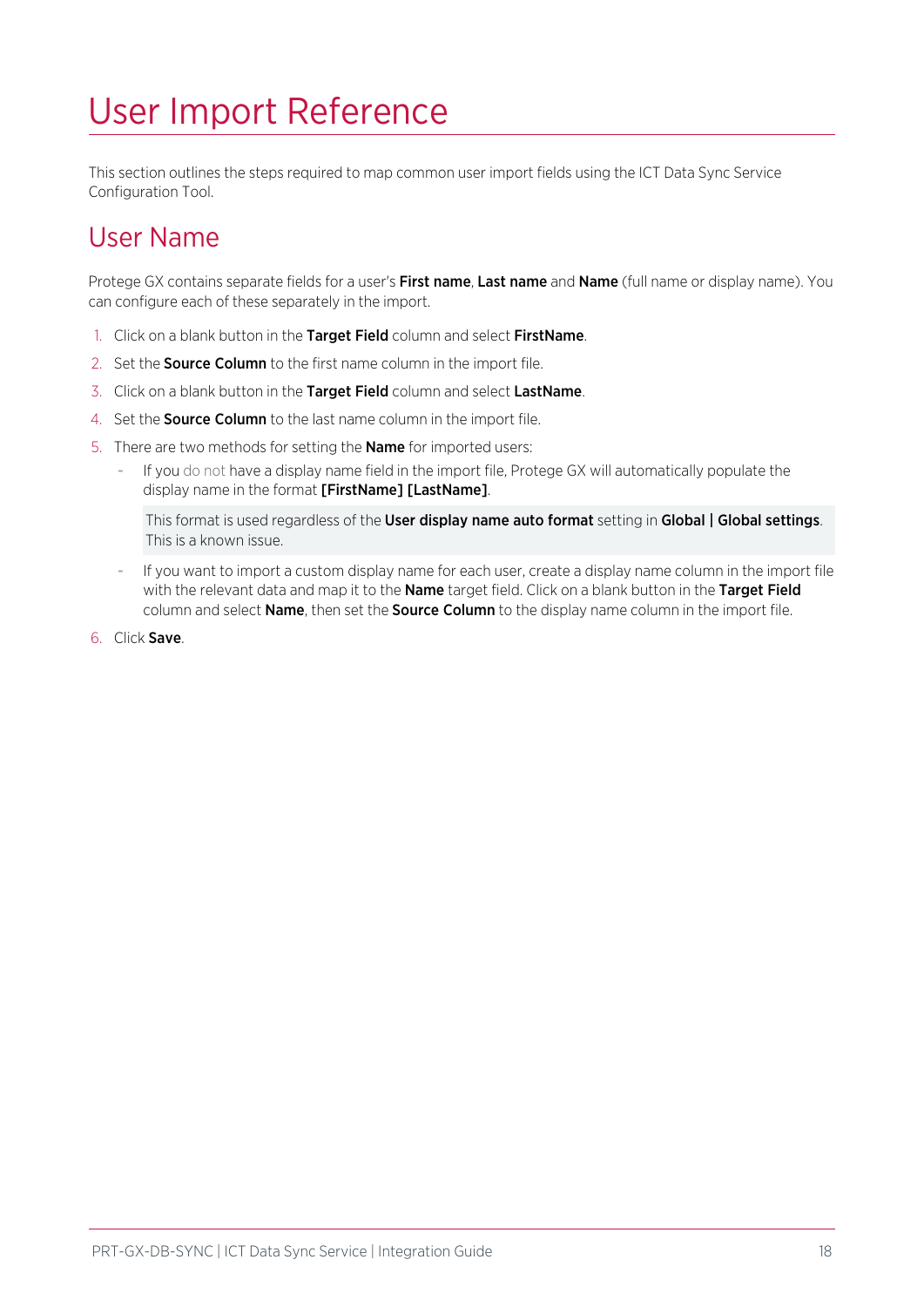# User Import Reference

This section outlines the steps required to map common user import fields using the ICT Data Sync Service Configuration Tool.

## User Name

Protege GX contains separate fields for a user's **First name**, **Last name** and **Name** (full name or display name). You can configure each of these separately in the import.

1. Click on a blank button in the **Target Field** column and select **FirstName**.
2. Set the **Source Column** to the first name column in the import file.
3. Click on a blank button in the **Target Field** column and select **LastName**.
4. Set the **Source Column** to the last name column in the import file.
5. There are two methods for setting the **Name** for imported users:
   - If you do not have a display name field in the import file, Protege GX will automatically populate the display name in the format **[FirstName] [LastName]**.

     > This format is used regardless of the **User display name auto format** setting in **Global | Global settings**. This is a known issue.

   - If you want to import a custom display name for each user, create a display name column in the import file with the relevant data and map it to the **Name** target field. Click on a blank button in the **Target Field** column and select **Name**, then set the **Source Column** to the display name column in the import file.
6. Click **Save**.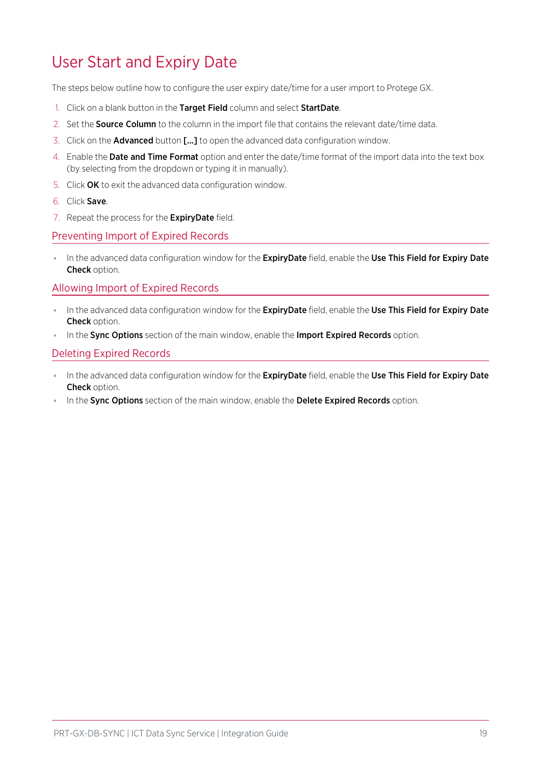# User Start and Expiry Date

The steps below outline how to configure the user expiry date/time for a user import to Protege GX.

1. Click on a blank button in the **Target Field** column and select **StartDate**.
2. Set the **Source Column** to the column in the import file that contains the relevant date/time data.
3. Click on the **Advanced** button **[...]** to open the advanced data configuration window.
4. Enable the **Date and Time Format** option and enter the date/time format of the import data into the text box (by selecting from the dropdown or typing it in manually).
5. Click **OK** to exit the advanced data configuration window.
6. Click **Save**.
7. Repeat the process for the **ExpiryDate** field.

## Preventing Import of Expired Records

- In the advanced configuration window for the **ExpiryDate** field, enable the **Use This Field for Expiry Date Check** option.

## Allowing Import of Expired Records

- In the advanced data configuration window for the **ExpiryDate** field, enable the **Use This Field for Expiry Date Check** option.
- In the **Sync Options** section of the main window, enable the **Import Expired Records** option.

## Deleting Expired Records

- In the advanced data configuration window for the **ExpiryDate** field, enable the **Use This Field for Expiry Date Check** option.
- In the **Sync Options** section of the main window, enable the **Delete Expired Records** option.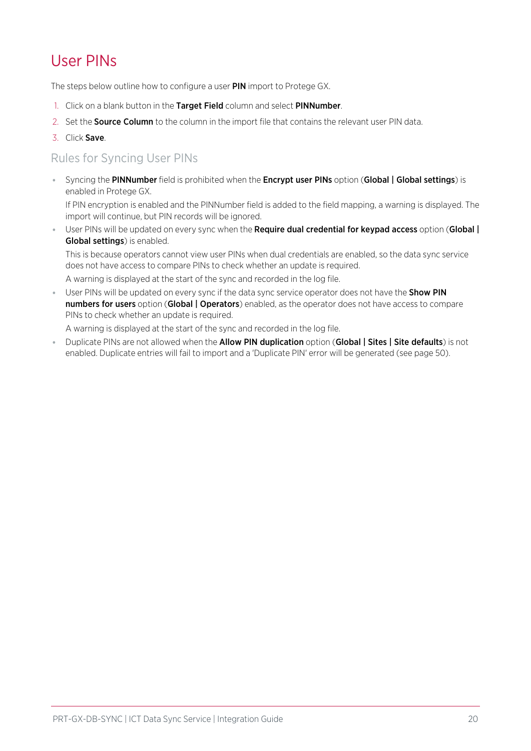# User PINs

The steps below outline how to configure a user **PIN** import to Protege GX.

1. Click on a blank button in the **Target Field** column and select **PINNumber**.
2. Set the **Source Column** to the column in the import file that contains the relevant user PIN data.
3. Click **Save**.

## Rules for Syncing User PINs

- Syncing the **PINNumber** field is prohibited when the **Encrypt user PINs** option (**Global | Global settings**) is enabled in Protege GX.

  If PIN encryption is enabled and the PINNumber field is added to the field mapping, a warning is displayed. The import will continue, but PIN records will be ignored.

- User PINs will be updated on every sync when the **Require dual credential for keypad access** option (**Global | Global settings**) is enabled.

  This is because operators cannot view user PINs when dual credentials are enabled, so the data sync service does not have access to compare PINs to check whether an update is required.

  A warning is displayed at the start of the sync and recorded in the log file.

- User PINs will be updated on every sync if the data sync service operator does not have the **Show PIN numbers for users** option (**Global | Operators**) enabled, as the operator does not have access to compare PINs to check whether an update is required.

  A warning is displayed at the start of the sync and recorded in the log file.

- Duplicate PINs are not allowed when the **Allow PIN duplication** option (**Global | Sites | Site defaults**) is not enabled. Duplicate entries will fail to import and a 'Duplicate PIN' error will be generated (see page 50).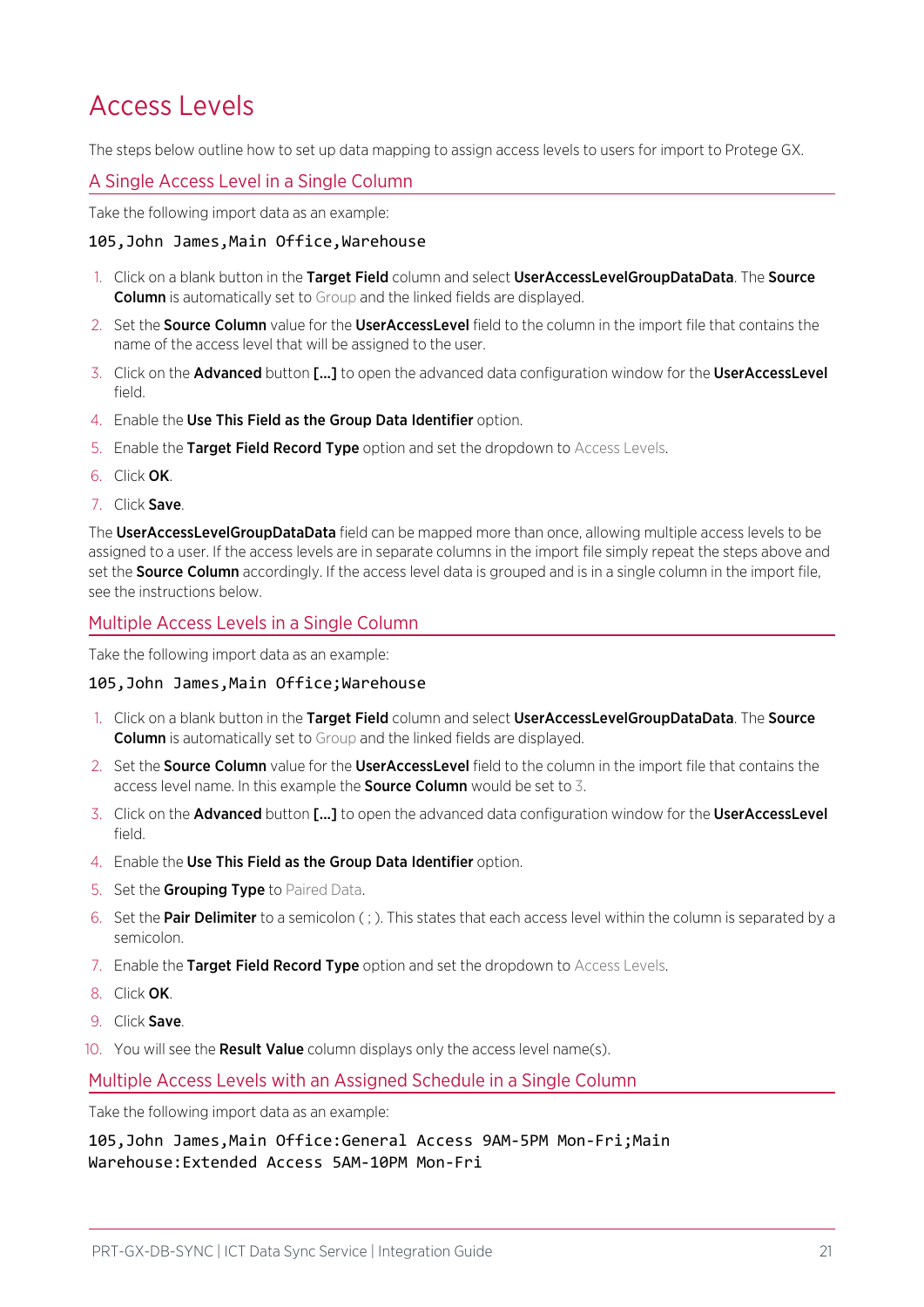# Access Levels

The steps below outline how to set up data mapping to assign access levels to users for import to Protege GX.

## A Single Access Level in a Single Column

Take the following import data as an example:

```
105,John James,Main Office,Warehouse
```

1. Click on a blank button in the **Target Field** column and select **UserAccessLevelGroupDataData**. The **Source Column** is automatically set to Group and the linked fields are displayed.
2. Set the **Source Column** value for the **UserAccessLevel** field to the column in the import file that contains the name of the access level that will be assigned to the user.
3. Click on the **Advanced** button **[...]** to open the advanced data configuration window for the **UserAccessLevel** field.
4. Enable the **Use This Field as the Group Data Identifier** option.
5. Enable the **Target Field Record Type** option and set the dropdown to Access Levels.
6. Click **OK**.
7. Click **Save**.

The **UserAccessLevelGroupDataData** field can be mapped more than once, allowing multiple access levels to be assigned to a user. If the access levels are in separate columns in the import file simply repeat the steps above and set the **Source Column** accordingly. If the access level data is grouped and is in a single column in the import file, see the instructions below.

## Multiple Access Levels in a Single Column

Take the following import data as an example:

```
105,John James,Main Office;Warehouse
```

1. Click on a blank button in the **Target Field** column and select **UserAccessLevelGroupDataData**. The **Source Column** is automatically set to Group and the linked fields are displayed.
2. Set the **Source Column** value for the **UserAccessLevel** field to the column in the import file that contains the access level name. In this example the **Source Column** would be set to 3.
3. Click on the **Advanced** button **[...]** to open the advanced data configuration window for the **UserAccessLevel** field.
4. Enable the **Use This Field as the Group Data Identifier** option.
5. Set the **Grouping Type** to Paired Data.
6. Set the **Pair Delimiter** to a semicolon ( ; ). This states that each access level within the column is separated by a semicolon.
7. Enable the **Target Field Record Type** option and set the dropdown to Access Levels.
8. Click **OK**.
9. Click **Save**.
10. You will see the **Result Value** column displays only the access level name(s).

## Multiple Access Levels with an Assigned Schedule in a Single Column

Take the following import data as an example:

```
105,John James,Main Office:General Access 9AM-5PM Mon-Fri;Main
Warehouse:Extended Access 5AM-10PM Mon-Fri
```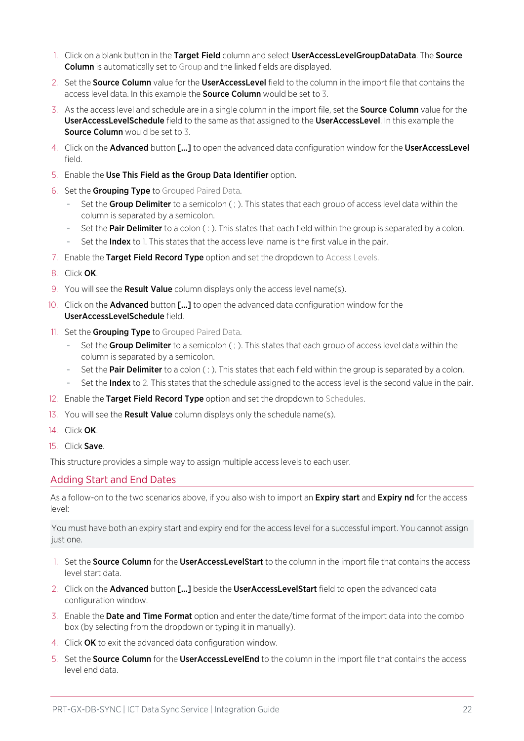1. Click on a blank button in the **Target Field** column and select **UserAccessLevelGroupDataData**. The **Source Column** is automatically set to Group and the linked fields are displayed.
2. Set the **Source Column** value for the **UserAccessLevel** field to the column in the import file that contains the access level data. In this example the **Source Column** would be set to 3.
3. As the access level and schedule are in a single column in the import file, set the **Source Column** value for the **UserAccessLevelSchedule** field to the same as that assigned to the **UserAccessLevel**. In this example the **Source Column** would be set to 3.
4. Click on the **Advanced** button **[...]** to open the advanced data configuration window for the **UserAccessLevel** field.
5. Enable the **Use This Field as the Group Data Identifier** option.
6. Set the **Grouping Type** to Grouped Paired Data.
   - Set the **Group Delimiter** to a semicolon ( ; ). This states that each group of access level data within the column is separated by a semicolon.
   - Set the **Pair Delimiter** to a colon ( : ). This states that each field within the group is separated by a colon.
   - Set the **Index** to 1. This states that the access level name is the first value in the pair.
7. Enable the **Target Field Record Type** option and set the dropdown to Access Levels.
8. Click **OK**.
9. You will see the **Result Value** column displays only the access level name(s).
10. Click on the **Advanced** button **[...]** to open the advanced data configuration window for the **UserAccessLevelSchedule** field.
11. Set the **Grouping Type** to Grouped Paired Data.
    - Set the **Group Delimiter** to a semicolon ( ; ). This states that each group of access level data within the column is separated by a semicolon.
    - Set the **Pair Delimiter** to a colon ( : ). This states that each field within the group is separated by a colon.
    - Set the **Index** to 2. This states that the schedule assigned to the access level is the second value in the pair.
12. Enable the **Target Field Record Type** option and set the dropdown to Schedules.
13. You will see the **Result Value** column displays only the schedule name(s).
14. Click **OK**.
15. Click **Save**.

This structure provides a simple way to assign multiple access levels to each user.

## Adding Start and End Dates

As a follow-on to the two scenarios above, if you also wish to import an **Expiry start** and **Expiry nd** for the access level:

You must have both an expiry start and expiry end for the access level for a successful import. You cannot assign just one.

1. Set the **Source Column** for the **UserAccessLevelStart** to the column in the import file that contains the access level start data.
2. Click on the **Advanced** button **[...]** beside the **UserAccessLevelStart** field to open the advanced data configuration window.
3. Enable the **Date and Time Format** option and enter the date/time format of the import data into the combo box (by selecting from the dropdown or typing it in manually).
4. Click **OK** to exit the advanced data configuration window.
5. Set the **Source Column** for the **UserAccessLevelEnd** to the column in the import file that contains the access level end data.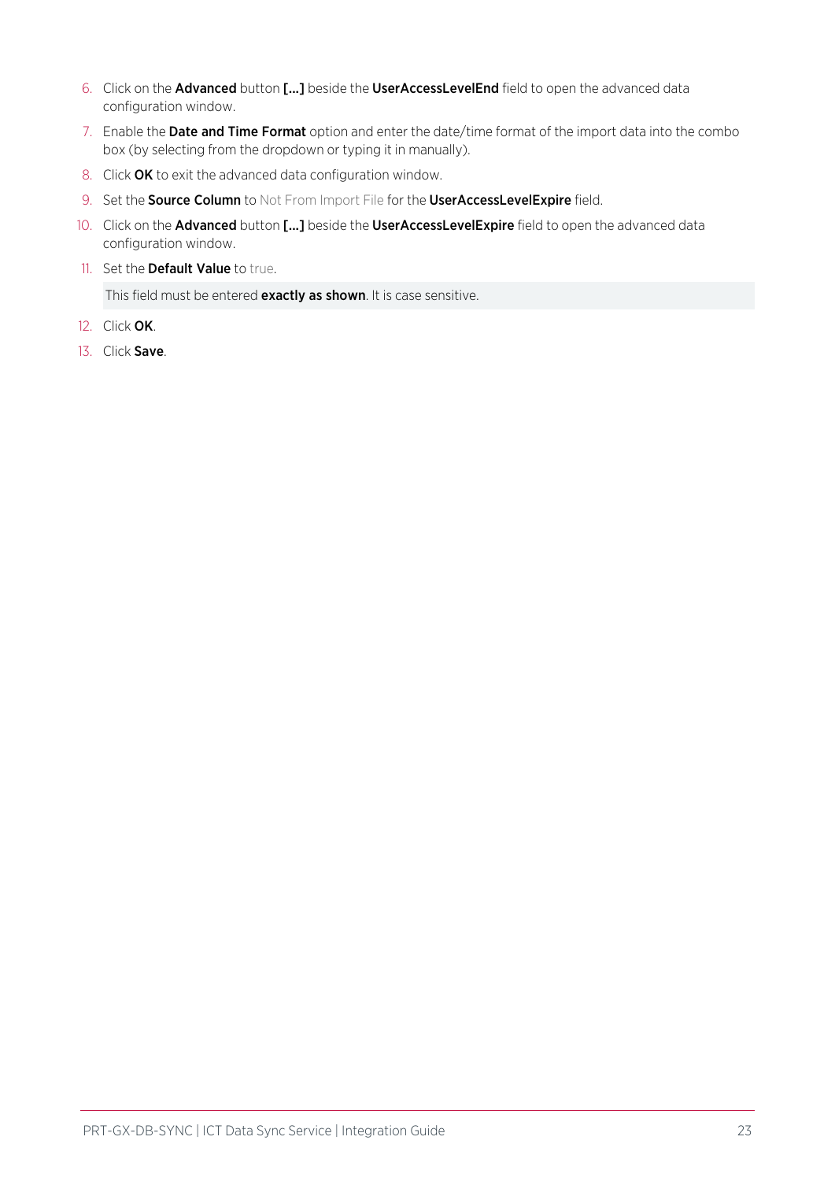6. Click on the **Advanced** button **[...]** beside the **UserAccessLevelEnd** field to open the advanced data configuration window.
7. Enable the **Date and Time Format** option and enter the date/time format of the import data into the combo box (by selecting from the dropdown or typing it in manually).
8. Click **OK** to exit the advanced data configuration window.
9. Set the **Source Column** to Not From Import File for the **UserAccessLevelExpire** field.
10. Click on the **Advanced** button **[...]** beside the **UserAccessLevelExpire** field to open the advanced data configuration window.
11. Set the **Default Value** to true.

    This field must be entered **exactly as shown**. It is case sensitive.

12. Click **OK**.
13. Click **Save**.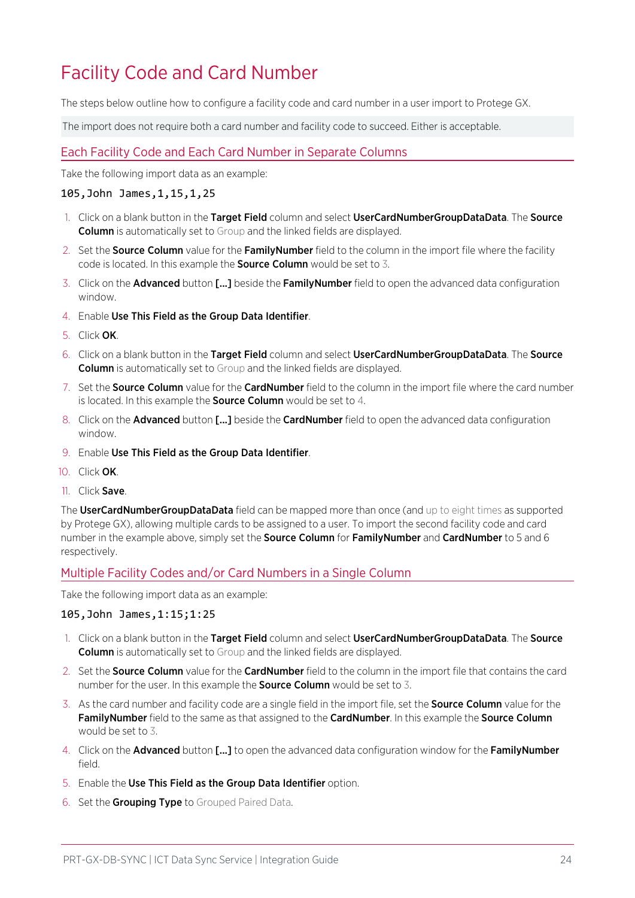# Facility Code and Card Number

The steps below outline how to configure a facility code and card number in a user import to Protege GX.

The import does not require both a card number and facility code to succeed. Either is acceptable.

## Each Facility Code and Each Card Number in Separate Columns

Take the following import data as an example:

```
105,John James,1,15,1,25
```

1. Click on a blank button in the **Target Field** column and select **UserCardNumberGroupDataData**. The **Source Column** is automatically set to Group and the linked fields are displayed.
2. Set the **Source Column** value for the **FamilyNumber** field to the column in the import file where the facility code is located. In this example the **Source Column** would be set to 3.
3. Click on the **Advanced** button **[...]** beside the **FamilyNumber** field to open the advanced data configuration window.
4. Enable **Use This Field as the Group Data Identifier**.
5. Click **OK**.
6. Click on a blank button in the **Target Field** column and select **UserCardNumberGroupDataData**. The **Source Column** is automatically set to Group and the linked fields are displayed.
7. Set the **Source Column** value for the **CardNumber** field to the column in the import file where the card number is located. In this example the **Source Column** would be set to 4.
8. Click on the **Advanced** button **[...]** beside the **CardNumber** field to open the advanced data configuration window.
9. Enable **Use This Field as the Group Data Identifier**.
10. Click **OK**.
11. Click **Save**.

The **UserCardNumberGroupDataData** field can be mapped more than once (and up to eight times as supported by Protege GX), allowing multiple cards to be assigned to a user. To import the second facility code and card number in the example above, simply set the **Source Column** for **FamilyNumber** and **CardNumber** to 5 and 6 respectively.

## Multiple Facility Codes and/or Card Numbers in a Single Column

Take the following import data as an example:

```
105,John James,1:15;1:25
```

1. Click on a blank button in the **Target Field** column and select **UserCardNumberGroupDataData**. The **Source Column** is automatically set to Group and the linked fields are displayed.
2. Set the **Source Column** value for the **CardNumber** field to the column in the import file that contains the card number for the user. In this example the **Source Column** would be set to 3.
3. As the card number and facility code are a single field in the import file, set the **Source Column** value for the **FamilyNumber** field to the same as that assigned to the **CardNumber**. In this example the **Source Column** would be set to 3.
4. Click on the **Advanced** button **[...]** to open the advanced data configuration window for the **FamilyNumber** field.
5. Enable the **Use This Field as the Group Data Identifier** option.
6. Set the **Grouping Type** to Grouped Paired Data.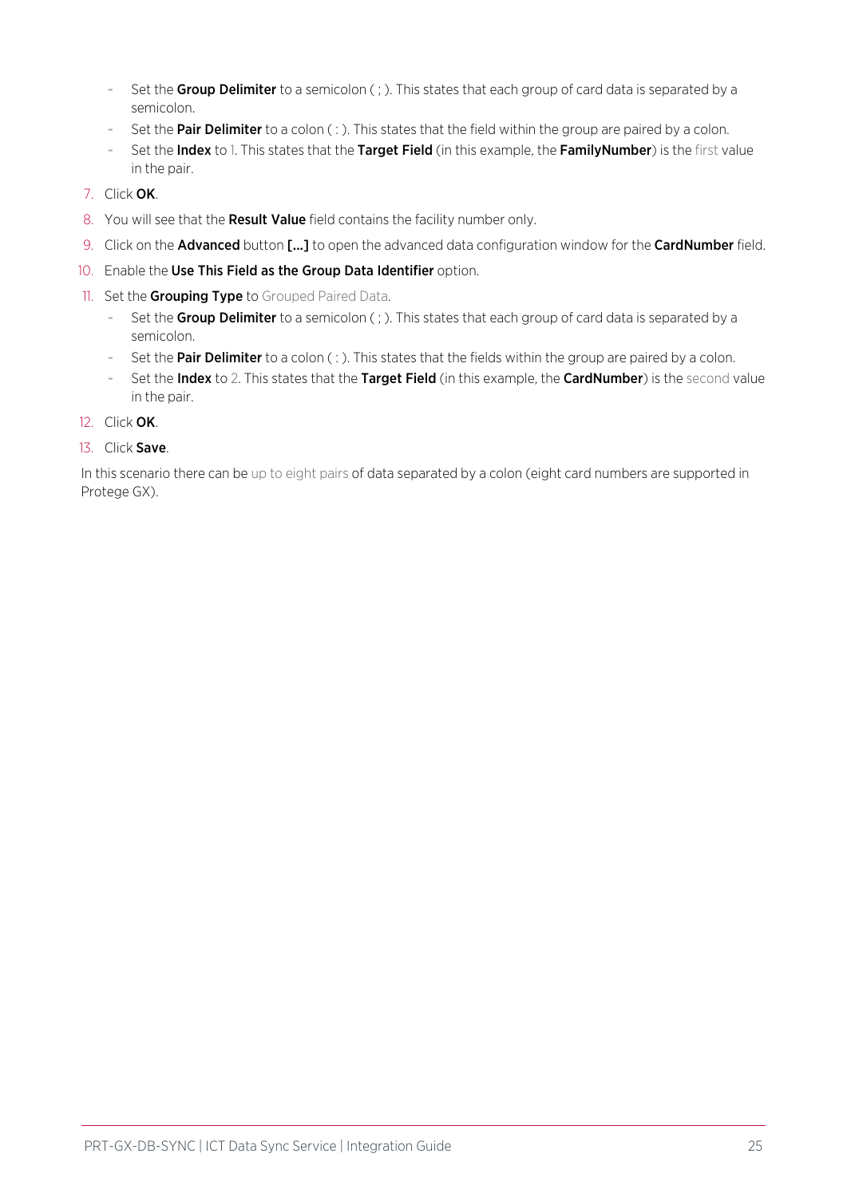- Set the **Group Delimiter** to a semicolon ( ; ). This states that each group of card data is separated by a semicolon.
- Set the **Pair Delimiter** to a colon ( : ). This states that the field within the group are paired by a colon.
- Set the **Index** to 1. This states that the **Target Field** (in this example, the **FamilyNumber**) is the first value in the pair.

7. Click **OK**.
8. You will see that the **Result Value** field contains the facility number only.
9. Click on the **Advanced** button **[...]** to open the advanced data configuration window for the **CardNumber** field.
10. Enable the **Use This Field as the Group Data Identifier** option.
11. Set the **Grouping Type** to Grouped Paired Data.
    - Set the **Group Delimiter** to a semicolon ( ; ). This states that each group of card data is separated by a semicolon.
    - Set the **Pair Delimiter** to a colon ( : ). This states that the fields within the group are paired by a colon.
    - Set the **Index** to 2. This states that the **Target Field** (in this example, the **CardNumber**) is the second value in the pair.
12. Click **OK**.
13. Click **Save**.

In this scenario there can be up to eight pairs of data separated by a colon (eight card numbers are supported in Protege GX).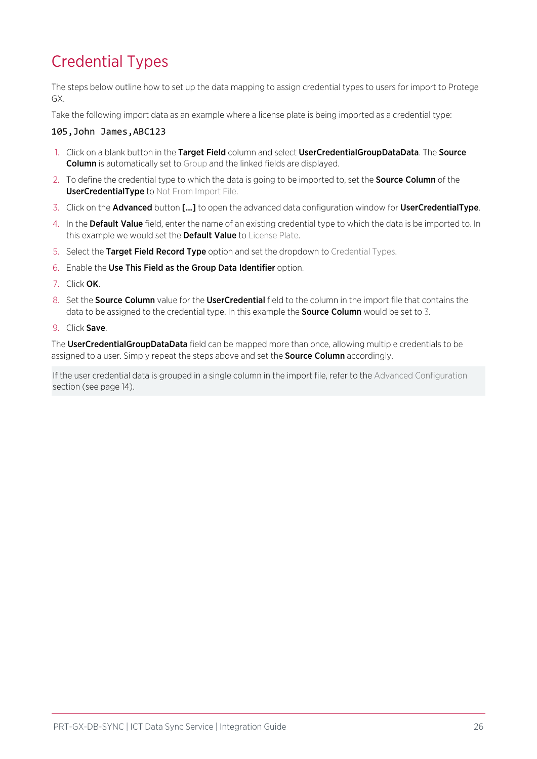# Credential Types

The steps below outline how to set up the data mapping to assign credential types to users for import to Protege GX.

Take the following import data as an example where a license plate is being imported as a credential type:

```
105,John James,ABC123
```

1. Click on a blank button in the **Target Field** column and select **UserCredentialGroupDataData**. The **Source Column** is automatically set to Group and the linked fields are displayed.
2. To define the credential type to which the data is going to be imported to, set the **Source Column** of the **UserCredentialType** to Not From Import File.
3. Click on the **Advanced** button **[...]** to open the advanced data configuration window for **UserCredentialType**.
4. In the **Default Value** field, enter the name of an existing credential type to which the data is be imported to. In this example we would set the **Default Value** to License Plate.
5. Select the **Target Field Record Type** option and set the dropdown to Credential Types.
6. Enable the **Use This Field as the Group Data Identifier** option.
7. Click **OK**.
8. Set the **Source Column** value for the **UserCredential** field to the column in the import file that contains the data to be assigned to the credential type. In this example the **Source Column** would be set to 3.
9. Click **Save**.

The **UserCredentialGroupDataData** field can be mapped more than once, allowing multiple credentials to be assigned to a user. Simply repeat the steps above and set the **Source Column** accordingly.

If the user credential data is grouped in a single column in the import file, refer to the Advanced Configuration section (see page 14).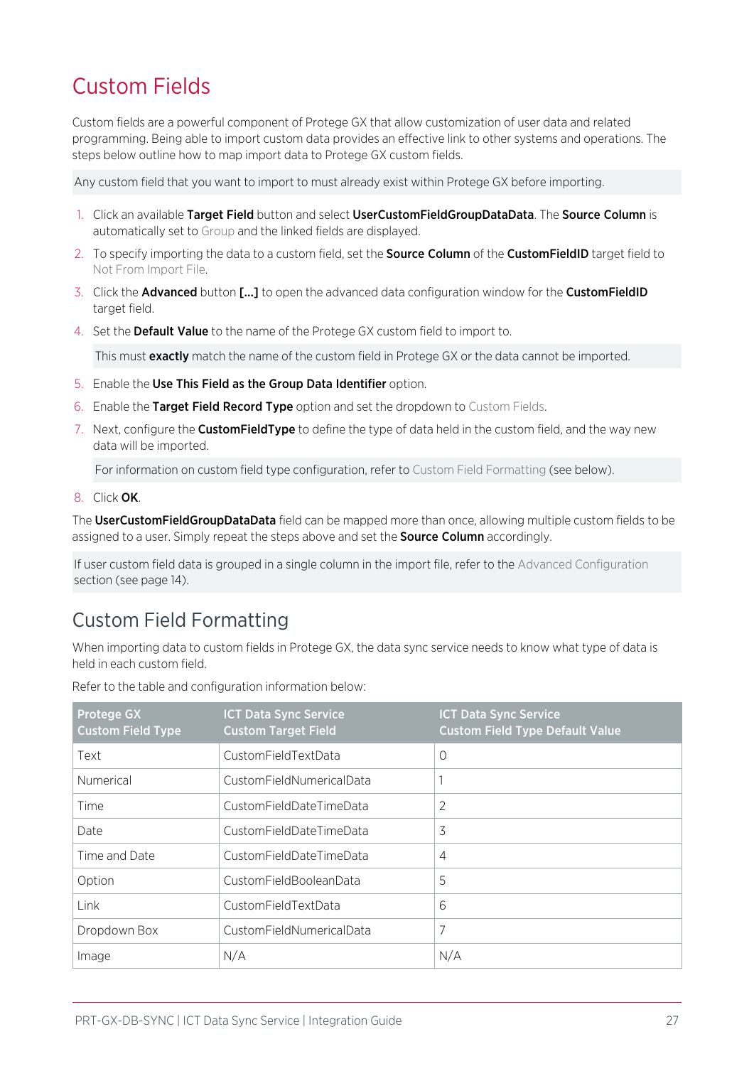# Custom Fields

Custom fields are a powerful component of Protege GX that allow customization of user data and related programming. Being able to import custom data provides an effective link to other systems and operations. The steps below outline how to map import data to Protege GX custom fields.

Any custom field that you want to import to must already exist within Protege GX before importing.

1. Click an available **Target Field** button and select **UserCustomFieldGroupDataData**. The **Source Column** is automatically set to Group and the linked fields are displayed.
2. To specify importing the data to a custom field, set the **Source Column** of the **CustomFieldID** target field to Not From Import File.
3. Click the **Advanced** button **[...]** to open the advanced data configuration window for the **CustomFieldID** target field.
4. Set the **Default Value** to the name of the Protege GX custom field to import to.

   This must **exactly** match the name of the custom field in Protege GX or the data cannot be imported.

5. Enable the **Use This Field as the Group Data Identifier** option.
6. Enable the **Target Field Record Type** option and set the dropdown to Custom Fields.
7. Next, configure the **CustomFieldType** to define the type of data held in the custom field, and the way new data will be imported.

   For information on custom field type configuration, refer to Custom Field Formatting (see below).

8. Click **OK**.

The **UserCustomFieldGroupDataData** field can be mapped more than once, allowing multiple custom fields to be assigned to a user. Simply repeat the steps above and set the **Source Column** accordingly.

If user custom field data is grouped in a single column in the import file, refer to the Advanced Configuration section (see page 14).

## Custom Field Formatting

When importing data to custom fields in Protege GX, the data sync service needs to know what type of data is held in each custom field.

Refer to the table and configuration information below:

| Protege GX Custom Field Type | ICT Data Sync Service Custom Target Field | ICT Data Sync Service Custom Field Type Default Value |
|---|---|---|
| Text | CustomFieldTextData | 0 |
| Numerical | CustomFieldNumericalData | 1 |
| Time | CustomFieldDateTimeData | 2 |
| Date | CustomFieldDateTimeData | 3 |
| Time and Date | CustomFieldDateTimeData | 4 |
| Option | CustomFieldBooleanData | 5 |
| Link | CustomFieldTextData | 6 |
| Dropdown Box | CustomFieldNumericalData | 7 |
| Image | N/A | N/A |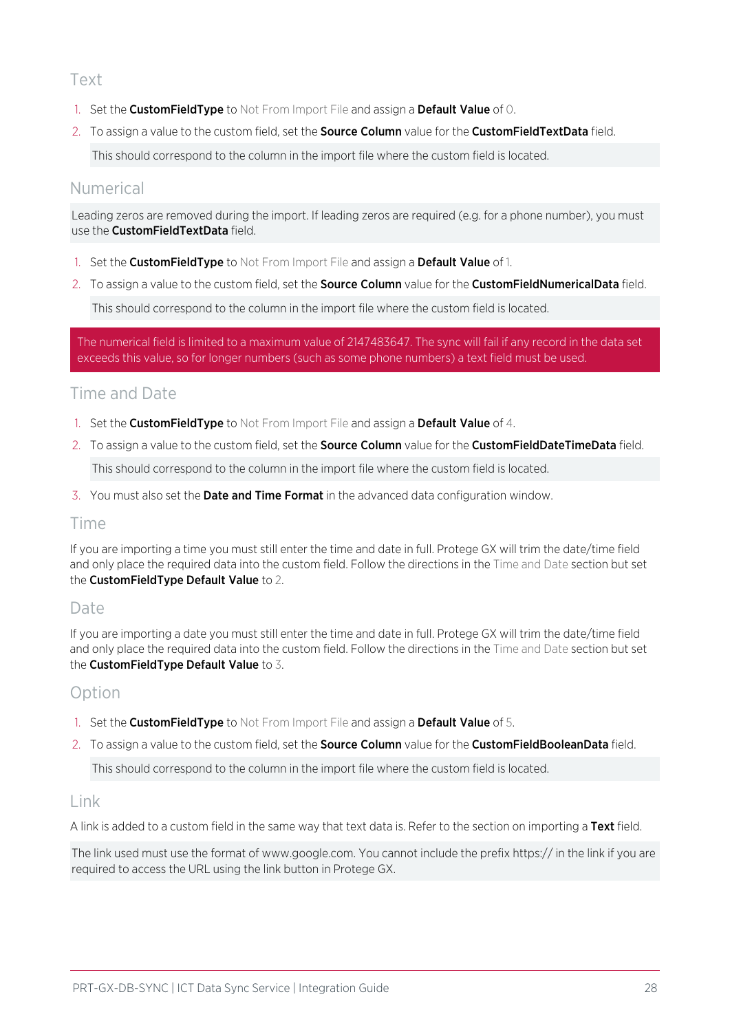## Text

1. Set the **CustomFieldType** to Not From Import File and assign a **Default Value** of 0.
2. To assign a value to the custom field, set the **Source Column** value for the **CustomFieldTextData** field.

   This should correspond to the column in the import file where the custom field is located.

## Numerical

Leading zeros are removed during the import. If leading zeros are required (e.g. for a phone number), you must use the **CustomFieldTextData** field.

1. Set the **CustomFieldType** to Not From Import File and assign a **Default Value** of 1.
2. To assign a value to the custom field, set the **Source Column** value for the **CustomFieldNumericalData** field.

   This should correspond to the column in the import file where the custom field is located.

The numerical field is limited to a maximum value of 2147483647. The sync will fail if any record in the data set exceeds this value, so for longer numbers (such as some phone numbers) a text field must be used.

## Time and Date

1. Set the **CustomFieldType** to Not From Import File and assign a **Default Value** of 4.
2. To assign a value to the custom field, set the **Source Column** value for the **CustomFieldDateTimeData** field.

   This should correspond to the column in the import file where the custom field is located.

3. You must also set the **Date and Time Format** in the advanced data configuration window.

## Time

If you are importing a time you must still enter the time and date in full. Protege GX will trim the date/time field and only place the required data into the custom field. Follow the directions in the Time and Date section but set the **CustomFieldType Default Value** to 2.

## Date

If you are importing a date you must still enter the time and date in full. Protege GX will trim the date/time field and only place the required data into the custom field. Follow the directions in the Time and Date section but set the **CustomFieldType Default Value** to 3.

## Option

1. Set the **CustomFieldType** to Not From Import File and assign a **Default Value** of 5.
2. To assign a value to the custom field, set the **Source Column** value for the **CustomFieldBooleanData** field.

   This should correspond to the column in the import file where the custom field is located.

## Link

A link is added to a custom field in the same way that text data is. Refer to the section on importing a **Text** field.

The link used must use the format of www.google.com. You cannot include the prefix https:// in the link if you are required to access the URL using the link button in Protege GX.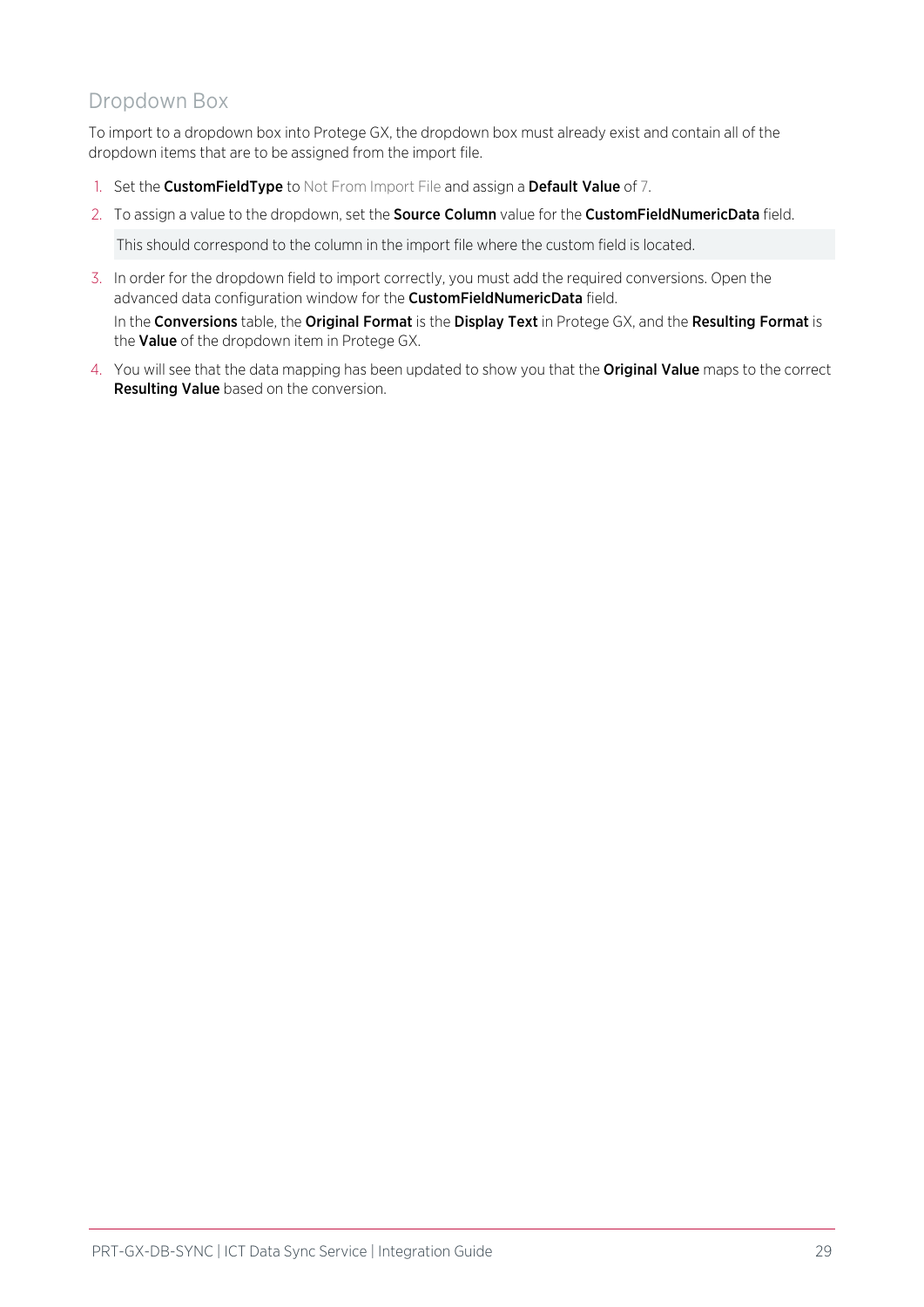## Dropdown Box

To import to a dropdown box into Protege GX, the dropdown box must already exist and contain all of the dropdown items that are to be assigned from the import file.

1. Set the **CustomFieldType** to Not From Import File and assign a **Default Value** of 7.
2. To assign a value to the dropdown, set the **Source Column** value for the **CustomFieldNumericData** field.

   This should correspond to the column in the import file where the custom field is located.

3. In order for the dropdown field to import correctly, you must add the required conversions. Open the advanced data configuration window for the **CustomFieldNumericData** field.

   In the **Conversions** table, the **Original Format** is the **Display Text** in Protege GX, and the **Resulting Format** is the **Value** of the dropdown item in Protege GX.

4. You will see that the data mapping has been updated to show you that the **Original Value** maps to the correct **Resulting Value** based on the conversion.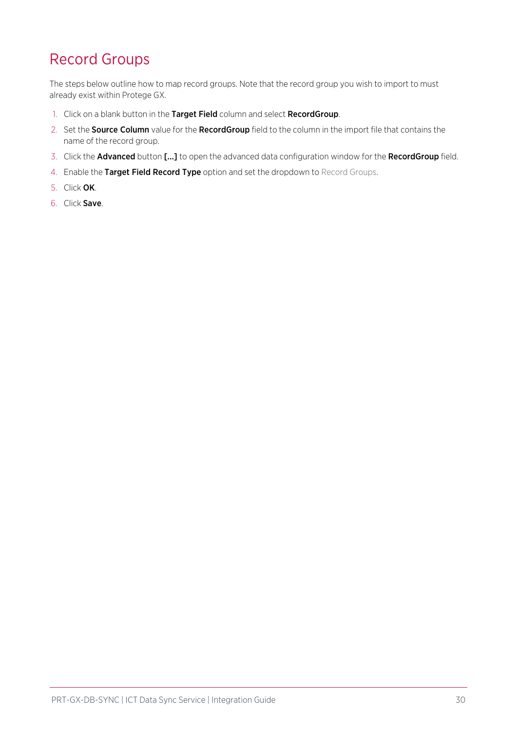# Record Groups

The steps below outline how to map record groups. Note that the record group you wish to import to must already exist within Protege GX.

1. Click on a blank button in the **Target Field** column and select **RecordGroup**.
2. Set the **Source Column** value for the **RecordGroup** field to the column in the import file that contains the name of the record group.
3. Click the **Advanced** button **[...]** to open the advanced data configuration window for the **RecordGroup** field.
4. Enable the **Target Field Record Type** option and set the dropdown to Record Groups.
5. Click **OK**.
6. Click **Save**.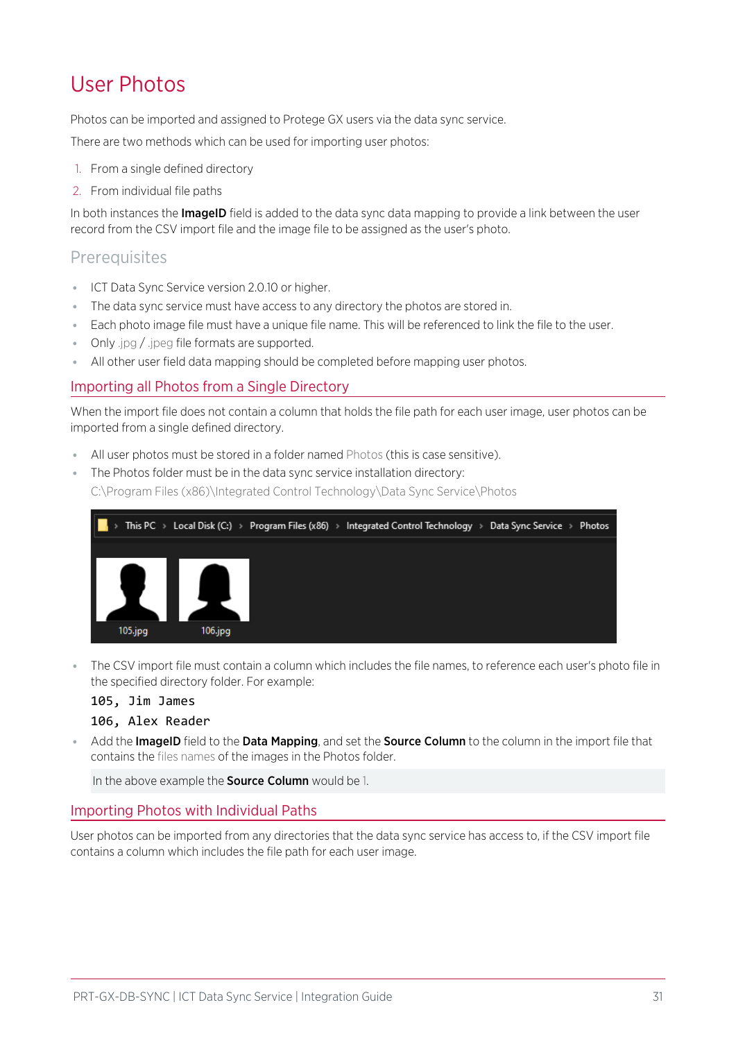# User Photos

Photos can be imported and assigned to Protege GX users via the data sync service.

There are two methods which can be used for importing user photos:

1. From a single defined directory
2. From individual file paths

In both instances the **ImageID** field is added to the data sync data mapping to provide a link between the user record from the CSV import file and the image file to be assigned as the user's photo.

## Prerequisites

- ICT Data Sync Service version 2.0.10 or higher.
- The data sync service must have access to any directory the photos are stored in.
- Each photo image file must have a unique file name. This will be referenced to link the file to the user.
- Only .jpg / .jpeg file formats are supported.
- All other user field data mapping should be completed before mapping user photos.

## Importing all Photos from a Single Directory

When the import file does not contain a column that holds the file path for each user image, user photos can be imported from a single defined directory.

- All user photos must be stored in a folder named Photos (this is case sensitive).
- The Photos folder must be in the data sync service installation directory:
  C:\Program Files (x86)\Integrated Control Technology\Data Sync Service\Photos

- The CSV import file must contain a column which includes the file names, to reference each user's photo file in the specified directory folder. For example:

  ```
  105, Jim James
  106, Alex Reader
  ```

- Add the **ImageID** field to the **Data Mapping**, and set the **Source Column** to the column in the import file that contains the files names of the images in the Photos folder.

  In the above example the **Source Column** would be 1.

## Importing Photos with Individual Paths

User photos can be imported from any directories that the data sync service has access to, if the CSV import file contains a column which includes the file path for each user image.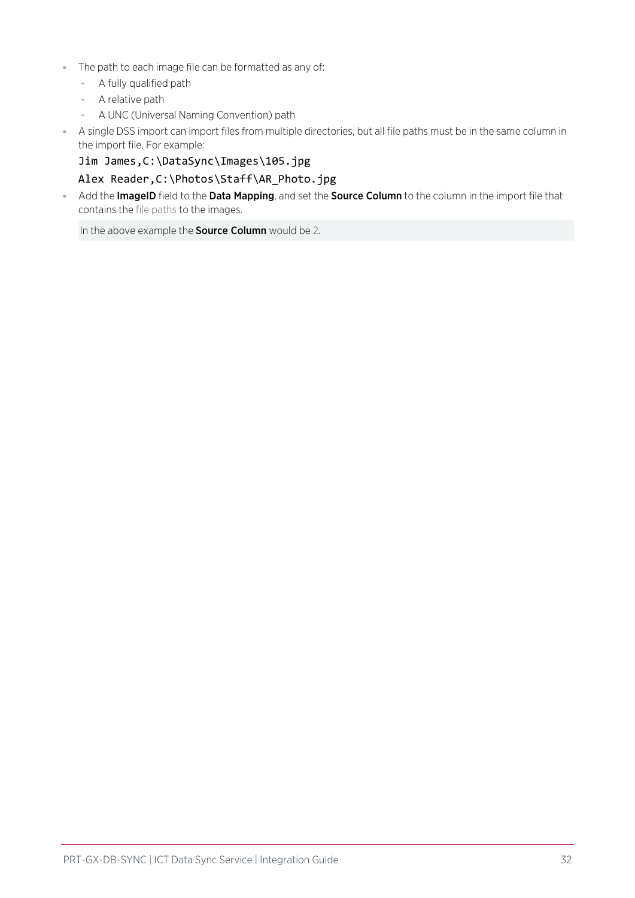- The path to each image file can be formatted as any of:
  - A fully qualified path
  - A relative path
  - A UNC (Universal Naming Convention) path
- A single DSS import can import files from multiple directories, but all file paths must be in the same column in the import file. For example:

  ```
  Jim James,C:\DataSync\Images\105.jpg
  Alex Reader,C:\Photos\Staff\AR_Photo.jpg
  ```

- Add the **ImageID** field to the **Data Mapping**, and set the **Source Column** to the column in the import file that contains the file paths to the images.

  In the above example the **Source Column** would be 2.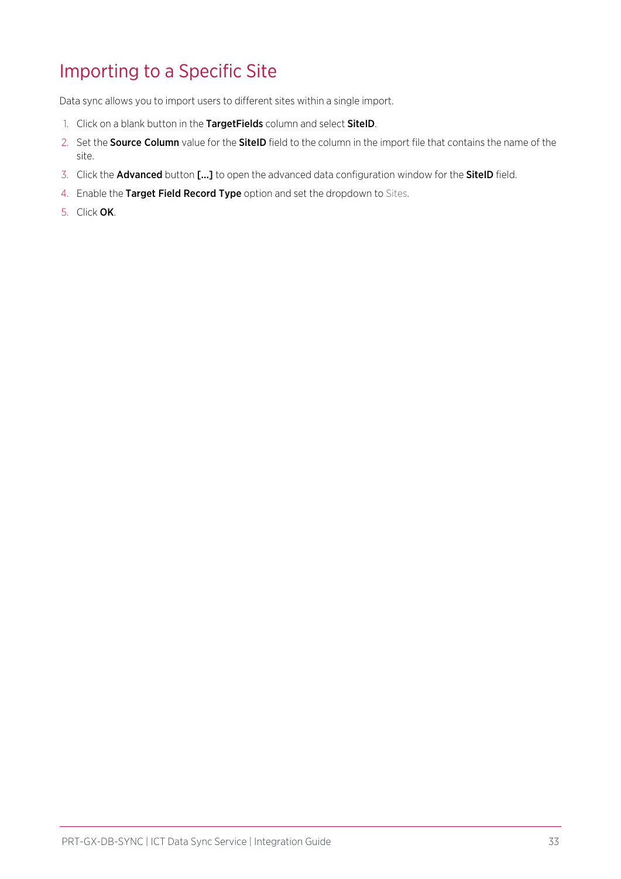# Importing to a Specific Site

Data sync allows you to import users to different sites within a single import.

1. Click on a blank button in the **TargetFields** column and select **SiteID**.
2. Set the **Source Column** value for the **SiteID** field to the column in the import file that contains the name of the site.
3. Click the **Advanced** button **[...]** to open the advanced data configuration window for the **SiteID** field.
4. Enable the **Target Field Record Type** option and set the dropdown to Sites.
5. Click **OK**.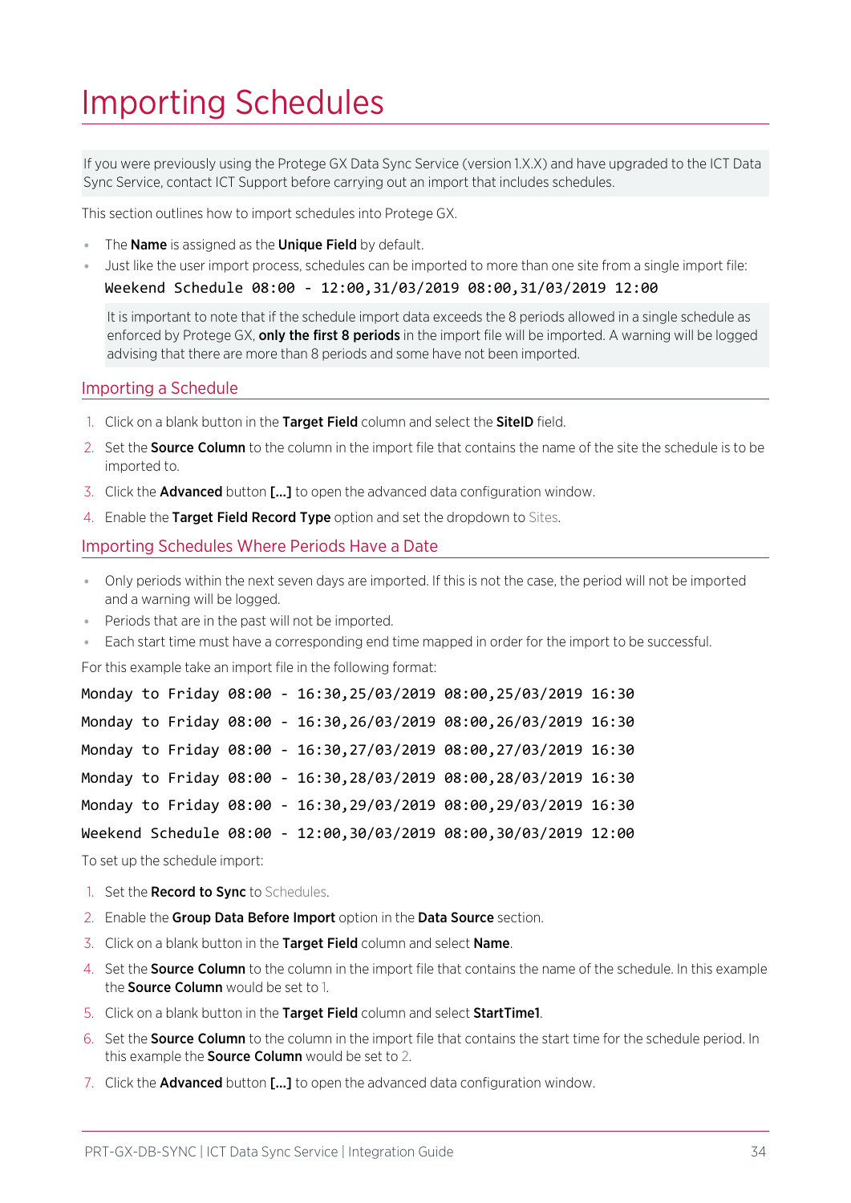# Importing Schedules

If you were previously using the Protege GX Data Sync Service (version 1.X.X) and have upgraded to the ICT Data Sync Service, contact ICT Support before carrying out an import that includes schedules.

This section outlines how to import schedules into Protege GX.

- The **Name** is assigned as the **Unique Field** by default.
- Just like the user import process, schedules can be imported to more than one site from a single import file:

```
Weekend Schedule 08:00 - 12:00,31/03/2019 08:00,31/03/2019 12:00
```

It is important to note that if the schedule import data exceeds the 8 periods allowed in a single schedule as enforced by Protege GX, **only the first 8 periods** in the import file will be imported. A warning will be logged advising that there are more than 8 periods and some have not been imported.

## Importing a Schedule

1. Click on a blank button in the **Target Field** column and select the **SiteID** field.
2. Set the **Source Column** to the column in the import file that contains the name of the site the schedule is to be imported to.
3. Click the **Advanced** button **[...]** to open the advanced data configuration window.
4. Enable the **Target Field Record Type** option and set the dropdown to Sites.

## Importing Schedules Where Periods Have a Date

- Only periods within the next seven days are imported. If this is not the case, the period will not be imported and a warning will be logged.
- Periods that are in the past will not be imported.
- Each start time must have a corresponding end time mapped in order for the import to be successful.

For this example take an import file in the following format:

```
Monday to Friday 08:00 - 16:30,25/03/2019 08:00,25/03/2019 16:30
Monday to Friday 08:00 - 16:30,26/03/2019 08:00,26/03/2019 16:30
Monday to Friday 08:00 - 16:30,27/03/2019 08:00,27/03/2019 16:30
Monday to Friday 08:00 - 16:30,28/03/2019 08:00,28/03/2019 16:30
Monday to Friday 08:00 - 16:30,29/03/2019 08:00,29/03/2019 16:30
Weekend Schedule 08:00 - 12:00,30/03/2019 08:00,30/03/2019 12:00
```

To set up the schedule import:

1. Set the **Record to Sync** to Schedules.
2. Enable the **Group Data Before Import** option in the **Data Source** section.
3. Click on a blank button in the **Target Field** column and select **Name**.
4. Set the **Source Column** to the column in the import file that contains the name of the schedule. In this example the **Source Column** would be set to 1.
5. Click on a blank button in the **Target Field** column and select **StartTime1**.
6. Set the **Source Column** to the column in the import file that contains the start time for the schedule period. In this example the **Source Column** would be set to 2.
7. Click the **Advanced** button **[...]** to open the advanced data configuration window.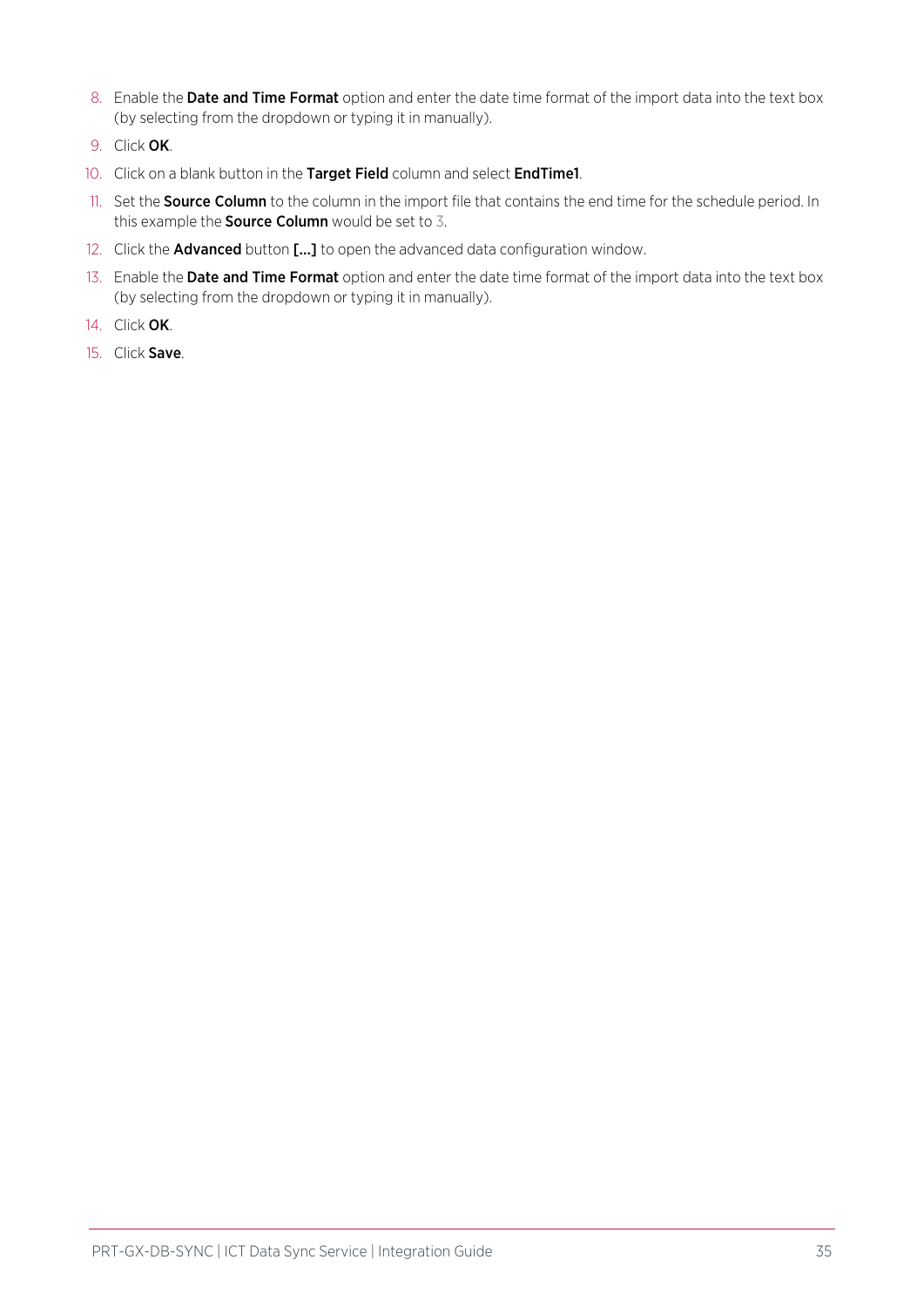8. Enable the **Date and Time Format** option and enter the date time format of the import data into the text box (by selecting from the dropdown or typing it in manually).
9. Click **OK**.
10. Click on a blank button in the **Target Field** column and select **EndTime1**.
11. Set the **Source Column** to the column in the import file that contains the end time for the schedule period. In this example the **Source Column** would be set to 3.
12. Click the **Advanced** button **[...]** to open the advanced data configuration window.
13. Enable the **Date and Time Format** option and enter the date time format of the import data into the text box (by selecting from the dropdown or typing it in manually).
14. Click **OK**.
15. Click **Save**.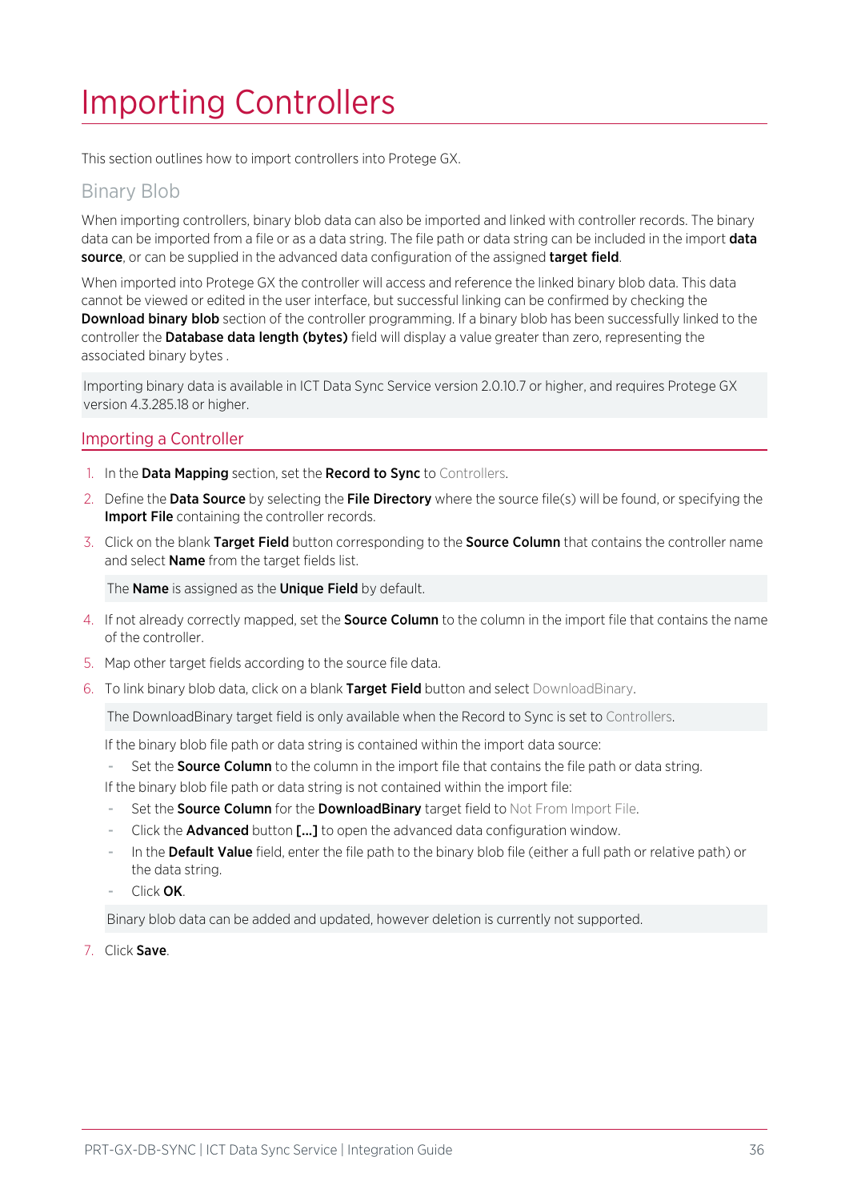# Importing Controllers

This section outlines how to import controllers into Protege GX.

## Binary Blob

When importing controllers, binary blob data can also be imported and linked with controller records. The binary data can be imported from a file or as a data string. The file path or data string can be included in the import **data source**, or can be supplied in the advanced data configuration of the assigned **target field**.

When imported into Protege GX the controller will access and reference the linked binary blob data. This data cannot be viewed or edited in the user interface, but successful linking can be confirmed by checking the **Download binary blob** section of the controller programming. If a binary blob has been successfully linked to the controller the **Database data length (bytes)** field will display a value greater than zero, representing the associated binary bytes .

> Importing binary data is available in ICT Data Sync Service version 2.0.10.7 or higher, and requires Protege GX version 4.3.285.18 or higher.

### Importing a Controller

1. In the **Data Mapping** section, set the **Record to Sync** to Controllers.
2. Define the **Data Source** by selecting the **File Directory** where the source file(s) will be found, or specifying the **Import File** containing the controller records.
3. Click on the blank **Target Field** button corresponding to the **Source Column** that contains the controller name and select **Name** from the target fields list.

   > The **Name** is assigned as the **Unique Field** by default.

4. If not already correctly mapped, set the **Source Column** to the column in the import file that contains the name of the controller.
5. Map other target fields according to the source file data.
6. To link binary blob data, click on a blank **Target Field** button and select DownloadBinary.

   > The DownloadBinary target field is only available when the Record to Sync is set to Controllers.

   If the binary blob file path or data string is contained within the import data source:

   - Set the **Source Column** to the column in the import file that contains the file path or data string.

   If the binary blob file path or data string is not contained within the import file:

   - Set the **Source Column** for the **DownloadBinary** target field to Not From Import File.
   - Click the **Advanced** button **[...]** to open the advanced data configuration window.
   - In the **Default Value** field, enter the file path to the binary blob file (either a full path or relative path) or the data string.
   - Click **OK**.

   > Binary blob data can be added and updated, however deletion is currently not supported.

7. Click **Save**.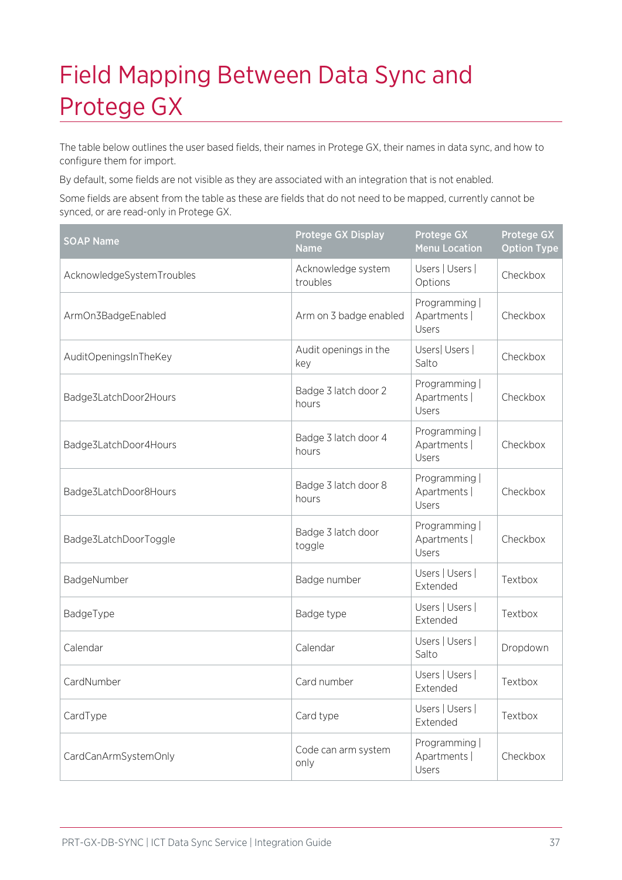# Field Mapping Between Data Sync and Protege GX

The table below outlines the user based fields, their names in Protege GX, their names in data sync, and how to configure them for import.

By default, some fields are not visible as they are associated with an integration that is not enabled.

Some fields are absent from the table as these are fields that do not need to be mapped, currently cannot be synced, or are read-only in Protege GX.

| SOAP Name | Protege GX Display Name | Protege GX Menu Location | Protege GX Option Type |
|---|---|---|---|
| AcknowledgeSystemTroubles | Acknowledge system troubles | Users \| Users \| Options | Checkbox |
| ArmOn3BadgeEnabled | Arm on 3 badge enabled | Programming \| Apartments \| Users | Checkbox |
| AuditOpeningsInTheKey | Audit openings in the key | Users\| Users \| Salto | Checkbox |
| Badge3LatchDoor2Hours | Badge 3 latch door 2 hours | Programming \| Apartments \| Users | Checkbox |
| Badge3LatchDoor4Hours | Badge 3 latch door 4 hours | Programming \| Apartments \| Users | Checkbox |
| Badge3LatchDoor8Hours | Badge 3 latch door 8 hours | Programming \| Apartments \| Users | Checkbox |
| Badge3LatchDoorToggle | Badge 3 latch door toggle | Programming \| Apartments \| Users | Checkbox |
| BadgeNumber | Badge number | Users \| Users \| Extended | Textbox |
| BadgeType | Badge type | Users \| Users \| Extended | Textbox |
| Calendar | Calendar | Users \| Users \| Salto | Dropdown |
| CardNumber | Card number | Users \| Users \| Extended | Textbox |
| CardType | Card type | Users \| Users \| Extended | Textbox |
| CardCanArmSystemOnly | Code can arm system only | Programming \| Apartments \| Users | Checkbox |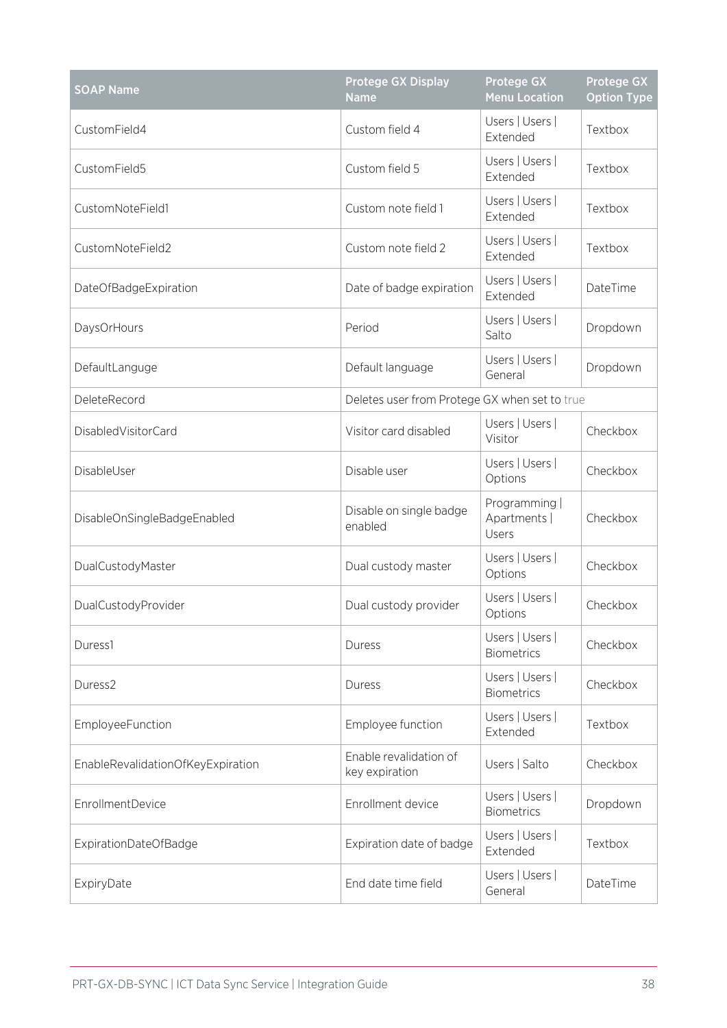| SOAP Name | Protege GX Display Name | Protege GX Menu Location | Protege GX Option Type |
| --- | --- | --- | --- |
| CustomField4 | Custom field 4 | Users \| Users \| Extended | Textbox |
| CustomField5 | Custom field 5 | Users \| Users \| Extended | Textbox |
| CustomNoteField1 | Custom note field 1 | Users \| Users \| Extended | Textbox |
| CustomNoteField2 | Custom note field 2 | Users \| Users \| Extended | Textbox |
| DateOfBadgeExpiration | Date of badge expiration | Users \| Users \| Extended | DateTime |
| DaysOrHours | Period | Users \| Users \| Salto | Dropdown |
| DefaultLanguge | Default language | Users \| Users \| General | Dropdown |
| DeleteRecord | Deletes user from Protege GX when set to true | | |
| DisabledVisitorCard | Visitor card disabled | Users \| Users \| Visitor | Checkbox |
| DisableUser | Disable user | Users \| Users \| Options | Checkbox |
| DisableOnSingleBadgeEnabled | Disable on single badge enabled | Programming \| Apartments \| Users | Checkbox |
| DualCustodyMaster | Dual custody master | Users \| Users \| Options | Checkbox |
| DualCustodyProvider | Dual custody provider | Users \| Users \| Options | Checkbox |
| Duress1 | Duress | Users \| Users \| Biometrics | Checkbox |
| Duress2 | Duress | Users \| Users \| Biometrics | Checkbox |
| EmployeeFunction | Employee function | Users \| Users \| Extended | Textbox |
| EnableRevalidationOfKeyExpiration | Enable revalidation of key expiration | Users \| Salto | Checkbox |
| EnrollmentDevice | Enrollment device | Users \| Users \| Biometrics | Dropdown |
| ExpirationDateOfBadge | Expiration date of badge | Users \| Users \| Extended | Textbox |
| ExpiryDate | End date time field | Users \| Users \| General | DateTime |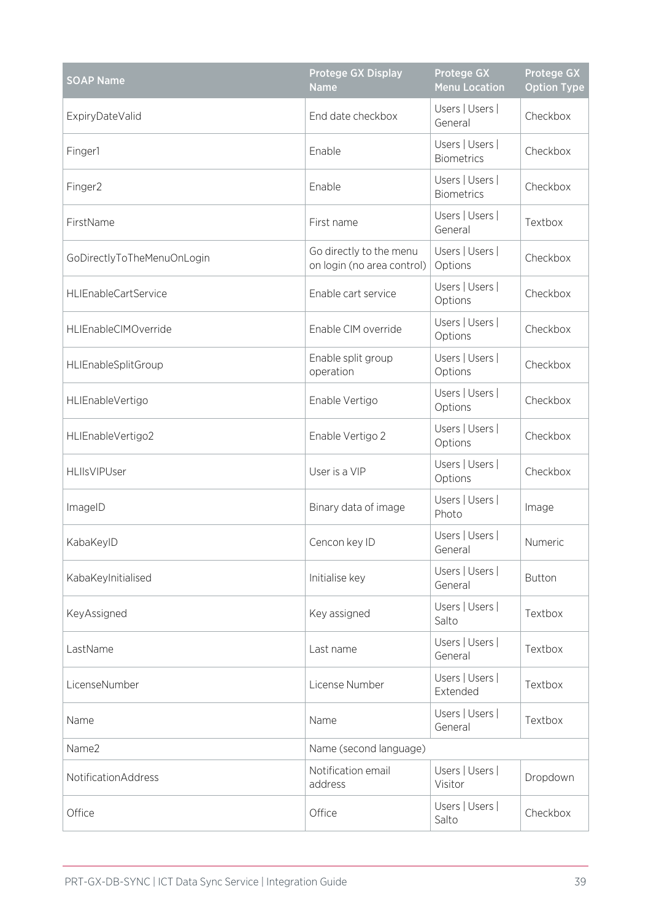| SOAP Name | Protege GX Display Name | Protege GX Menu Location | Protege GX Option Type |
|---|---|---|---|
| ExpiryDateValid | End date checkbox | Users \| Users \| General | Checkbox |
| Finger1 | Enable | Users \| Users \| Biometrics | Checkbox |
| Finger2 | Enable | Users \| Users \| Biometrics | Checkbox |
| FirstName | First name | Users \| Users \| General | Textbox |
| GoDirectlyToTheMenuOnLogin | Go directly to the menu on login (no area control) | Users \| Users \| Options | Checkbox |
| HLIEnableCartService | Enable cart service | Users \| Users \| Options | Checkbox |
| HLIEnableCIMOverride | Enable CIM override | Users \| Users \| Options | Checkbox |
| HLIEnableSplitGroup | Enable split group operation | Users \| Users \| Options | Checkbox |
| HLIEnableVertigo | Enable Vertigo | Users \| Users \| Options | Checkbox |
| HLIEnableVertigo2 | Enable Vertigo 2 | Users \| Users \| Options | Checkbox |
| HLIIsVIPUser | User is a VIP | Users \| Users \| Options | Checkbox |
| ImageID | Binary data of image | Users \| Users \| Photo | Image |
| KabaKeyID | Cencon key ID | Users \| Users \| General | Numeric |
| KabaKeyInitialised | Initialise key | Users \| Users \| General | Button |
| KeyAssigned | Key assigned | Users \| Users \| Salto | Textbox |
| LastName | Last name | Users \| Users \| General | Textbox |
| LicenseNumber | License Number | Users \| Users \| Extended | Textbox |
| Name | Name | Users \| Users \| General | Textbox |
| Name2 | Name (second language) | | |
| NotificationAddress | Notification email address | Users \| Users \| Visitor | Dropdown |
| Office | Office | Users \| Users \| Salto | Checkbox |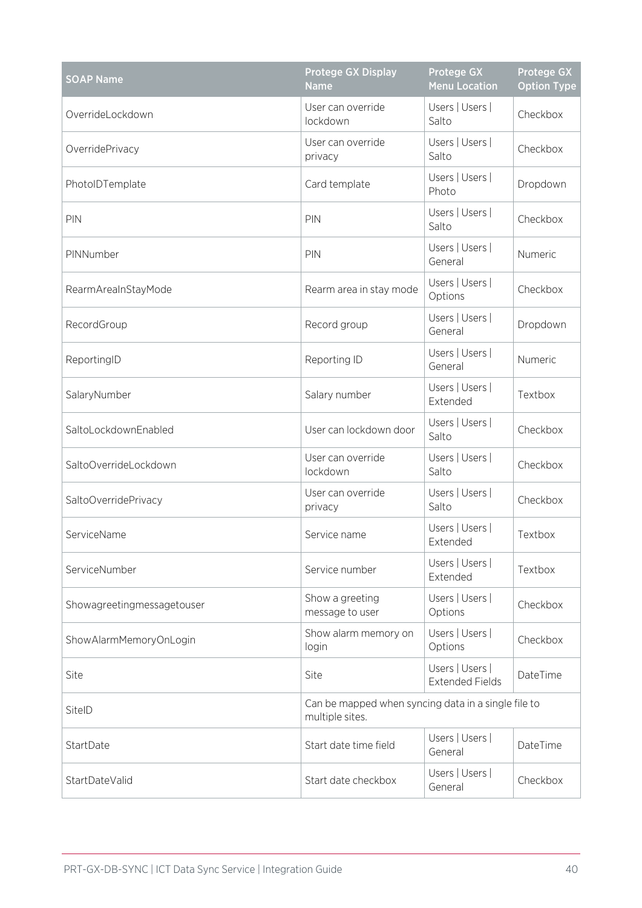| SOAP Name | Protege GX Display Name | Protege GX Menu Location | Protege GX Option Type |
|---|---|---|---|
| OverrideLockdown | User can override lockdown | Users \| Users \| Salto | Checkbox |
| OverridePrivacy | User can override privacy | Users \| Users \| Salto | Checkbox |
| PhotoIDTemplate | Card template | Users \| Users \| Photo | Dropdown |
| PIN | PIN | Users \| Users \| Salto | Checkbox |
| PINNumber | PIN | Users \| Users \| General | Numeric |
| RearmAreaInStayMode | Rearm area in stay mode | Users \| Users \| Options | Checkbox |
| RecordGroup | Record group | Users \| Users \| General | Dropdown |
| ReportingID | Reporting ID | Users \| Users \| General | Numeric |
| SalaryNumber | Salary number | Users \| Users \| Extended | Textbox |
| SaltoLockdownEnabled | User can lockdown door | Users \| Users \| Salto | Checkbox |
| SaltoOverrideLockdown | User can override lockdown | Users \| Users \| Salto | Checkbox |
| SaltoOverridePrivacy | User can override privacy | Users \| Users \| Salto | Checkbox |
| ServiceName | Service name | Users \| Users \| Extended | Textbox |
| ServiceNumber | Service number | Users \| Users \| Extended | Textbox |
| Showagreetingmessagetouser | Show a greeting message to user | Users \| Users \| Options | Checkbox |
| ShowAlarmMemoryOnLogin | Show alarm memory on login | Users \| Users \| Options | Checkbox |
| Site | Site | Users \| Users \| Extended Fields | DateTime |
| SiteID | Can be mapped when syncing data in a single file to multiple sites. | | |
| StartDate | Start date time field | Users \| Users \| General | DateTime |
| StartDateValid | Start date checkbox | Users \| Users \| General | Checkbox |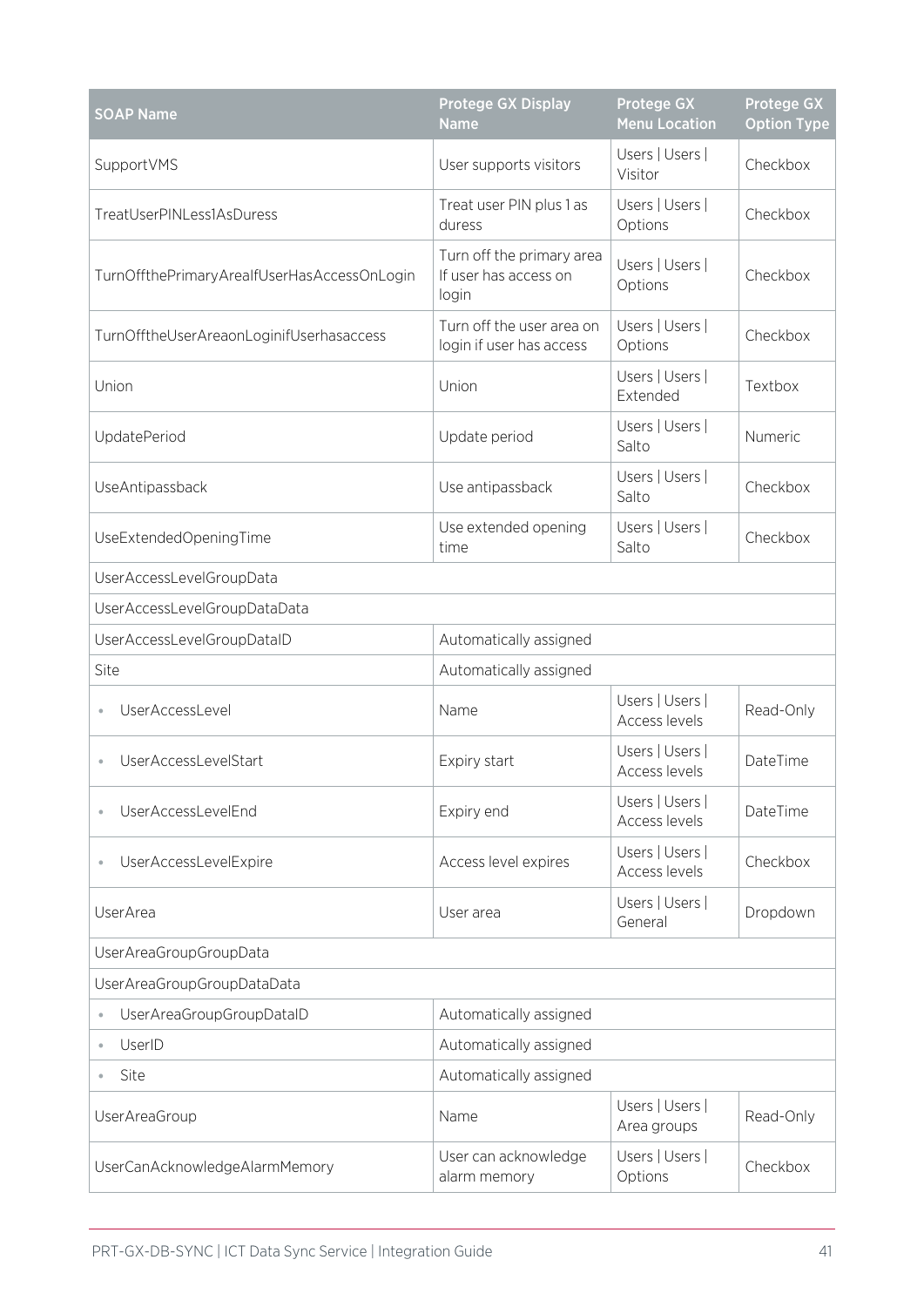| SOAP Name | Protege GX Display Name | Protege GX Menu Location | Protege GX Option Type |
|---|---|---|---|
| SupportVMS | User supports visitors | Users \| Users \| Visitor | Checkbox |
| TreatUserPINLess1AsDuress | Treat user PIN plus 1 as duress | Users \| Users \| Options | Checkbox |
| TurnOffthePrimaryAreaIfUserHasAccessOnLogin | Turn off the primary area If user has access on login | Users \| Users \| Options | Checkbox |
| TurnOfftheUserAreaonLoginifUserhasaccess | Turn off the user area on login if user has access | Users \| Users \| Options | Checkbox |
| Union | Union | Users \| Users \| Extended | Textbox |
| UpdatePeriod | Update period | Users \| Users \| Salto | Numeric |
| UseAntipassback | Use antipassback | Users \| Users \| Salto | Checkbox |
| UseExtendedOpeningTime | Use extended opening time | Users \| Users \| Salto | Checkbox |
| UserAccessLevelGroupData | | | |
| UserAccessLevelGroupDataData | | | |
| UserAccessLevelGroupDataID | Automatically assigned | | |
| Site | Automatically assigned | | |
| • UserAccessLevel | Name | Users \| Users \| Access levels | Read-Only |
| • UserAccessLevelStart | Expiry start | Users \| Users \| Access levels | DateTime |
| • UserAccessLevelEnd | Expiry end | Users \| Users \| Access levels | DateTime |
| • UserAccessLevelExpire | Access level expires | Users \| Users \| Access levels | Checkbox |
| UserArea | User area | Users \| Users \| General | Dropdown |
| UserAreaGroupGroupData | | | |
| UserAreaGroupGroupDataData | | | |
| • UserAreaGroupGroupDataID | Automatically assigned | | |
| • UserID | Automatically assigned | | |
| • Site | Automatically assigned | | |
| UserAreaGroup | Name | Users \| Users \| Area groups | Read-Only |
| UserCanAcknowledgeAlarmMemory | User can acknowledge alarm memory | Users \| Users \| Options | Checkbox |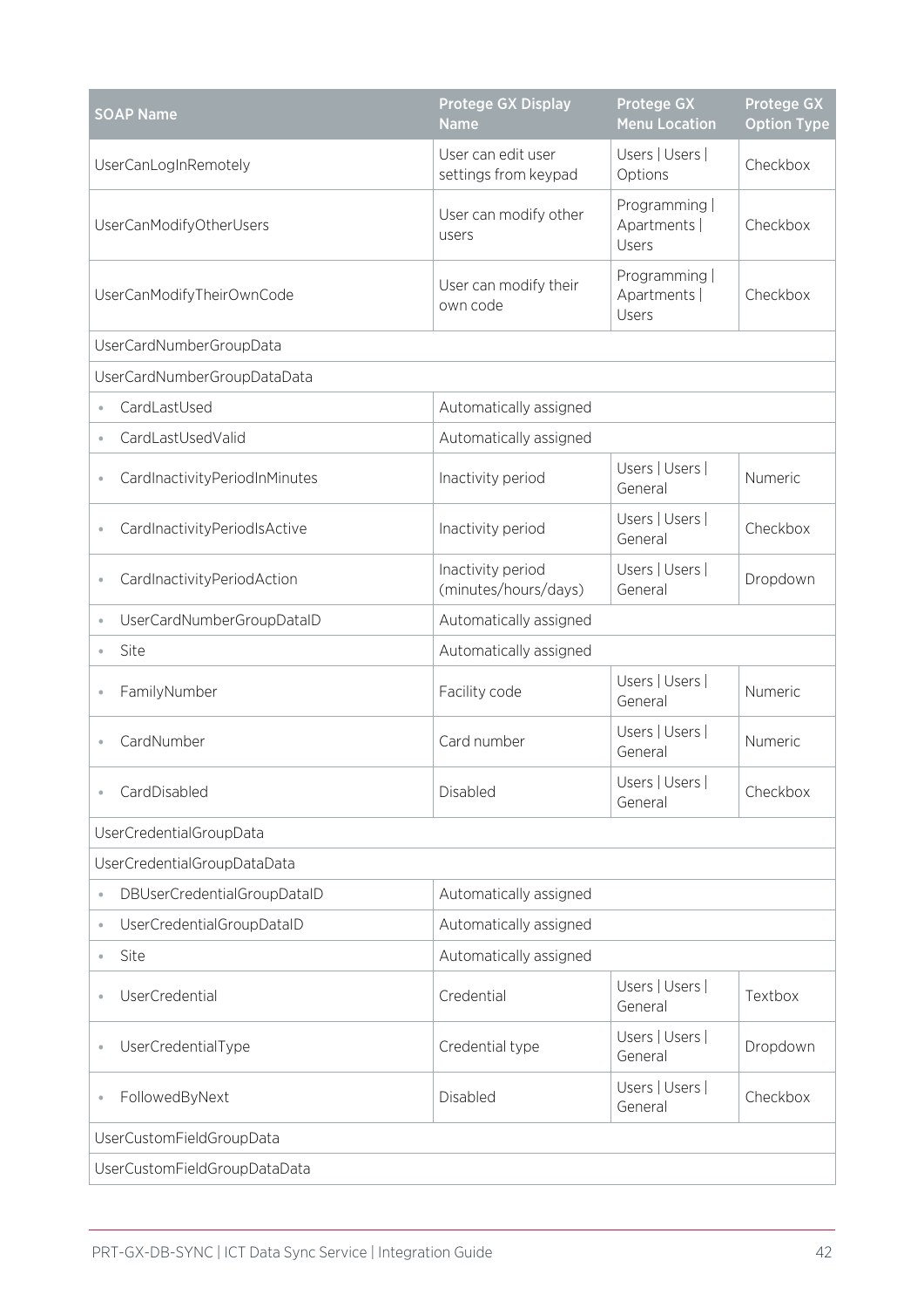| SOAP Name | Protege GX Display Name | Protege GX Menu Location | Protege GX Option Type |
|---|---|---|---|
| UserCanLogInRemotely | User can edit user settings from keypad | Users \| Users \| Options | Checkbox |
| UserCanModifyOtherUsers | User can modify other users | Programming \| Apartments \| Users | Checkbox |
| UserCanModifyTheirOwnCode | User can modify their own code | Programming \| Apartments \| Users | Checkbox |
| UserCardNumberGroupData | | | |
| UserCardNumberGroupDataData | | | |
| • CardLastUsed | Automatically assigned | | |
| • CardLastUsedValid | Automatically assigned | | |
| • CardInactivityPeriodInMinutes | Inactivity period | Users \| Users \| General | Numeric |
| • CardInactivityPeriodIsActive | Inactivity period | Users \| Users \| General | Checkbox |
| • CardInactivityPeriodAction | Inactivity period (minutes/hours/days) | Users \| Users \| General | Dropdown |
| • UserCardNumberGroupDataID | Automatically assigned | | |
| • Site | Automatically assigned | | |
| • FamilyNumber | Facility code | Users \| Users \| General | Numeric |
| • CardNumber | Card number | Users \| Users \| General | Numeric |
| • CardDisabled | Disabled | Users \| Users \| General | Checkbox |
| UserCredentialGroupData | | | |
| UserCredentialGroupDataData | | | |
| • DBUserCredentialGroupDataID | Automatically assigned | | |
| • UserCredentialGroupDataID | Automatically assigned | | |
| • Site | Automatically assigned | | |
| • UserCredential | Credential | Users \| Users \| General | Textbox |
| • UserCredentialType | Credential type | Users \| Users \| General | Dropdown |
| • FollowedByNext | Disabled | Users \| Users \| General | Checkbox |
| UserCustomFieldGroupData | | | |
| UserCustomFieldGroupDataData | | | |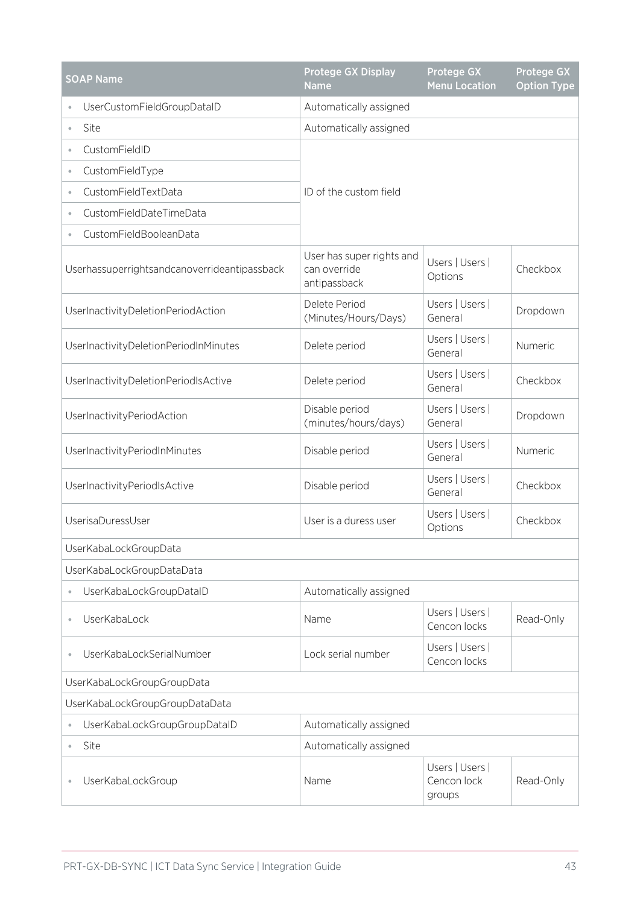| SOAP Name | Protege GX Display Name | Protege GX Menu Location | Protege GX Option Type |
|---|---|---|---|
| • UserCustomFieldGroupDataID | Automatically assigned | | |
| • Site | Automatically assigned | | |
| • CustomFieldID | ID of the custom field | | |
| • CustomFieldType | | | |
| • CustomFieldTextData | | | |
| • CustomFieldDateTimeData | | | |
| • CustomFieldBooleanData | | | |
| Userhassuperrightsandcanoverrideantipassback | User has super rights and can override antipassback | Users \| Users \| Options | Checkbox |
| UserInactivityDeletionPeriodAction | Delete Period (Minutes/Hours/Days) | Users \| Users \| General | Dropdown |
| UserInactivityDeletionPeriodInMinutes | Delete period | Users \| Users \| General | Numeric |
| UserInactivityDeletionPeriodIsActive | Delete period | Users \| Users \| General | Checkbox |
| UserInactivityPeriodAction | Disable period (minutes/hours/days) | Users \| Users \| General | Dropdown |
| UserInactivityPeriodInMinutes | Disable period | Users \| Users \| General | Numeric |
| UserInactivityPeriodIsActive | Disable period | Users \| Users \| General | Checkbox |
| UserisaDuressUser | User is a duress user | Users \| Users \| Options | Checkbox |
| UserKabaLockGroupData | | | |
| UserKabaLockGroupDataData | | | |
| • UserKabaLockGroupDataID | Automatically assigned | | |
| • UserKabaLock | Name | Users \| Users \| Cencon locks | Read-Only |
| • UserKabaLockSerialNumber | Lock serial number | Users \| Users \| Cencon locks | |
| UserKabaLockGroupGroupData | | | |
| UserKabaLockGroupGroupDataData | | | |
| • UserKabaLockGroupGroupDataID | Automatically assigned | | |
| • Site | Automatically assigned | | |
| • UserKabaLockGroup | Name | Users \| Users \| Cencon lock groups | Read-Only |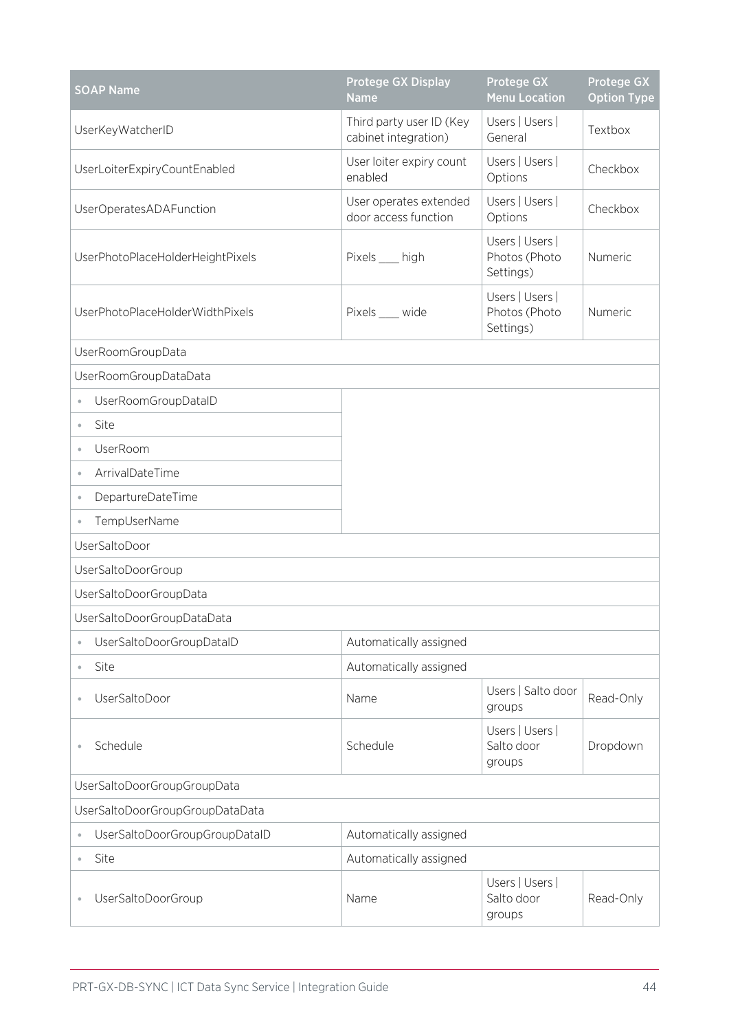| SOAP Name | Protege GX Display Name | Protege GX Menu Location | Protege GX Option Type |
|---|---|---|---|
| UserKeyWatcherID | Third party user ID (Key cabinet integration) | Users \| Users \| General | Textbox |
| UserLoiterExpiryCountEnabled | User loiter expiry count enabled | Users \| Users \| Options | Checkbox |
| UserOperatesADAFunction | User operates extended door access function | Users \| Users \| Options | Checkbox |
| UserPhotoPlaceHolderHeightPixels | Pixels ____ high | Users \| Users \| Photos (Photo Settings) | Numeric |
| UserPhotoPlaceHolderWidthPixels | Pixels ____ wide | Users \| Users \| Photos (Photo Settings) | Numeric |
| UserRoomGroupData | | | |
| UserRoomGroupDataData | | | |
| • UserRoomGroupDataID | | | |
| • Site | | | |
| • UserRoom | | | |
| • ArrivalDateTime | | | |
| • DepartureDateTime | | | |
| • TempUserName | | | |
| UserSaltoDoor | | | |
| UserSaltoDoorGroup | | | |
| UserSaltoDoorGroupData | | | |
| UserSaltoDoorGroupDataData | | | |
| • UserSaltoDoorGroupDataID | Automatically assigned | | |
| • Site | Automatically assigned | | |
| • UserSaltoDoor | Name | Users \| Salto door groups | Read-Only |
| • Schedule | Schedule | Users \| Users \| Salto door groups | Dropdown |
| UserSaltoDoorGroupGroupData | | | |
| UserSaltoDoorGroupGroupDataData | | | |
| • UserSaltoDoorGroupGroupDataID | Automatically assigned | | |
| • Site | Automatically assigned | | |
| • UserSaltoDoorGroup | Name | Users \| Users \| Salto door groups | Read-Only |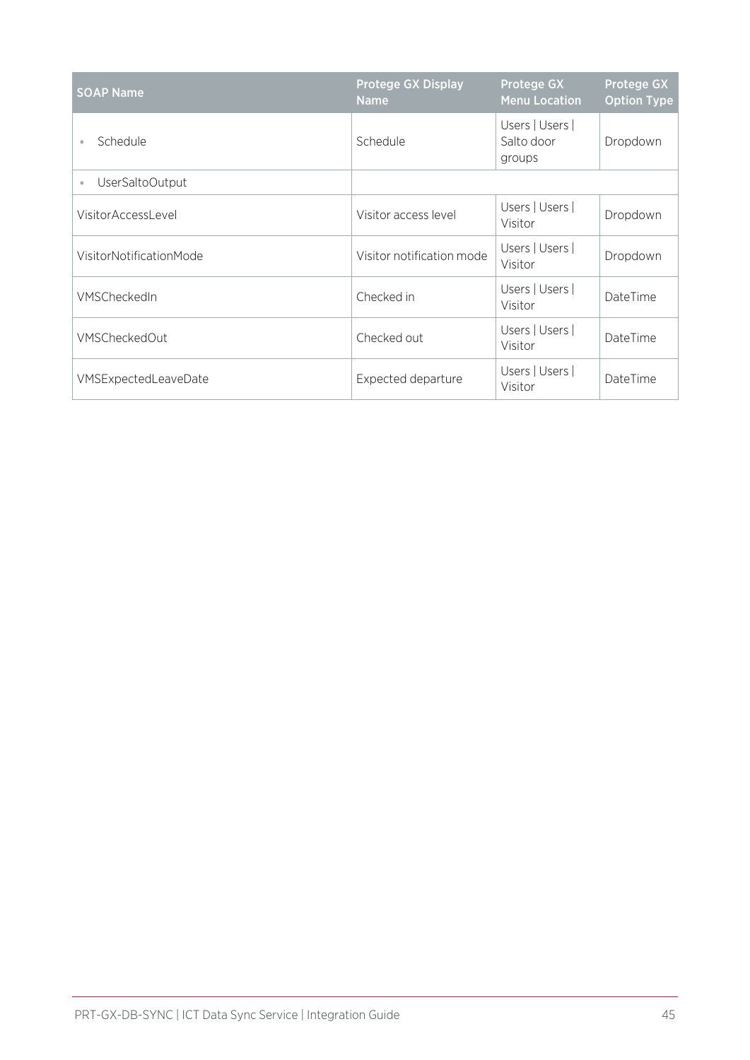| SOAP Name | Protege GX Display Name | Protege GX Menu Location | Protege GX Option Type |
|---|---|---|---|
| • Schedule | Schedule | Users \| Users \| Salto door groups | Dropdown |
| • UserSaltoOutput | | | |
| VisitorAccessLevel | Visitor access level | Users \| Users \| Visitor | Dropdown |
| VisitorNotificationMode | Visitor notification mode | Users \| Users \| Visitor | Dropdown |
| VMSCheckedIn | Checked in | Users \| Users \| Visitor | DateTime |
| VMSCheckedOut | Checked out | Users \| Users \| Visitor | DateTime |
| VMSExpectedLeaveDate | Expected departure | Users \| Users \| Visitor | DateTime |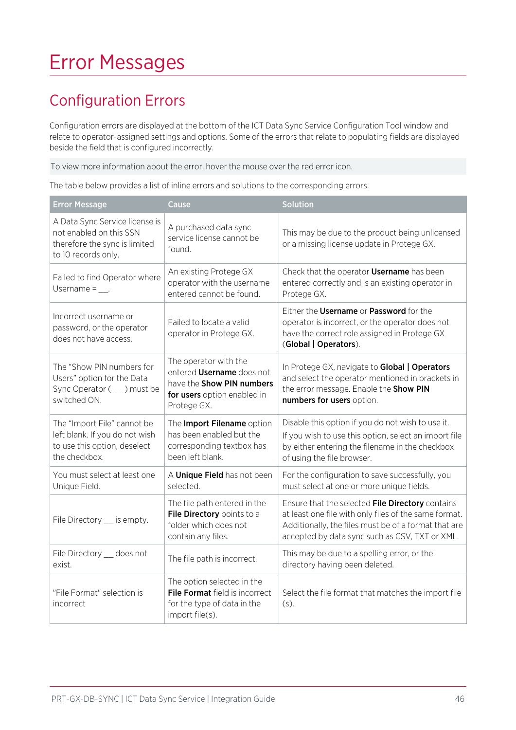# Error Messages

## Configuration Errors

Configuration errors are displayed at the bottom of the ICT Data Sync Service Configuration Tool window and relate to operator-assigned settings and options. Some of the errors that relate to populating fields are displayed beside the field that is configured incorrectly.

To view more information about the error, hover the mouse over the red error icon.

The table below provides a list of inline errors and solutions to the corresponding errors.

| Error Message | Cause | Solution |
|---|---|---|
| A Data Sync Service license is not enabled on this SSN therefore the sync is limited to 10 records only. | A purchased data sync service license cannot be found. | This may be due to the product being unlicensed or a missing license update in Protege GX. |
| Failed to find Operator where Username = __. | An existing Protege GX operator with the username entered cannot be found. | Check that the operator **Username** has been entered correctly and is an existing operator in Protege GX. |
| Incorrect username or password, or the operator does not have access. | Failed to locate a valid operator in Protege GX. | Either the **Username** or **Password** for the operator is incorrect, or the operator does not have the correct role assigned in Protege GX (**Global \| Operators**). |
| The "Show PIN numbers for Users" option for the Data Sync Operator ( __ ) must be switched ON. | The operator with the entered **Username** does not have the **Show PIN numbers for users** option enabled in Protege GX. | In Protege GX, navigate to **Global \| Operators** and select the operator mentioned in brackets in the error message. Enable the **Show PIN numbers for users** option. |
| The "Import File" cannot be left blank. If you do not wish to use this option, deselect the checkbox. | The **Import Filename** option has been enabled but the corresponding textbox has been left blank. | Disable this option if you do not wish to use it.<br>If you wish to use this option, select an import file by either entering the filename in the checkbox of using the file browser. |
| You must select at least one Unique Field. | A **Unique Field** has not been selected. | For the configuration to save successfully, you must select at one or more unique fields. |
| File Directory __ is empty. | The file path entered in the **File Directory** points to a folder which does not contain any files. | Ensure that the selected **File Directory** contains at least one file with only files of the same format. Additionally, the files must be of a format that are accepted by data sync such as CSV, TXT or XML. |
| File Directory __ does not exist. | The file path is incorrect. | This may be due to a spelling error, or the directory having been deleted. |
| "File Format" selection is incorrect | The option selected in the **File Format** field is incorrect for the type of data in the import file(s). | Select the file format that matches the import file (s). |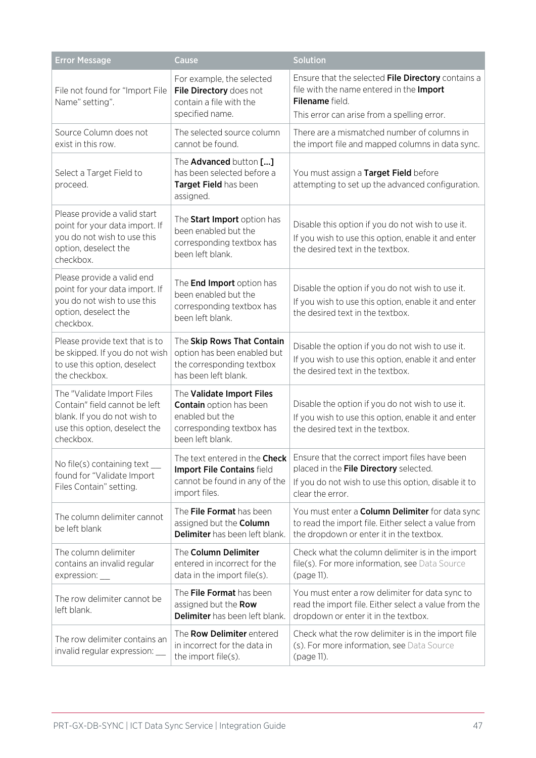| Error Message | Cause | Solution |
| --- | --- | --- |
| File not found for "Import File Name" setting". | For example, the selected **File Directory** does not contain a file with the specified name. | Ensure that the selected **File Directory** contains a file with the name entered in the **Import Filename** field.<br>This error can arise from a spelling error. |
| Source Column does not exist in this row. | The selected source column cannot be found. | There are a mismatched number of columns in the import file and mapped columns in data sync. |
| Select a Target Field to proceed. | The **Advanced** button **[...]** has been selected before a **Target Field** has been assigned. | You must assign a **Target Field** before attempting to set up the advanced configuration. |
| Please provide a valid start point for your data import. If you do not wish to use this option, deselect the checkbox. | The **Start Import** option has been enabled but the corresponding textbox has been left blank. | Disable this option if you do not wish to use it.<br>If you wish to use this option, enable it and enter the desired text in the textbox. |
| Please provide a valid end point for your data import. If you do not wish to use this option, deselect the checkbox. | The **End Import** option has been enabled but the corresponding textbox has been left blank. | Disable the option if you do not wish to use it.<br>If you wish to use this option, enable it and enter the desired text in the textbox. |
| Please provide text that is to be skipped. If you do not wish to use this option, deselect the checkbox. | The **Skip Rows That Contain** option has been enabled but the corresponding textbox has been left blank. | Disable the option if you do not wish to use it.<br>If you wish to use this option, enable it and enter the desired text in the textbox. |
| The "Validate Import Files Contain" field cannot be left blank. If you do not wish to use this option, deselect the checkbox. | The **Validate Import Files Contain** option has been enabled but the corresponding textbox has been left blank. | Disable the option if you do not wish to use it.<br>If you wish to use this option, enable it and enter the desired text in the textbox. |
| No file(s) containing text __ found for "Validate Import Files Contain" setting. | The text entered in the **Check Import File Contains** field cannot be found in any of the import files. | Ensure that the correct import files have been placed in the **File Directory** selected.<br>If you do not wish to use this option, disable it to clear the error. |
| The column delimiter cannot be left blank | The **File Format** has been assigned but the **Column Delimiter** has been left blank. | You must enter a **Column Delimiter** for data sync to read the import file. Either select a value from the dropdown or enter it in the textbox. |
| The column delimiter contains an invalid regular expression: __ | The **Column Delimiter** entered in incorrect for the data in the import file(s). | Check what the column delimiter is in the import file(s). For more information, see Data Source (page 11). |
| The row delimiter cannot be left blank. | The **File Format** has been assigned but the **Row Delimiter** has been left blank. | You must enter a row delimiter for data sync to read the import file. Either select a value from the dropdown or enter it in the textbox. |
| The row delimiter contains an invalid regular expression: __ | The **Row Delimiter** entered in incorrect for the data in the import file(s). | Check what the row delimiter is in the import file (s). For more information, see Data Source (page 11). |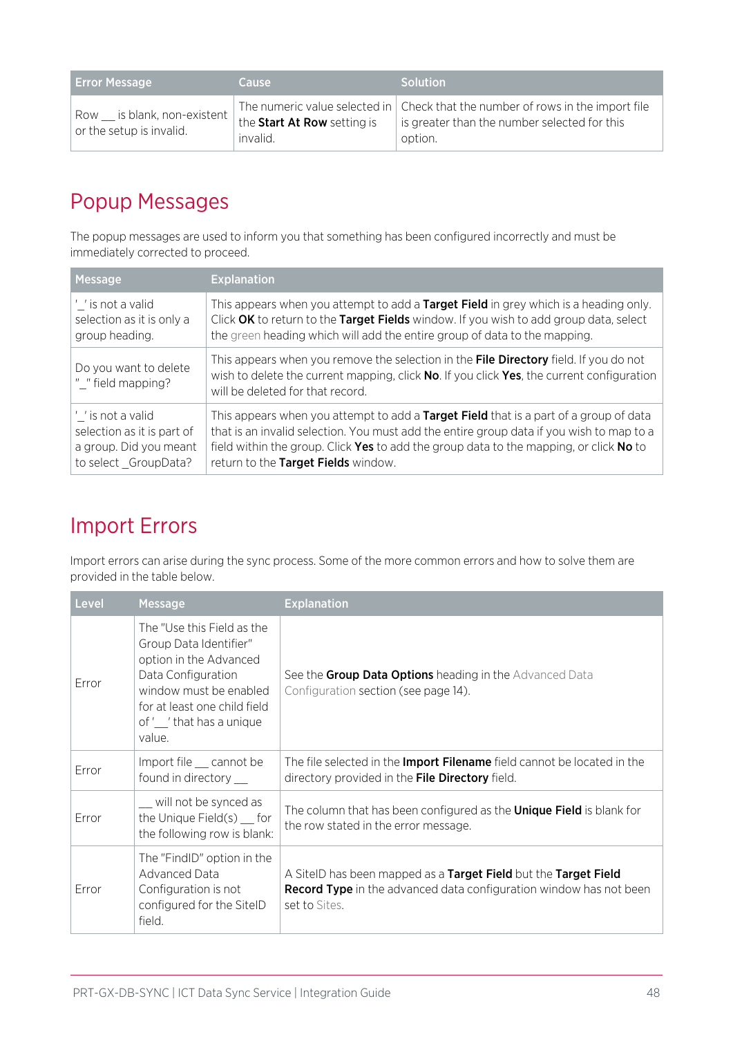| Error Message | Cause | Solution |
| --- | --- | --- |
| Row __ is blank, non-existent or the setup is invalid. | The numeric value selected in the **Start At Row** setting is invalid. | Check that the number of rows in the import file is greater than the number selected for this option. |

## Popup Messages

The popup messages are used to inform you that something has been configured incorrectly and must be immediately corrected to proceed.

| Message | Explanation |
| --- | --- |
| '_' is not a valid selection as it is only a group heading. | This appears when you attempt to add a **Target Field** in grey which is a heading only. Click **OK** to return to the **Target Fields** window. If you wish to add group data, select the green heading which will add the entire group of data to the mapping. |
| Do you want to delete "_" field mapping? | This appears when you remove the selection in the **File Directory** field. If you do not wish to delete the current mapping, click **No**. If you click **Yes**, the current configuration will be deleted for that record. |
| '_' is not a valid selection as it is part of a group. Did you meant to select _GroupData? | This appears when you attempt to add a **Target Field** that is a part of a group of data that is an invalid selection. You must add the entire group data if you wish to map to a field within the group. Click **Yes** to add the group data to the mapping, or click **No** to return to the **Target Fields** window. |

## Import Errors

Import errors can arise during the sync process. Some of the more common errors and how to solve them are provided in the table below.

| Level | Message | Explanation |
| --- | --- | --- |
| Error | The "Use this Field as the Group Data Identifier" option in the Advanced Data Configuration window must be enabled for at least one child field of '__' that has a unique value. | See the **Group Data Options** heading in the Advanced Data Configuration section (see page 14). |
| Error | Import file __ cannot be found in directory __ | The file selected in the **Import Filename** field cannot be located in the directory provided in the **File Directory** field. |
| Error | __ will not be synced as the Unique Field(s) __ for the following row is blank: | The column that has been configured as the **Unique Field** is blank for the row stated in the error message. |
| Error | The "FindID" option in the Advanced Data Configuration is not configured for the SiteID field. | A SiteID has been mapped as a **Target Field** but the **Target Field Record Type** in the advanced data configuration window has not been set to Sites. |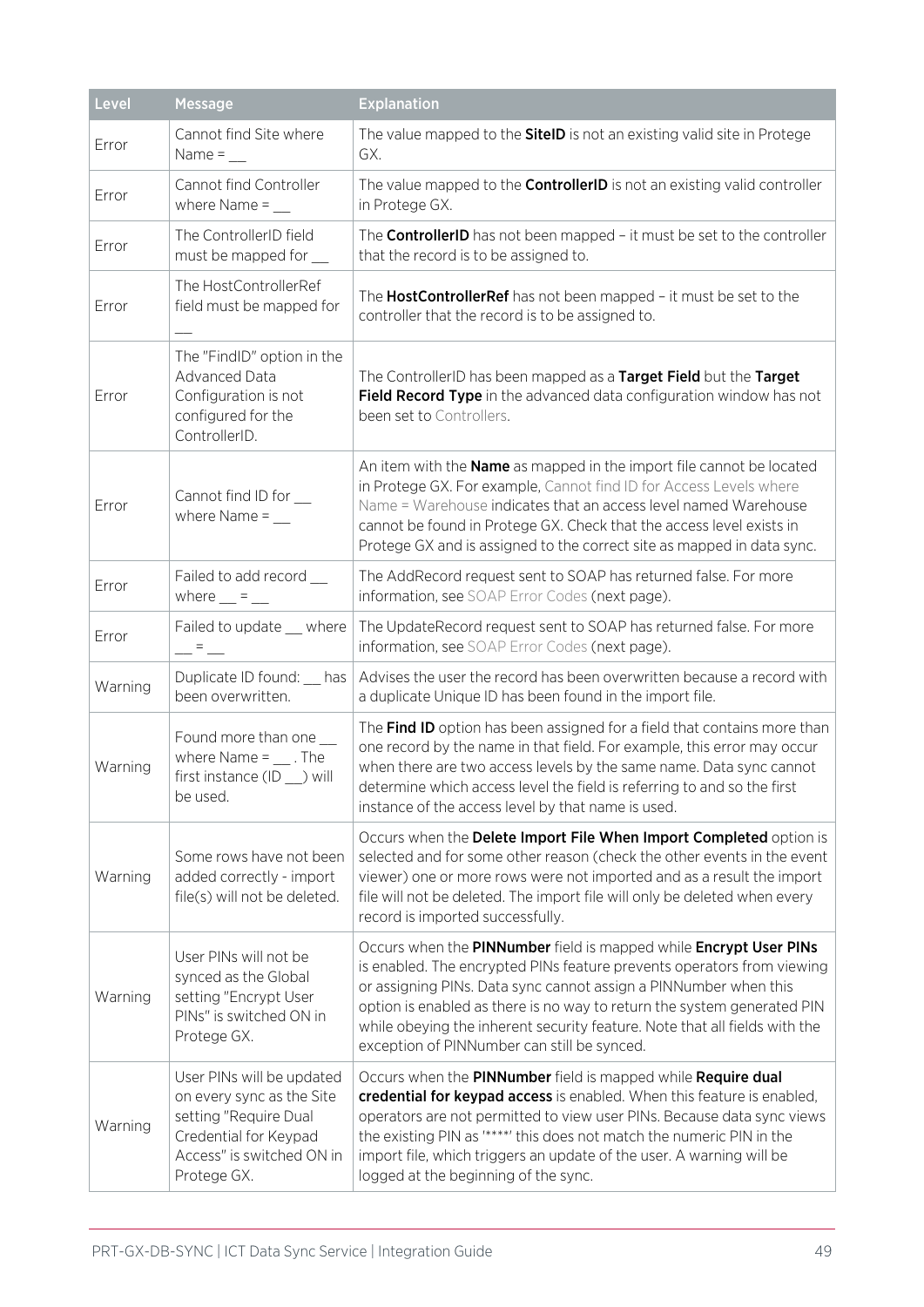| Level | Message | Explanation |
|---|---|---|
| Error | Cannot find Site where Name = __ | The value mapped to the **SiteID** is not an existing valid site in Protege GX. |
| Error | Cannot find Controller where Name = __ | The value mapped to the **ControllerID** is not an existing valid controller in Protege GX. |
| Error | The ControllerID field must be mapped for __ | The **ControllerID** has not been mapped – it must be set to the controller that the record is to be assigned to. |
| Error | The HostControllerRef field must be mapped for __ | The **HostControllerRef** has not been mapped – it must be set to the controller that the record is to be assigned to. |
| Error | The "FindID" option in the Advanced Data Configuration is not configured for the ControllerID. | The ControllerID has been mapped as a **Target Field** but the **Target Field Record Type** in the advanced data configuration window has not been set to Controllers. |
| Error | Cannot find ID for __ where Name = __ | An item with the **Name** as mapped in the import file cannot be located in Protege GX. For example, Cannot find ID for Access Levels where Name = Warehouse indicates that an access level named Warehouse cannot be found in Protege GX. Check that the access level exists in Protege GX and is assigned to the correct site as mapped in data sync. |
| Error | Failed to add record __ where __ = __ | The AddRecord request sent to SOAP has returned false. For more information, see SOAP Error Codes (next page). |
| Error | Failed to update __ where __ = __ | The UpdateRecord request sent to SOAP has returned false. For more information, see SOAP Error Codes (next page). |
| Warning | Duplicate ID found: __ has been overwritten. | Advises the user the record has been overwritten because a record with a duplicate Unique ID has been found in the import file. |
| Warning | Found more than one __ where Name = __ . The first instance (ID __) will be used. | The **Find ID** option has been assigned for a field that contains more than one record by the name in that field. For example, this error may occur when there are two access levels by the same name. Data sync cannot determine which access level the field is referring to and so the first instance of the access level by that name is used. |
| Warning | Some rows have not been added correctly - import file(s) will not be deleted. | Occurs when the **Delete Import File When Import Completed** option is selected and for some other reason (check the other events in the event viewer) one or more rows were not imported and as a result the import file will not be deleted. The import file will only be deleted when every record is imported successfully. |
| Warning | User PINs will not be synced as the Global setting "Encrypt User PINs" is switched ON in Protege GX. | Occurs when the **PINNumber** field is mapped while **Encrypt User PINs** is enabled. The encrypted PINs feature prevents operators from viewing or assigning PINs. Data sync cannot assign a PINNumber when this option is enabled as there is no way to return the system generated PIN while obeying the inherent security feature. Note that all fields with the exception of PINNumber can still be synced. |
| Warning | User PINs will be updated on every sync as the Site setting "Require Dual Credential for Keypad Access" is switched ON in Protege GX. | Occurs when the **PINNumber** field is mapped while **Require dual credential for keypad access** is enabled. When this feature is enabled, operators are not permitted to view user PINs. Because data sync views the existing PIN as '****' this does not match the numeric PIN in the import file, which triggers an update of the user. A warning will be logged at the beginning of the sync. |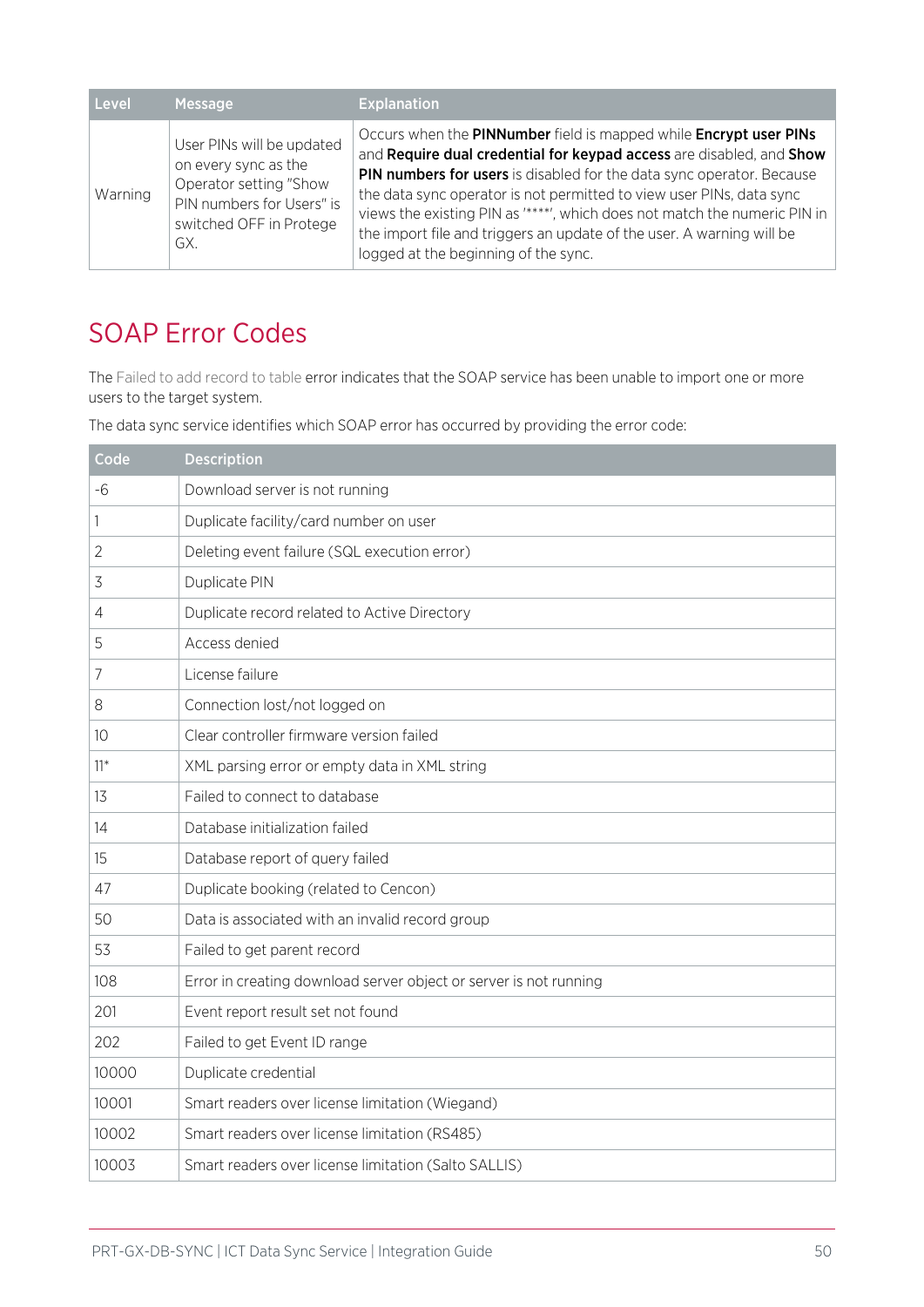| Level | Message | Explanation |
| --- | --- | --- |
| Warning | User PINs will be updated on every sync as the Operator setting "Show PIN numbers for Users" is switched OFF in Protege GX. | Occurs when the **PINNumber** field is mapped while **Encrypt user PINs** and **Require dual credential for keypad access** are disabled, and **Show PIN numbers for users** is disabled for the data sync operator. Because the data sync operator is not permitted to view user PINs, data sync views the existing PIN as '****', which does not match the numeric PIN in the import file and triggers an update of the user. A warning will be logged at the beginning of the sync. |

## SOAP Error Codes

The Failed to add record to table error indicates that the SOAP service has been unable to import one or more users to the target system.

The data sync service identifies which SOAP error has occurred by providing the error code:

| Code | Description |
| --- | --- |
| -6 | Download server is not running |
| 1 | Duplicate facility/card number on user |
| 2 | Deleting event failure (SQL execution error) |
| 3 | Duplicate PIN |
| 4 | Duplicate record related to Active Directory |
| 5 | Access denied |
| 7 | License failure |
| 8 | Connection lost/not logged on |
| 10 | Clear controller firmware version failed |
| 11* | XML parsing error or empty data in XML string |
| 13 | Failed to connect to database |
| 14 | Database initialization failed |
| 15 | Database report of query failed |
| 47 | Duplicate booking (related to Cencon) |
| 50 | Data is associated with an invalid record group |
| 53 | Failed to get parent record |
| 108 | Error in creating download server object or server is not running |
| 201 | Event report result set not found |
| 202 | Failed to get Event ID range |
| 10000 | Duplicate credential |
| 10001 | Smart readers over license limitation (Wiegand) |
| 10002 | Smart readers over license limitation (RS485) |
| 10003 | Smart readers over license limitation (Salto SALLIS) |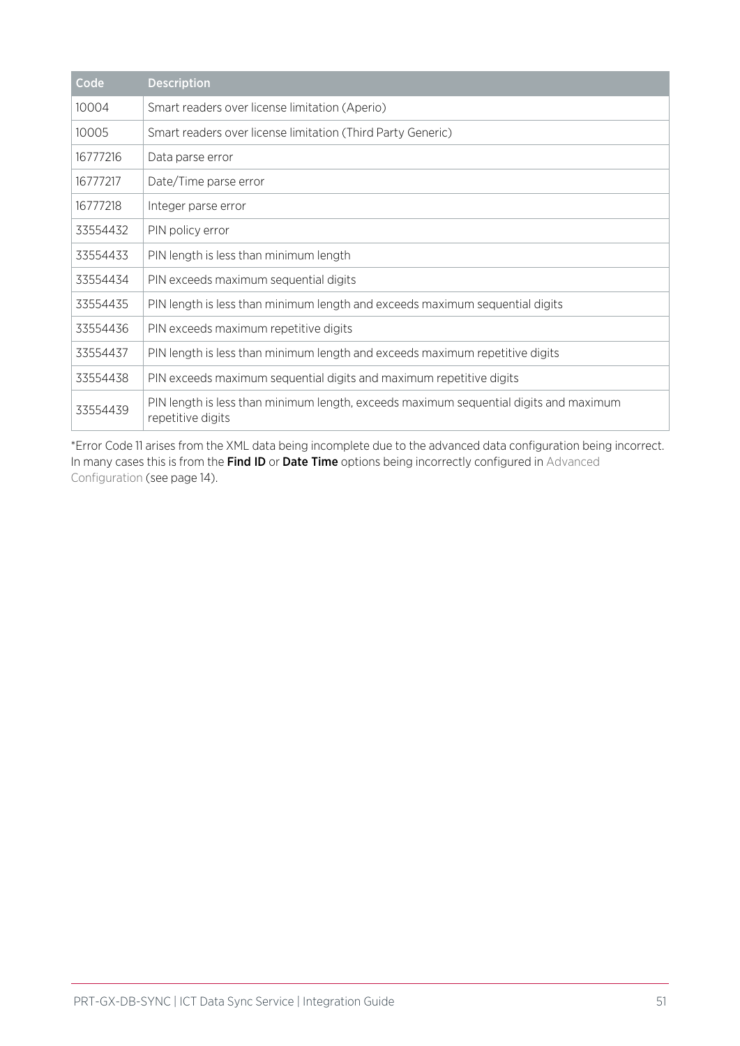| Code | Description |
| --- | --- |
| 10004 | Smart readers over license limitation (Aperio) |
| 10005 | Smart readers over license limitation (Third Party Generic) |
| 16777216 | Data parse error |
| 16777217 | Date/Time parse error |
| 16777218 | Integer parse error |
| 33554432 | PIN policy error |
| 33554433 | PIN length is less than minimum length |
| 33554434 | PIN exceeds maximum sequential digits |
| 33554435 | PIN length is less than minimum length and exceeds maximum sequential digits |
| 33554436 | PIN exceeds maximum repetitive digits |
| 33554437 | PIN length is less than minimum length and exceeds maximum repetitive digits |
| 33554438 | PIN exceeds maximum sequential digits and maximum repetitive digits |
| 33554439 | PIN length is less than minimum length, exceeds maximum sequential digits and maximum repetitive digits |

*Error Code 11 arises from the XML data being incomplete due to the advanced data configuration being incorrect. In many cases this is from the **Find ID** or **Date Time** options being incorrectly configured in Advanced Configuration (see page 14).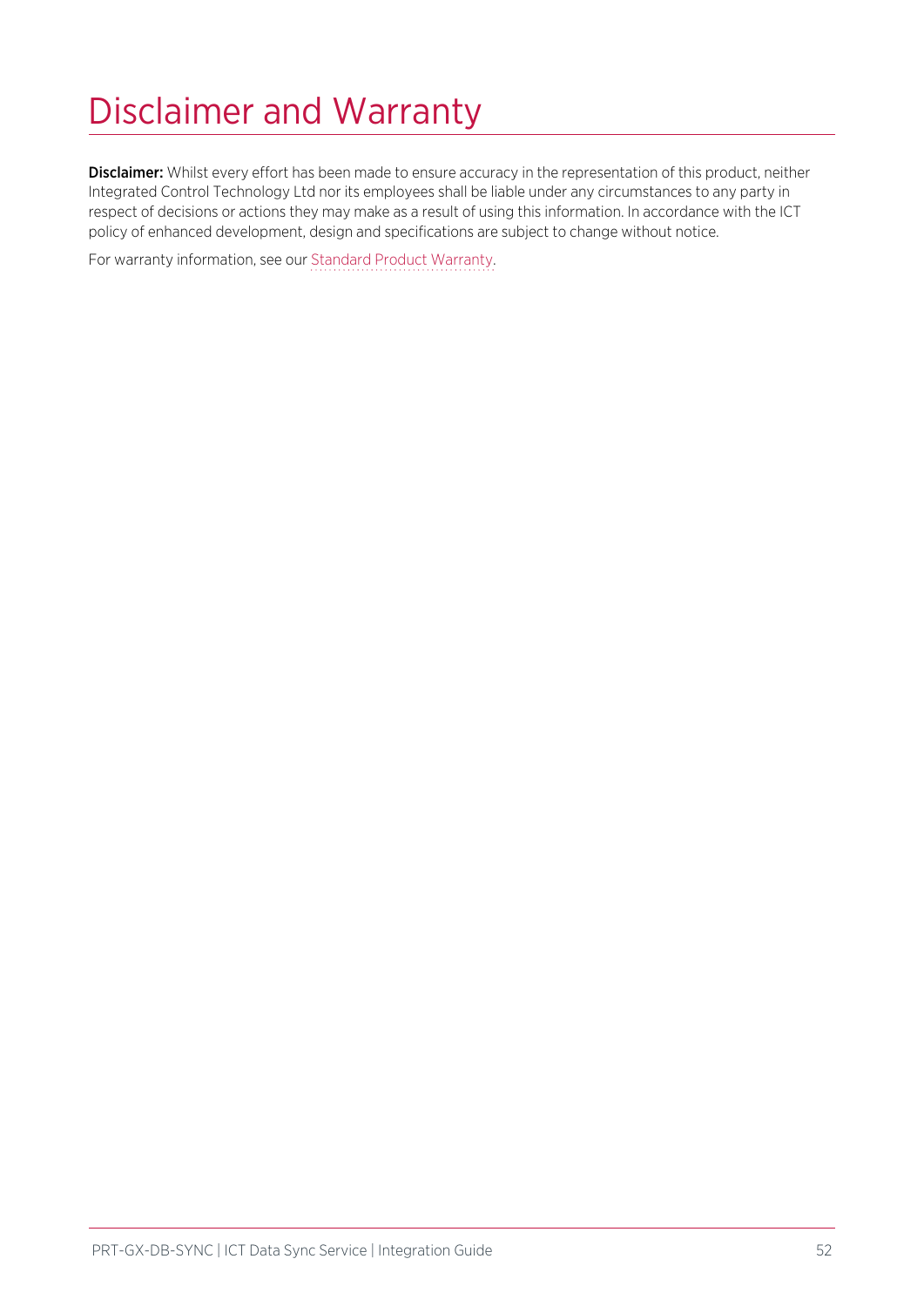# Disclaimer and Warranty

**Disclaimer:** Whilst every effort has been made to ensure accuracy in the representation of this product, neither Integrated Control Technology Ltd nor its employees shall be liable under any circumstances to any party in respect of decisions or actions they may make as a result of using this information. In accordance with the ICT policy of enhanced development, design and specifications are subject to change without notice.

For warranty information, see our Standard Product Warranty.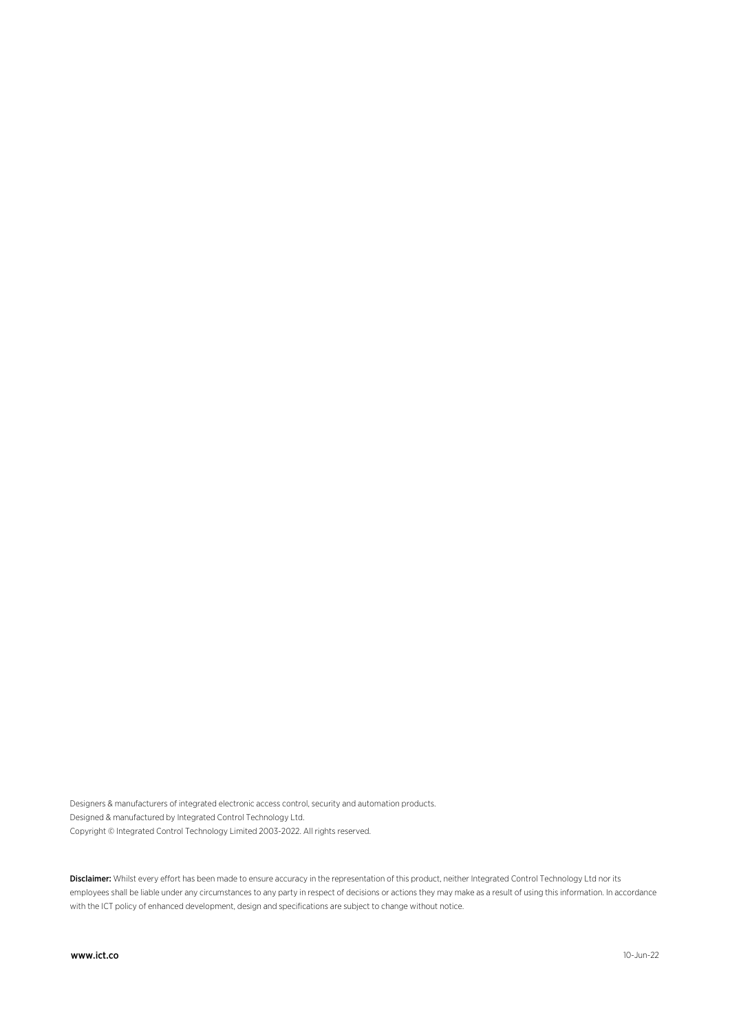Designers & manufacturers of integrated electronic access control, security and automation products.
Designed & manufactured by Integrated Control Technology Ltd.
Copyright © Integrated Control Technology Limited 2003-2022. All rights reserved.

**Disclaimer:** Whilst every effort has been made to ensure accuracy in the representation of this product, neither Integrated Control Technology Ltd nor its employees shall be liable under any circumstances to any party in respect of decisions or actions they may make as a result of using this information. In accordance with the ICT policy of enhanced development, design and specifications are subject to change without notice.

**www.ict.co**

10-Jun-22